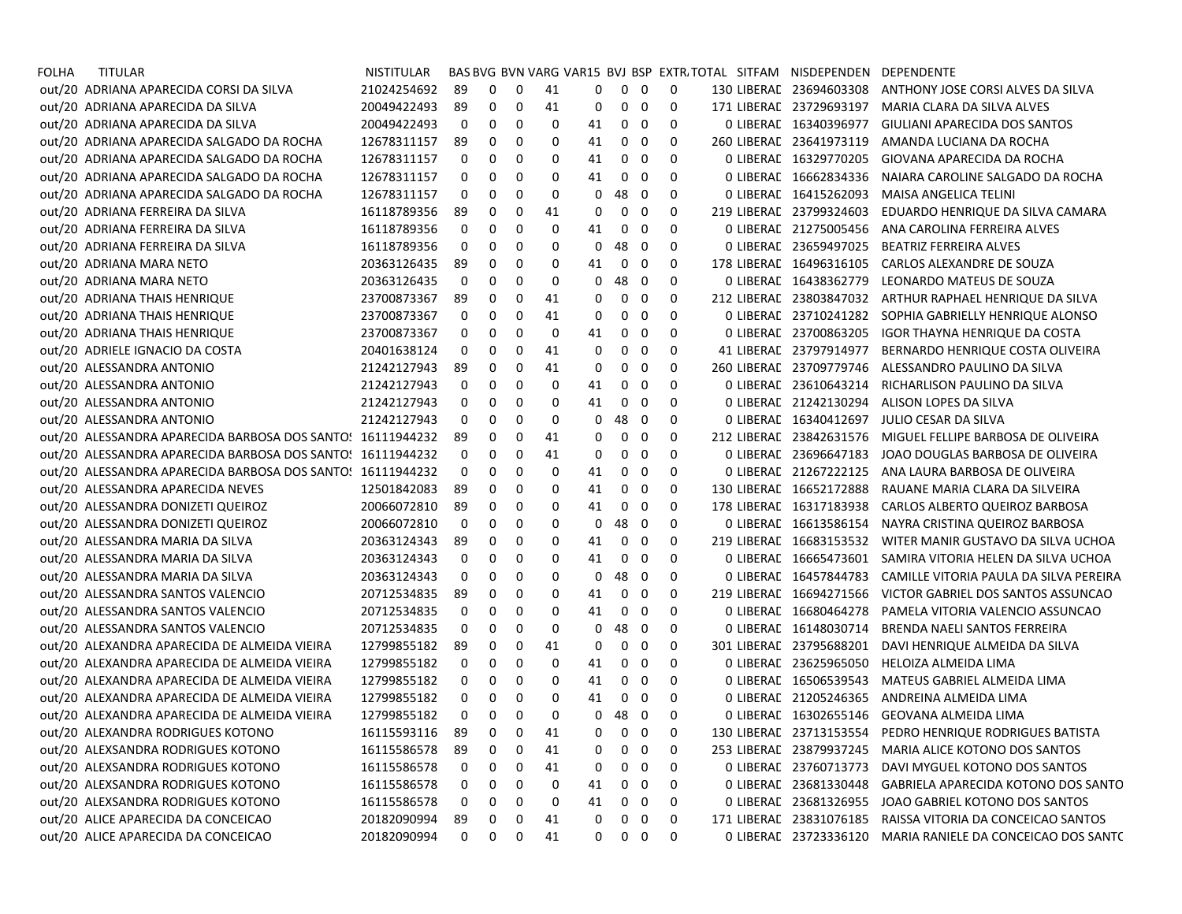| FOLHA | TITULAR | NISTITULAR | BAS | BVG | BVN | VARG | VAR15 | BVJ | BSP | EXTR | TOTAL | SITFAM | NISDEPENDEN | DEPENDENTE |
|---|---|---|---|---|---|---|---|---|---|---|---|---|---|---|
| out/20 | ADRIANA APARECIDA CORSI DA SILVA | 21024254692 | 89 | 0 | 0 | 41 | 0 | 0 | 0 | 0 | 130 | LIBERAD | 23694603308 | ANTHONY JOSE CORSI ALVES DA SILVA |
| out/20 | ADRIANA APARECIDA DA SILVA | 20049422493 | 89 | 0 | 0 | 41 | 0 | 0 | 0 | 0 | 171 | LIBERAD | 23729693197 | MARIA CLARA DA SILVA ALVES |
| out/20 | ADRIANA APARECIDA DA SILVA | 20049422493 | 0 | 0 | 0 | 0 | 41 | 0 | 0 | 0 | 0 | LIBERAD | 16340396977 | GIULIANI APARECIDA DOS SANTOS |
| out/20 | ADRIANA APARECIDA SALGADO DA ROCHA | 12678311157 | 89 | 0 | 0 | 0 | 41 | 0 | 0 | 0 | 260 | LIBERAD | 23641973119 | AMANDA LUCIANA DA ROCHA |
| out/20 | ADRIANA APARECIDA SALGADO DA ROCHA | 12678311157 | 0 | 0 | 0 | 0 | 41 | 0 | 0 | 0 | 0 | LIBERAD | 16329770205 | GIOVANA APARECIDA DA ROCHA |
| out/20 | ADRIANA APARECIDA SALGADO DA ROCHA | 12678311157 | 0 | 0 | 0 | 0 | 41 | 0 | 0 | 0 | 0 | LIBERAD | 16662834336 | NAIARA CAROLINE SALGADO DA ROCHA |
| out/20 | ADRIANA APARECIDA SALGADO DA ROCHA | 12678311157 | 0 | 0 | 0 | 0 | 0 | 48 | 0 | 0 | 0 | LIBERAD | 16415262093 | MAISA ANGELICA TELINI |
| out/20 | ADRIANA FERREIRA DA SILVA | 16118789356 | 89 | 0 | 0 | 41 | 0 | 0 | 0 | 0 | 219 | LIBERAD | 23799324603 | EDUARDO HENRIQUE DA SILVA CAMARA |
| out/20 | ADRIANA FERREIRA DA SILVA | 16118789356 | 0 | 0 | 0 | 0 | 41 | 0 | 0 | 0 | 0 | LIBERAD | 21275005456 | ANA CAROLINA FERREIRA ALVES |
| out/20 | ADRIANA FERREIRA DA SILVA | 16118789356 | 0 | 0 | 0 | 0 | 0 | 48 | 0 | 0 | 0 | LIBERAD | 23659497025 | BEATRIZ FERREIRA ALVES |
| out/20 | ADRIANA MARA NETO | 20363126435 | 89 | 0 | 0 | 0 | 41 | 0 | 0 | 0 | 178 | LIBERAD | 16496316105 | CARLOS ALEXANDRE DE SOUZA |
| out/20 | ADRIANA MARA NETO | 20363126435 | 0 | 0 | 0 | 0 | 0 | 48 | 0 | 0 | 0 | LIBERAD | 16438362779 | LEONARDO MATEUS DE SOUZA |
| out/20 | ADRIANA THAIS HENRIQUE | 23700873367 | 89 | 0 | 0 | 41 | 0 | 0 | 0 | 0 | 212 | LIBERAD | 23803847032 | ARTHUR RAPHAEL HENRIQUE DA SILVA |
| out/20 | ADRIANA THAIS HENRIQUE | 23700873367 | 0 | 0 | 0 | 41 | 0 | 0 | 0 | 0 | 0 | LIBERAD | 23710241282 | SOPHIA GABRIELLY HENRIQUE ALONSO |
| out/20 | ADRIANA THAIS HENRIQUE | 23700873367 | 0 | 0 | 0 | 0 | 41 | 0 | 0 | 0 | 0 | LIBERAD | 23700863205 | IGOR THAYNA HENRIQUE DA COSTA |
| out/20 | ADRIELE IGNACIO DA COSTA | 20401638124 | 0 | 0 | 0 | 41 | 0 | 0 | 0 | 0 | 41 | LIBERAD | 23797914977 | BERNARDO HENRIQUE COSTA OLIVEIRA |
| out/20 | ALESSANDRA ANTONIO | 21242127943 | 89 | 0 | 0 | 41 | 0 | 0 | 0 | 0 | 260 | LIBERAD | 23709779746 | ALESSANDRO PAULINO DA SILVA |
| out/20 | ALESSANDRA ANTONIO | 21242127943 | 0 | 0 | 0 | 0 | 41 | 0 | 0 | 0 | 0 | LIBERAD | 23610643214 | RICHARLISON PAULINO DA SILVA |
| out/20 | ALESSANDRA ANTONIO | 21242127943 | 0 | 0 | 0 | 0 | 41 | 0 | 0 | 0 | 0 | LIBERAD | 21242130294 | ALISON LOPES DA SILVA |
| out/20 | ALESSANDRA ANTONIO | 21242127943 | 0 | 0 | 0 | 0 | 0 | 48 | 0 | 0 | 0 | LIBERAD | 16340412697 | JULIO CESAR DA SILVA |
| out/20 | ALESSANDRA APARECIDA BARBOSA DOS SANTOS | 16111944232 | 89 | 0 | 0 | 41 | 0 | 0 | 0 | 0 | 212 | LIBERAD | 23842631576 | MIGUEL FELLIPE BARBOSA DE OLIVEIRA |
| out/20 | ALESSANDRA APARECIDA BARBOSA DOS SANTOS | 16111944232 | 0 | 0 | 0 | 41 | 0 | 0 | 0 | 0 | 0 | LIBERAD | 23696647183 | JOAO DOUGLAS BARBOSA DE OLIVEIRA |
| out/20 | ALESSANDRA APARECIDA BARBOSA DOS SANTOS | 16111944232 | 0 | 0 | 0 | 0 | 41 | 0 | 0 | 0 | 0 | LIBERAD | 21267222125 | ANA LAURA BARBOSA DE OLIVEIRA |
| out/20 | ALESSANDRA APARECIDA NEVES | 12501842083 | 89 | 0 | 0 | 0 | 41 | 0 | 0 | 0 | 130 | LIBERAD | 16652172888 | RAUANE MARIA CLARA DA SILVEIRA |
| out/20 | ALESSANDRA DONIZETI QUEIROZ | 20066072810 | 89 | 0 | 0 | 0 | 41 | 0 | 0 | 0 | 178 | LIBERAD | 16317183938 | CARLOS ALBERTO QUEIROZ BARBOSA |
| out/20 | ALESSANDRA DONIZETI QUEIROZ | 20066072810 | 0 | 0 | 0 | 0 | 0 | 48 | 0 | 0 | 0 | LIBERAD | 16613586154 | NAYRA CRISTINA QUEIROZ BARBOSA |
| out/20 | ALESSANDRA MARIA DA SILVA | 20363124343 | 89 | 0 | 0 | 0 | 41 | 0 | 0 | 0 | 219 | LIBERAD | 16683153532 | WITER MANIR GUSTAVO DA SILVA UCHOA |
| out/20 | ALESSANDRA MARIA DA SILVA | 20363124343 | 0 | 0 | 0 | 0 | 41 | 0 | 0 | 0 | 0 | LIBERAD | 16665473601 | SAMIRA VITORIA HELEN DA SILVA UCHOA |
| out/20 | ALESSANDRA MARIA DA SILVA | 20363124343 | 0 | 0 | 0 | 0 | 0 | 48 | 0 | 0 | 0 | LIBERAD | 16457844783 | CAMILLE VITORIA PAULA DA SILVA PEREIRA |
| out/20 | ALESSANDRA SANTOS VALENCIO | 20712534835 | 89 | 0 | 0 | 0 | 41 | 0 | 0 | 0 | 219 | LIBERAD | 16694271566 | VICTOR GABRIEL DOS SANTOS ASSUNCAO |
| out/20 | ALESSANDRA SANTOS VALENCIO | 20712534835 | 0 | 0 | 0 | 0 | 41 | 0 | 0 | 0 | 0 | LIBERAD | 16680464278 | PAMELA VITORIA VALENCIO ASSUNCAO |
| out/20 | ALESSANDRA SANTOS VALENCIO | 20712534835 | 0 | 0 | 0 | 0 | 0 | 48 | 0 | 0 | 0 | LIBERAD | 16148030714 | BRENDA NAELI SANTOS FERREIRA |
| out/20 | ALEXANDRA APARECIDA DE ALMEIDA VIEIRA | 12799855182 | 89 | 0 | 0 | 41 | 0 | 0 | 0 | 0 | 301 | LIBERAD | 23795688201 | DAVI HENRIQUE ALMEIDA DA SILVA |
| out/20 | ALEXANDRA APARECIDA DE ALMEIDA VIEIRA | 12799855182 | 0 | 0 | 0 | 0 | 41 | 0 | 0 | 0 | 0 | LIBERAD | 23625965050 | HELOIZA ALMEIDA LIMA |
| out/20 | ALEXANDRA APARECIDA DE ALMEIDA VIEIRA | 12799855182 | 0 | 0 | 0 | 0 | 41 | 0 | 0 | 0 | 0 | LIBERAD | 16506539543 | MATEUS GABRIEL ALMEIDA LIMA |
| out/20 | ALEXANDRA APARECIDA DE ALMEIDA VIEIRA | 12799855182 | 0 | 0 | 0 | 0 | 41 | 0 | 0 | 0 | 0 | LIBERAD | 21205246365 | ANDREINA ALMEIDA LIMA |
| out/20 | ALEXANDRA APARECIDA DE ALMEIDA VIEIRA | 12799855182 | 0 | 0 | 0 | 0 | 0 | 48 | 0 | 0 | 0 | LIBERAD | 16302655146 | GEOVANA ALMEIDA LIMA |
| out/20 | ALEXANDRA RODRIGUES KOTONO | 16115593116 | 89 | 0 | 0 | 41 | 0 | 0 | 0 | 0 | 130 | LIBERAD | 23713153554 | PEDRO HENRIQUE RODRIGUES BATISTA |
| out/20 | ALEXSANDRA RODRIGUES KOTONO | 16115586578 | 89 | 0 | 0 | 41 | 0 | 0 | 0 | 0 | 253 | LIBERAD | 23879937245 | MARIA ALICE KOTONO DOS SANTOS |
| out/20 | ALEXSANDRA RODRIGUES KOTONO | 16115586578 | 0 | 0 | 0 | 41 | 0 | 0 | 0 | 0 | 0 | LIBERAD | 23760713773 | DAVI MYGUEL KOTONO DOS SANTOS |
| out/20 | ALEXSANDRA RODRIGUES KOTONO | 16115586578 | 0 | 0 | 0 | 0 | 41 | 0 | 0 | 0 | 0 | LIBERAD | 23681330448 | GABRIELA APARECIDA KOTONO DOS SANTO |
| out/20 | ALEXSANDRA RODRIGUES KOTONO | 16115586578 | 0 | 0 | 0 | 0 | 41 | 0 | 0 | 0 | 0 | LIBERAD | 23681326955 | JOAO GABRIEL KOTONO DOS SANTOS |
| out/20 | ALICE APARECIDA DA CONCEICAO | 20182090994 | 89 | 0 | 0 | 41 | 0 | 0 | 0 | 0 | 171 | LIBERAD | 23831076185 | RAISSA VITORIA DA CONCEICAO SANTOS |
| out/20 | ALICE APARECIDA DA CONCEICAO | 20182090994 | 0 | 0 | 0 | 41 | 0 | 0 | 0 | 0 | 0 | LIBERAD | 23723336120 | MARIA RANIELE DA CONCEICAO DOS SANTC |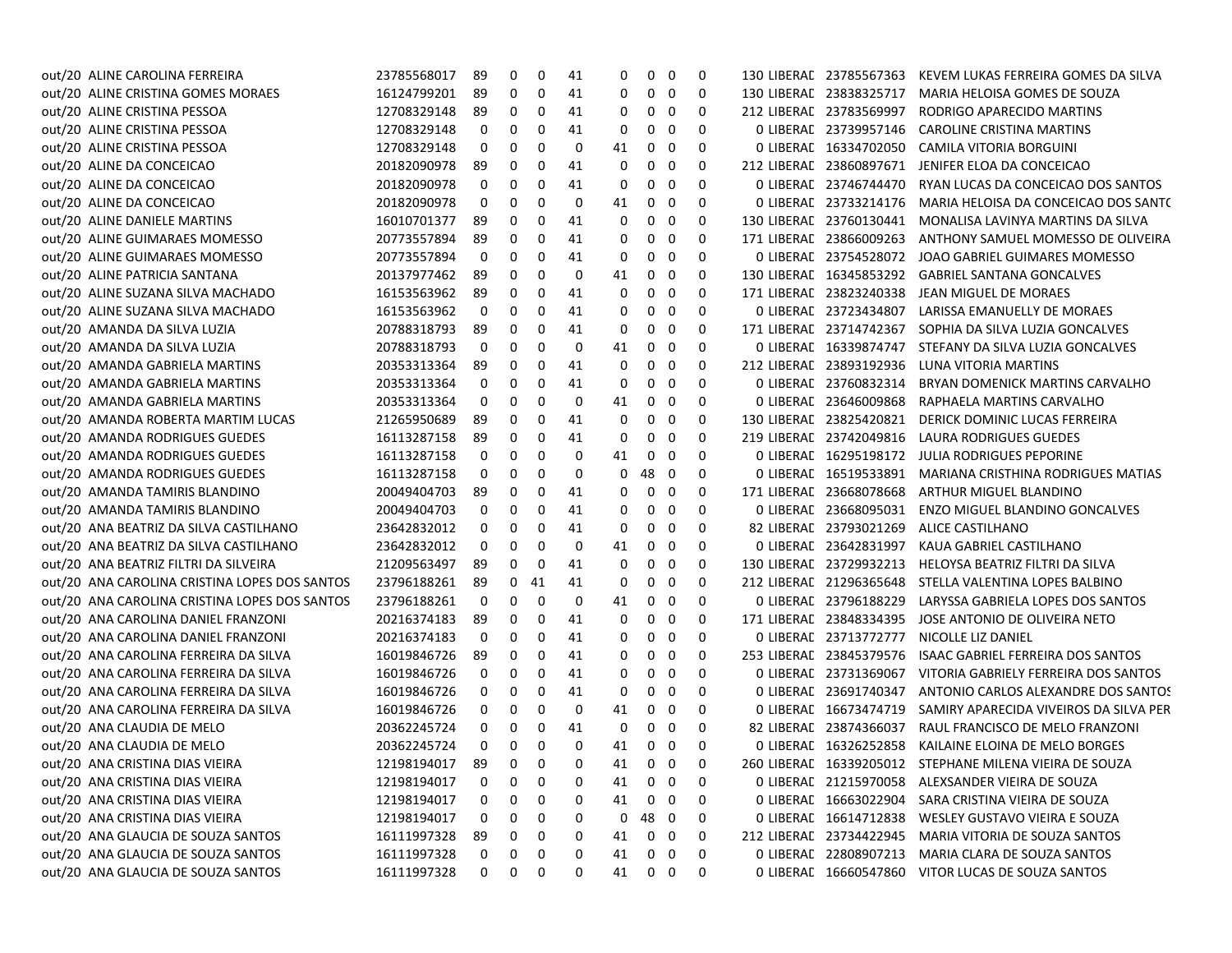| | | | | | | | | | | | | | | |
|---|---|---|---|---|---|---|---|---|---|---|---|---|---|---|
| out/20 | ALINE CAROLINA FERREIRA | 23785568017 | 89 | 0 | 0 | 41 | 0 | 0 | 0 | 0 | 130 | LIBERAD | 23785567363 | KEVEM LUKAS FERREIRA GOMES DA SILVA |
| out/20 | ALINE CRISTINA GOMES MORAES | 16124799201 | 89 | 0 | 0 | 41 | 0 | 0 | 0 | 0 | 130 | LIBERAD | 23838325717 | MARIA HELOISA GOMES DE SOUZA |
| out/20 | ALINE CRISTINA PESSOA | 12708329148 | 89 | 0 | 0 | 41 | 0 | 0 | 0 | 0 | 212 | LIBERAD | 23783569997 | RODRIGO APARECIDO MARTINS |
| out/20 | ALINE CRISTINA PESSOA | 12708329148 | 0 | 0 | 0 | 41 | 0 | 0 | 0 | 0 | 0 | LIBERAD | 23739957146 | CAROLINE CRISTINA MARTINS |
| out/20 | ALINE CRISTINA PESSOA | 12708329148 | 0 | 0 | 0 | 0 | 41 | 0 | 0 | 0 | 0 | LIBERAD | 16334702050 | CAMILA VITORIA BORGUINI |
| out/20 | ALINE DA CONCEICAO | 20182090978 | 89 | 0 | 0 | 41 | 0 | 0 | 0 | 0 | 212 | LIBERAD | 23860897671 | JENIFER ELOA DA CONCEICAO |
| out/20 | ALINE DA CONCEICAO | 20182090978 | 0 | 0 | 0 | 41 | 0 | 0 | 0 | 0 | 0 | LIBERAD | 23746744470 | RYAN LUCAS DA CONCEICAO DOS SANTOS |
| out/20 | ALINE DA CONCEICAO | 20182090978 | 0 | 0 | 0 | 0 | 41 | 0 | 0 | 0 | 0 | LIBERAD | 23733214176 | MARIA HELOISA DA CONCEICAO DOS SANTO |
| out/20 | ALINE DANIELE MARTINS | 16010701377 | 89 | 0 | 0 | 41 | 0 | 0 | 0 | 0 | 130 | LIBERAD | 23760130441 | MONALISA LAVINYA MARTINS DA SILVA |
| out/20 | ALINE GUIMARAES MOMESSO | 20773557894 | 89 | 0 | 0 | 41 | 0 | 0 | 0 | 0 | 171 | LIBERAD | 23866009263 | ANTHONY SAMUEL MOMESSO DE OLIVEIRA |
| out/20 | ALINE GUIMARAES MOMESSO | 20773557894 | 0 | 0 | 0 | 41 | 0 | 0 | 0 | 0 | 0 | LIBERAD | 23754528072 | JOAO GABRIEL GUIMARES MOMESSO |
| out/20 | ALINE PATRICIA SANTANA | 20137977462 | 89 | 0 | 0 | 0 | 41 | 0 | 0 | 0 | 130 | LIBERAD | 16345853292 | GABRIEL SANTANA GONCALVES |
| out/20 | ALINE SUZANA SILVA MACHADO | 16153563962 | 89 | 0 | 0 | 41 | 0 | 0 | 0 | 0 | 171 | LIBERAD | 23823240338 | JEAN MIGUEL DE MORAES |
| out/20 | ALINE SUZANA SILVA MACHADO | 16153563962 | 0 | 0 | 0 | 41 | 0 | 0 | 0 | 0 | 0 | LIBERAD | 23723434807 | LARISSA EMANUELLY DE MORAES |
| out/20 | AMANDA DA SILVA LUZIA | 20788318793 | 89 | 0 | 0 | 41 | 0 | 0 | 0 | 0 | 171 | LIBERAD | 23714742367 | SOPHIA DA SILVA LUZIA GONCALVES |
| out/20 | AMANDA DA SILVA LUZIA | 20788318793 | 0 | 0 | 0 | 0 | 41 | 0 | 0 | 0 | 0 | LIBERAD | 16339874747 | STEFANY DA SILVA LUZIA GONCALVES |
| out/20 | AMANDA GABRIELA MARTINS | 20353313364 | 89 | 0 | 0 | 41 | 0 | 0 | 0 | 0 | 212 | LIBERAD | 23893192936 | LUNA VITORIA MARTINS |
| out/20 | AMANDA GABRIELA MARTINS | 20353313364 | 0 | 0 | 0 | 41 | 0 | 0 | 0 | 0 | 0 | LIBERAD | 23760832314 | BRYAN DOMENICK MARTINS CARVALHO |
| out/20 | AMANDA GABRIELA MARTINS | 20353313364 | 0 | 0 | 0 | 0 | 41 | 0 | 0 | 0 | 0 | LIBERAD | 23646009868 | RAPHAELA MARTINS CARVALHO |
| out/20 | AMANDA ROBERTA MARTIM LUCAS | 21265950689 | 89 | 0 | 0 | 41 | 0 | 0 | 0 | 0 | 130 | LIBERAD | 23825420821 | DERICK DOMINIC LUCAS FERREIRA |
| out/20 | AMANDA RODRIGUES GUEDES | 16113287158 | 89 | 0 | 0 | 41 | 0 | 0 | 0 | 0 | 219 | LIBERAD | 23742049816 | LAURA RODRIGUES GUEDES |
| out/20 | AMANDA RODRIGUES GUEDES | 16113287158 | 0 | 0 | 0 | 0 | 41 | 0 | 0 | 0 | 0 | LIBERAD | 16295198172 | JULIA RODRIGUES PEPORINE |
| out/20 | AMANDA RODRIGUES GUEDES | 16113287158 | 0 | 0 | 0 | 0 | 0 | 48 | 0 | 0 | 0 | LIBERAD | 16519533891 | MARIANA CRISTHINA RODRIGUES MATIAS |
| out/20 | AMANDA TAMIRIS BLANDINO | 20049404703 | 89 | 0 | 0 | 41 | 0 | 0 | 0 | 0 | 171 | LIBERAD | 23668078668 | ARTHUR MIGUEL BLANDINO |
| out/20 | AMANDA TAMIRIS BLANDINO | 20049404703 | 0 | 0 | 0 | 41 | 0 | 0 | 0 | 0 | 0 | LIBERAD | 23668095031 | ENZO MIGUEL BLANDINO GONCALVES |
| out/20 | ANA BEATRIZ DA SILVA CASTILHANO | 23642832012 | 0 | 0 | 0 | 41 | 0 | 0 | 0 | 0 | 82 | LIBERAD | 23793021269 | ALICE CASTILHANO |
| out/20 | ANA BEATRIZ DA SILVA CASTILHANO | 23642832012 | 0 | 0 | 0 | 0 | 41 | 0 | 0 | 0 | 0 | LIBERAD | 23642831997 | KAUA GABRIEL CASTILHANO |
| out/20 | ANA BEATRIZ FILTRI DA SILVEIRA | 21209563497 | 89 | 0 | 0 | 41 | 0 | 0 | 0 | 0 | 130 | LIBERAD | 23729932213 | HELOYSA BEATRIZ FILTRI DA SILVA |
| out/20 | ANA CAROLINA CRISTINA LOPES DOS SANTOS | 23796188261 | 89 | 0 | 41 | 41 | 0 | 0 | 0 | 0 | 212 | LIBERAD | 21296365648 | STELLA VALENTINA LOPES BALBINO |
| out/20 | ANA CAROLINA CRISTINA LOPES DOS SANTOS | 23796188261 | 0 | 0 | 0 | 0 | 41 | 0 | 0 | 0 | 0 | LIBERAD | 23796188229 | LARYSSA GABRIELA LOPES DOS SANTOS |
| out/20 | ANA CAROLINA DANIEL FRANZONI | 20216374183 | 89 | 0 | 0 | 41 | 0 | 0 | 0 | 0 | 171 | LIBERAD | 23848334395 | JOSE ANTONIO DE OLIVEIRA NETO |
| out/20 | ANA CAROLINA DANIEL FRANZONI | 20216374183 | 0 | 0 | 0 | 41 | 0 | 0 | 0 | 0 | 0 | LIBERAD | 23713772777 | NICOLLE LIZ DANIEL |
| out/20 | ANA CAROLINA FERREIRA DA SILVA | 16019846726 | 89 | 0 | 0 | 41 | 0 | 0 | 0 | 0 | 253 | LIBERAD | 23845379576 | ISAAC GABRIEL FERREIRA DOS SANTOS |
| out/20 | ANA CAROLINA FERREIRA DA SILVA | 16019846726 | 0 | 0 | 0 | 41 | 0 | 0 | 0 | 0 | 0 | LIBERAD | 23731369067 | VITORIA GABRIELY FERREIRA DOS SANTOS |
| out/20 | ANA CAROLINA FERREIRA DA SILVA | 16019846726 | 0 | 0 | 0 | 41 | 0 | 0 | 0 | 0 | 0 | LIBERAD | 23691740347 | ANTONIO CARLOS ALEXANDRE DOS SANTOS |
| out/20 | ANA CAROLINA FERREIRA DA SILVA | 16019846726 | 0 | 0 | 0 | 0 | 41 | 0 | 0 | 0 | 0 | LIBERAD | 16673474719 | SAMIRY APARECIDA VIVEIROS DA SILVA PER |
| out/20 | ANA CLAUDIA DE MELO | 20362245724 | 0 | 0 | 0 | 41 | 0 | 0 | 0 | 0 | 82 | LIBERAD | 23874366037 | RAUL FRANCISCO DE MELO FRANZONI |
| out/20 | ANA CLAUDIA DE MELO | 20362245724 | 0 | 0 | 0 | 0 | 41 | 0 | 0 | 0 | 0 | LIBERAD | 16326252858 | KAILAINE ELOINA DE MELO BORGES |
| out/20 | ANA CRISTINA DIAS VIEIRA | 12198194017 | 89 | 0 | 0 | 0 | 41 | 0 | 0 | 0 | 260 | LIBERAD | 16339205012 | STEPHANE MILENA VIEIRA DE SOUZA |
| out/20 | ANA CRISTINA DIAS VIEIRA | 12198194017 | 0 | 0 | 0 | 0 | 41 | 0 | 0 | 0 | 0 | LIBERAD | 21215970058 | ALEXSANDER VIEIRA DE SOUZA |
| out/20 | ANA CRISTINA DIAS VIEIRA | 12198194017 | 0 | 0 | 0 | 0 | 41 | 0 | 0 | 0 | 0 | LIBERAD | 16663022904 | SARA CRISTINA VIEIRA DE SOUZA |
| out/20 | ANA CRISTINA DIAS VIEIRA | 12198194017 | 0 | 0 | 0 | 0 | 0 | 48 | 0 | 0 | 0 | LIBERAD | 16614712838 | WESLEY GUSTAVO VIEIRA E SOUZA |
| out/20 | ANA GLAUCIA DE SOUZA SANTOS | 16111997328 | 89 | 0 | 0 | 0 | 41 | 0 | 0 | 0 | 212 | LIBERAD | 23734422945 | MARIA VITORIA DE SOUZA SANTOS |
| out/20 | ANA GLAUCIA DE SOUZA SANTOS | 16111997328 | 0 | 0 | 0 | 0 | 41 | 0 | 0 | 0 | 0 | LIBERAD | 22808907213 | MARIA CLARA DE SOUZA SANTOS |
| out/20 | ANA GLAUCIA DE SOUZA SANTOS | 16111997328 | 0 | 0 | 0 | 0 | 41 | 0 | 0 | 0 | 0 | LIBERAD | 16660547860 | VITOR LUCAS DE SOUZA SANTOS |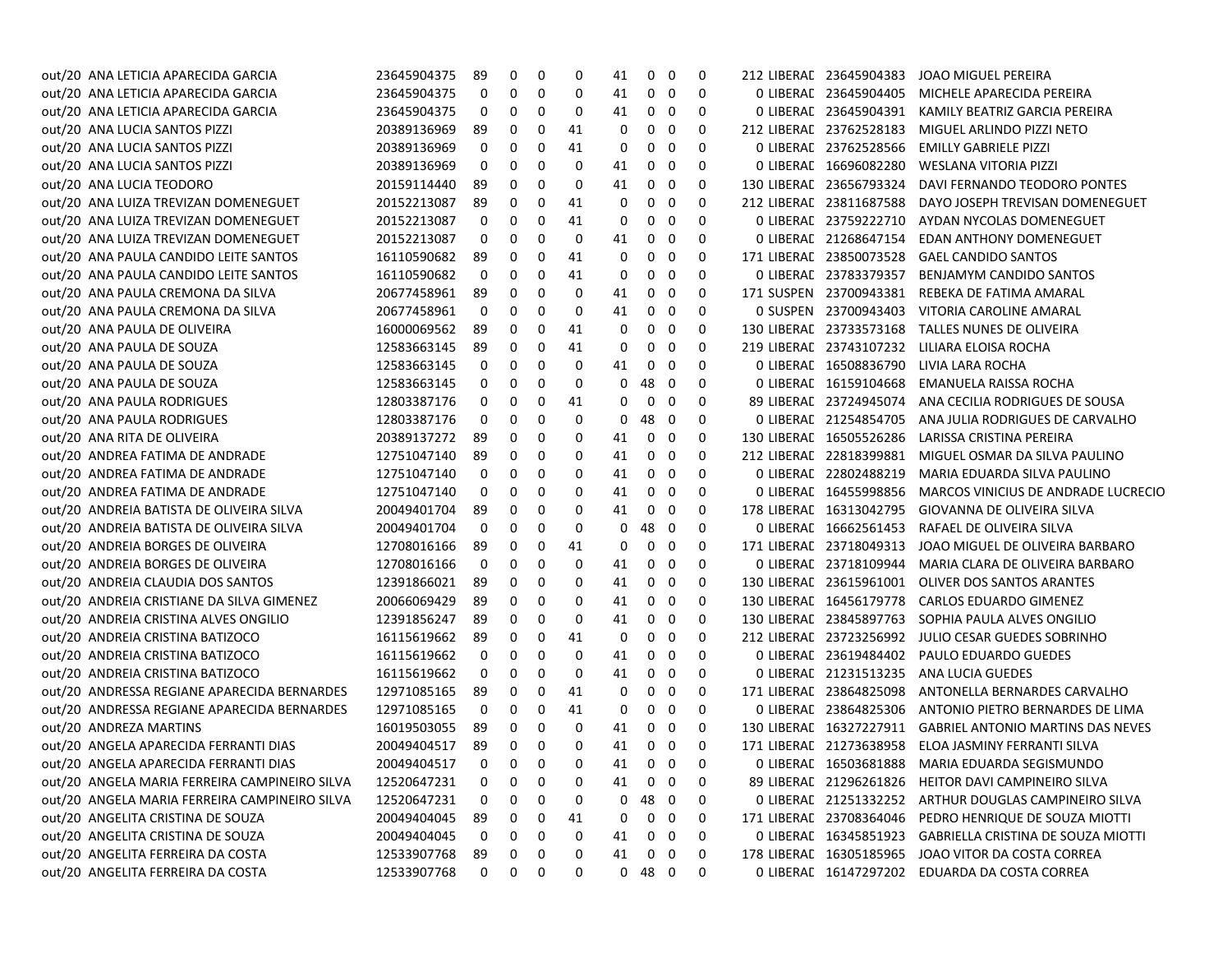| | | | | | | | | | | | | | | |
|---|---|---|---|---|---|---|---|---|---|---|---|---|---|---|
| out/20 | ANA LETICIA APARECIDA GARCIA | 23645904375 | 89 | 0 | 0 | 0 | 41 | 0 | 0 | 0 | 212 | LIBERAD | 23645904383 | JOAO MIGUEL PEREIRA |
| out/20 | ANA LETICIA APARECIDA GARCIA | 23645904375 | 0 | 0 | 0 | 0 | 41 | 0 | 0 | 0 | 0 | LIBERAD | 23645904405 | MICHELE APARECIDA PEREIRA |
| out/20 | ANA LETICIA APARECIDA GARCIA | 23645904375 | 0 | 0 | 0 | 0 | 41 | 0 | 0 | 0 | 0 | LIBERAD | 23645904391 | KAMILY BEATRIZ GARCIA PEREIRA |
| out/20 | ANA LUCIA SANTOS PIZZI | 20389136969 | 89 | 0 | 0 | 41 | 0 | 0 | 0 | 0 | 212 | LIBERAD | 23762528183 | MIGUEL ARLINDO PIZZI NETO |
| out/20 | ANA LUCIA SANTOS PIZZI | 20389136969 | 0 | 0 | 0 | 41 | 0 | 0 | 0 | 0 | 0 | LIBERAD | 23762528566 | EMILLY GABRIELE PIZZI |
| out/20 | ANA LUCIA SANTOS PIZZI | 20389136969 | 0 | 0 | 0 | 0 | 41 | 0 | 0 | 0 | 0 | LIBERAD | 16696082280 | WESLANA VITORIA PIZZI |
| out/20 | ANA LUCIA TEODORO | 20159114440 | 89 | 0 | 0 | 0 | 41 | 0 | 0 | 0 | 130 | LIBERAD | 23656793324 | DAVI FERNANDO TEODORO PONTES |
| out/20 | ANA LUIZA TREVIZAN DOMENEGUET | 20152213087 | 89 | 0 | 0 | 41 | 0 | 0 | 0 | 0 | 212 | LIBERAD | 23811687588 | DAYO JOSEPH TREVISAN DOMENEGUET |
| out/20 | ANA LUIZA TREVIZAN DOMENEGUET | 20152213087 | 0 | 0 | 0 | 41 | 0 | 0 | 0 | 0 | 0 | LIBERAD | 23759222710 | AYDAN NYCOLAS DOMENEGUET |
| out/20 | ANA LUIZA TREVIZAN DOMENEGUET | 20152213087 | 0 | 0 | 0 | 0 | 41 | 0 | 0 | 0 | 0 | LIBERAD | 21268647154 | EDAN ANTHONY DOMENEGUET |
| out/20 | ANA PAULA CANDIDO LEITE SANTOS | 16110590682 | 89 | 0 | 0 | 41 | 0 | 0 | 0 | 0 | 171 | LIBERAD | 23850073528 | GAEL CANDIDO SANTOS |
| out/20 | ANA PAULA CANDIDO LEITE SANTOS | 16110590682 | 0 | 0 | 0 | 41 | 0 | 0 | 0 | 0 | 0 | LIBERAD | 23783379357 | BENJAMYM CANDIDO SANTOS |
| out/20 | ANA PAULA CREMONA DA SILVA | 20677458961 | 89 | 0 | 0 | 0 | 41 | 0 | 0 | 0 | 171 | SUSPEN | 23700943381 | REBEKA DE FATIMA AMARAL |
| out/20 | ANA PAULA CREMONA DA SILVA | 20677458961 | 0 | 0 | 0 | 0 | 41 | 0 | 0 | 0 | 0 | SUSPEN | 23700943403 | VITORIA CAROLINE AMARAL |
| out/20 | ANA PAULA DE OLIVEIRA | 16000069562 | 89 | 0 | 0 | 41 | 0 | 0 | 0 | 0 | 130 | LIBERAD | 23733573168 | TALLES NUNES DE OLIVEIRA |
| out/20 | ANA PAULA DE SOUZA | 12583663145 | 89 | 0 | 0 | 41 | 0 | 0 | 0 | 0 | 219 | LIBERAD | 23743107232 | LILIARA ELOISA ROCHA |
| out/20 | ANA PAULA DE SOUZA | 12583663145 | 0 | 0 | 0 | 0 | 41 | 0 | 0 | 0 | 0 | LIBERAD | 16508836790 | LIVIA LARA ROCHA |
| out/20 | ANA PAULA DE SOUZA | 12583663145 | 0 | 0 | 0 | 0 | 0 | 48 | 0 | 0 | 0 | LIBERAD | 16159104668 | EMANUELA RAISSA ROCHA |
| out/20 | ANA PAULA RODRIGUES | 12803387176 | 0 | 0 | 0 | 41 | 0 | 0 | 0 | 0 | 89 | LIBERAD | 23724945074 | ANA CECILIA RODRIGUES DE SOUSA |
| out/20 | ANA PAULA RODRIGUES | 12803387176 | 0 | 0 | 0 | 0 | 0 | 48 | 0 | 0 | 0 | LIBERAD | 21254854705 | ANA JULIA RODRIGUES DE CARVALHO |
| out/20 | ANA RITA DE OLIVEIRA | 20389137272 | 89 | 0 | 0 | 0 | 41 | 0 | 0 | 0 | 130 | LIBERAD | 16505526286 | LARISSA CRISTINA PEREIRA |
| out/20 | ANDREA FATIMA DE ANDRADE | 12751047140 | 89 | 0 | 0 | 0 | 41 | 0 | 0 | 0 | 212 | LIBERAD | 22818399881 | MIGUEL OSMAR DA SILVA PAULINO |
| out/20 | ANDREA FATIMA DE ANDRADE | 12751047140 | 0 | 0 | 0 | 0 | 41 | 0 | 0 | 0 | 0 | LIBERAD | 22802488219 | MARIA EDUARDA SILVA PAULINO |
| out/20 | ANDREA FATIMA DE ANDRADE | 12751047140 | 0 | 0 | 0 | 0 | 41 | 0 | 0 | 0 | 0 | LIBERAD | 16455998856 | MARCOS VINICIUS DE ANDRADE LUCRECIO |
| out/20 | ANDREIA BATISTA DE OLIVEIRA SILVA | 20049401704 | 89 | 0 | 0 | 0 | 41 | 0 | 0 | 0 | 178 | LIBERAD | 16313042795 | GIOVANNA DE OLIVEIRA SILVA |
| out/20 | ANDREIA BATISTA DE OLIVEIRA SILVA | 20049401704 | 0 | 0 | 0 | 0 | 0 | 48 | 0 | 0 | 0 | LIBERAD | 16662561453 | RAFAEL DE OLIVEIRA SILVA |
| out/20 | ANDREIA BORGES DE OLIVEIRA | 12708016166 | 89 | 0 | 0 | 41 | 0 | 0 | 0 | 0 | 171 | LIBERAD | 23718049313 | JOAO MIGUEL DE OLIVEIRA BARBARO |
| out/20 | ANDREIA BORGES DE OLIVEIRA | 12708016166 | 0 | 0 | 0 | 0 | 41 | 0 | 0 | 0 | 0 | LIBERAD | 23718109944 | MARIA CLARA DE OLIVEIRA BARBARO |
| out/20 | ANDREIA CLAUDIA DOS SANTOS | 12391866021 | 89 | 0 | 0 | 0 | 41 | 0 | 0 | 0 | 130 | LIBERAD | 23615961001 | OLIVER DOS SANTOS ARANTES |
| out/20 | ANDREIA CRISTIANE DA SILVA GIMENEZ | 20066069429 | 89 | 0 | 0 | 0 | 41 | 0 | 0 | 0 | 130 | LIBERAD | 16456179778 | CARLOS EDUARDO GIMENEZ |
| out/20 | ANDREIA CRISTINA ALVES ONGILIO | 12391856247 | 89 | 0 | 0 | 0 | 41 | 0 | 0 | 0 | 130 | LIBERAD | 23845897763 | SOPHIA PAULA ALVES ONGILIO |
| out/20 | ANDREIA CRISTINA BATIZOCO | 16115619662 | 89 | 0 | 0 | 41 | 0 | 0 | 0 | 0 | 212 | LIBERAD | 23723256992 | JULIO CESAR GUEDES SOBRINHO |
| out/20 | ANDREIA CRISTINA BATIZOCO | 16115619662 | 0 | 0 | 0 | 0 | 41 | 0 | 0 | 0 | 0 | LIBERAD | 23619484402 | PAULO EDUARDO GUEDES |
| out/20 | ANDREIA CRISTINA BATIZOCO | 16115619662 | 0 | 0 | 0 | 0 | 41 | 0 | 0 | 0 | 0 | LIBERAD | 21231513235 | ANA LUCIA GUEDES |
| out/20 | ANDRESSA REGIANE APARECIDA BERNARDES | 12971085165 | 89 | 0 | 0 | 41 | 0 | 0 | 0 | 0 | 171 | LIBERAD | 23864825098 | ANTONELLA BERNARDES CARVALHO |
| out/20 | ANDRESSA REGIANE APARECIDA BERNARDES | 12971085165 | 0 | 0 | 0 | 41 | 0 | 0 | 0 | 0 | 0 | LIBERAD | 23864825306 | ANTONIO PIETRO BERNARDES DE LIMA |
| out/20 | ANDREZA MARTINS | 16019503055 | 89 | 0 | 0 | 0 | 41 | 0 | 0 | 0 | 130 | LIBERAD | 16327227911 | GABRIEL ANTONIO MARTINS DAS NEVES |
| out/20 | ANGELA APARECIDA FERRANTI DIAS | 20049404517 | 89 | 0 | 0 | 0 | 41 | 0 | 0 | 0 | 171 | LIBERAD | 21273638958 | ELOA JASMINY FERRANTI SILVA |
| out/20 | ANGELA APARECIDA FERRANTI DIAS | 20049404517 | 0 | 0 | 0 | 0 | 41 | 0 | 0 | 0 | 0 | LIBERAD | 16503681888 | MARIA EDUARDA SEGISMUNDO |
| out/20 | ANGELA MARIA FERREIRA CAMPINEIRO SILVA | 12520647231 | 0 | 0 | 0 | 0 | 41 | 0 | 0 | 0 | 89 | LIBERAD | 21296261826 | HEITOR DAVI CAMPINEIRO SILVA |
| out/20 | ANGELA MARIA FERREIRA CAMPINEIRO SILVA | 12520647231 | 0 | 0 | 0 | 0 | 0 | 48 | 0 | 0 | 0 | LIBERAD | 21251332252 | ARTHUR DOUGLAS CAMPINEIRO SILVA |
| out/20 | ANGELITA CRISTINA DE SOUZA | 20049404045 | 89 | 0 | 0 | 41 | 0 | 0 | 0 | 0 | 171 | LIBERAD | 23708364046 | PEDRO HENRIQUE DE SOUZA MIOTTI |
| out/20 | ANGELITA CRISTINA DE SOUZA | 20049404045 | 0 | 0 | 0 | 0 | 41 | 0 | 0 | 0 | 0 | LIBERAD | 16345851923 | GABRIELLA CRISTINA DE SOUZA MIOTTI |
| out/20 | ANGELITA FERREIRA DA COSTA | 12533907768 | 89 | 0 | 0 | 0 | 41 | 0 | 0 | 0 | 178 | LIBERAD | 16305185965 | JOAO VITOR DA COSTA CORREA |
| out/20 | ANGELITA FERREIRA DA COSTA | 12533907768 | 0 | 0 | 0 | 0 | 0 | 48 | 0 | 0 | 0 | LIBERAD | 16147297202 | EDUARDA DA COSTA CORREA |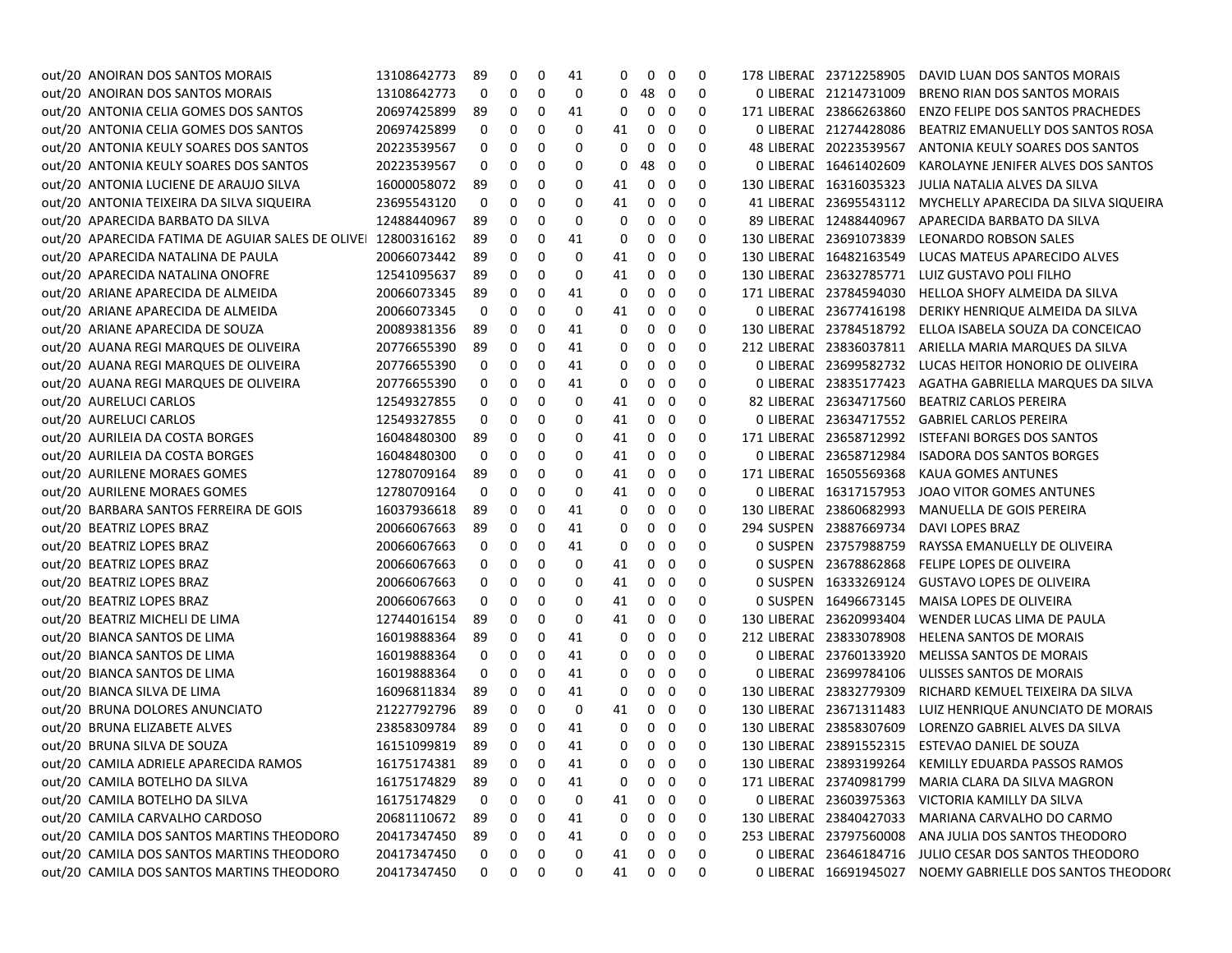| | | | | | | | | | | | | | | |
|---|---|---|---|---|---|---|---|---|---|---|---|---|---|---|
| out/20 | ANOIRAN DOS SANTOS MORAIS | 13108642773 | 89 | 0 | 0 | 41 | 0 | 0 | 0 | 0 | 178 | LIBERAD | 23712258905 | DAVID LUAN DOS SANTOS MORAIS |
| out/20 | ANOIRAN DOS SANTOS MORAIS | 13108642773 | 0 | 0 | 0 | 0 | 0 | 48 | 0 | 0 | 0 | LIBERAD | 21214731009 | BRENO RIAN DOS SANTOS MORAIS |
| out/20 | ANTONIA CELIA GOMES DOS SANTOS | 20697425899 | 89 | 0 | 0 | 41 | 0 | 0 | 0 | 0 | 171 | LIBERAD | 23866263860 | ENZO FELIPE DOS SANTOS PRACHEDES |
| out/20 | ANTONIA CELIA GOMES DOS SANTOS | 20697425899 | 0 | 0 | 0 | 0 | 41 | 0 | 0 | 0 | 0 | LIBERAD | 21274428086 | BEATRIZ EMANUELLY DOS SANTOS ROSA |
| out/20 | ANTONIA KEULY SOARES DOS SANTOS | 20223539567 | 0 | 0 | 0 | 0 | 0 | 0 | 0 | 0 | 48 | LIBERAD | 20223539567 | ANTONIA KEULY SOARES DOS SANTOS |
| out/20 | ANTONIA KEULY SOARES DOS SANTOS | 20223539567 | 0 | 0 | 0 | 0 | 0 | 48 | 0 | 0 | 0 | LIBERAD | 16461402609 | KAROLAYNE JENIFER ALVES DOS SANTOS |
| out/20 | ANTONIA LUCIENE DE ARAUJO SILVA | 16000058072 | 89 | 0 | 0 | 0 | 41 | 0 | 0 | 0 | 130 | LIBERAD | 16316035323 | JULIA NATALIA ALVES DA SILVA |
| out/20 | ANTONIA TEIXEIRA DA SILVA SIQUEIRA | 23695543120 | 0 | 0 | 0 | 0 | 41 | 0 | 0 | 0 | 41 | LIBERAD | 23695543112 | MYCHELLY APARECIDA DA SILVA SIQUEIRA |
| out/20 | APARECIDA BARBATO DA SILVA | 12488440967 | 89 | 0 | 0 | 0 | 0 | 0 | 0 | 0 | 89 | LIBERAD | 12488440967 | APARECIDA BARBATO DA SILVA |
| out/20 | APARECIDA FATIMA DE AGUIAR SALES DE OLIVEI | 12800316162 | 89 | 0 | 0 | 41 | 0 | 0 | 0 | 0 | 130 | LIBERAD | 23691073839 | LEONARDO ROBSON SALES |
| out/20 | APARECIDA NATALINA DE PAULA | 20066073442 | 89 | 0 | 0 | 0 | 41 | 0 | 0 | 0 | 130 | LIBERAD | 16482163549 | LUCAS MATEUS APARECIDO ALVES |
| out/20 | APARECIDA NATALINA ONOFRE | 12541095637 | 89 | 0 | 0 | 0 | 41 | 0 | 0 | 0 | 130 | LIBERAD | 23632785771 | LUIZ GUSTAVO POLI FILHO |
| out/20 | ARIANE APARECIDA DE ALMEIDA | 20066073345 | 89 | 0 | 0 | 41 | 0 | 0 | 0 | 0 | 171 | LIBERAD | 23784594030 | HELLOA SHOFY ALMEIDA DA SILVA |
| out/20 | ARIANE APARECIDA DE ALMEIDA | 20066073345 | 0 | 0 | 0 | 0 | 41 | 0 | 0 | 0 | 0 | LIBERAD | 23677416198 | DERIKY HENRIQUE ALMEIDA DA SILVA |
| out/20 | ARIANE APARECIDA DE SOUZA | 20089381356 | 89 | 0 | 0 | 41 | 0 | 0 | 0 | 0 | 130 | LIBERAD | 23784518792 | ELLOA ISABELA SOUZA DA CONCEICAO |
| out/20 | AUANA REGI MARQUES DE OLIVEIRA | 20776655390 | 89 | 0 | 0 | 41 | 0 | 0 | 0 | 0 | 212 | LIBERAD | 23836037811 | ARIELLA MARIA MARQUES DA SILVA |
| out/20 | AUANA REGI MARQUES DE OLIVEIRA | 20776655390 | 0 | 0 | 0 | 41 | 0 | 0 | 0 | 0 | 0 | LIBERAD | 23699582732 | LUCAS HEITOR HONORIO DE OLIVEIRA |
| out/20 | AUANA REGI MARQUES DE OLIVEIRA | 20776655390 | 0 | 0 | 0 | 41 | 0 | 0 | 0 | 0 | 0 | LIBERAD | 23835177423 | AGATHA GABRIELLA MARQUES DA SILVA |
| out/20 | AURELUCI CARLOS | 12549327855 | 0 | 0 | 0 | 0 | 41 | 0 | 0 | 0 | 82 | LIBERAD | 23634717560 | BEATRIZ CARLOS PEREIRA |
| out/20 | AURELUCI CARLOS | 12549327855 | 0 | 0 | 0 | 0 | 41 | 0 | 0 | 0 | 0 | LIBERAD | 23634717552 | GABRIEL CARLOS PEREIRA |
| out/20 | AURILEIA DA COSTA BORGES | 16048480300 | 89 | 0 | 0 | 0 | 41 | 0 | 0 | 0 | 171 | LIBERAD | 23658712992 | ISTEFANI BORGES DOS SANTOS |
| out/20 | AURILEIA DA COSTA BORGES | 16048480300 | 0 | 0 | 0 | 0 | 41 | 0 | 0 | 0 | 0 | LIBERAD | 23658712984 | ISADORA DOS SANTOS BORGES |
| out/20 | AURILENE MORAES GOMES | 12780709164 | 89 | 0 | 0 | 0 | 41 | 0 | 0 | 0 | 171 | LIBERAD | 16505569368 | KAUA GOMES ANTUNES |
| out/20 | AURILENE MORAES GOMES | 12780709164 | 0 | 0 | 0 | 0 | 41 | 0 | 0 | 0 | 0 | LIBERAD | 16317157953 | JOAO VITOR GOMES ANTUNES |
| out/20 | BARBARA SANTOS FERREIRA DE GOIS | 16037936618 | 89 | 0 | 0 | 41 | 0 | 0 | 0 | 0 | 130 | LIBERAD | 23860682993 | MANUELLA DE GOIS PEREIRA |
| out/20 | BEATRIZ LOPES BRAZ | 20066067663 | 89 | 0 | 0 | 41 | 0 | 0 | 0 | 0 | 294 | SUSPEN | 23887669734 | DAVI LOPES BRAZ |
| out/20 | BEATRIZ LOPES BRAZ | 20066067663 | 0 | 0 | 0 | 41 | 0 | 0 | 0 | 0 | 0 | SUSPEN | 23757988759 | RAYSSA EMANUELLY DE OLIVEIRA |
| out/20 | BEATRIZ LOPES BRAZ | 20066067663 | 0 | 0 | 0 | 0 | 41 | 0 | 0 | 0 | 0 | SUSPEN | 23678862868 | FELIPE LOPES DE OLIVEIRA |
| out/20 | BEATRIZ LOPES BRAZ | 20066067663 | 0 | 0 | 0 | 0 | 41 | 0 | 0 | 0 | 0 | SUSPEN | 16333269124 | GUSTAVO LOPES DE OLIVEIRA |
| out/20 | BEATRIZ LOPES BRAZ | 20066067663 | 0 | 0 | 0 | 0 | 41 | 0 | 0 | 0 | 0 | SUSPEN | 16496673145 | MAISA LOPES DE OLIVEIRA |
| out/20 | BEATRIZ MICHELI DE LIMA | 12744016154 | 89 | 0 | 0 | 0 | 41 | 0 | 0 | 0 | 130 | LIBERAD | 23620993404 | WENDER LUCAS LIMA DE PAULA |
| out/20 | BIANCA SANTOS DE LIMA | 16019888364 | 89 | 0 | 0 | 41 | 0 | 0 | 0 | 0 | 212 | LIBERAD | 23833078908 | HELENA SANTOS DE MORAIS |
| out/20 | BIANCA SANTOS DE LIMA | 16019888364 | 0 | 0 | 0 | 41 | 0 | 0 | 0 | 0 | 0 | LIBERAD | 23760133920 | MELISSA SANTOS DE MORAIS |
| out/20 | BIANCA SANTOS DE LIMA | 16019888364 | 0 | 0 | 0 | 41 | 0 | 0 | 0 | 0 | 0 | LIBERAD | 23699784106 | ULISSES SANTOS DE MORAIS |
| out/20 | BIANCA SILVA DE LIMA | 16096811834 | 89 | 0 | 0 | 41 | 0 | 0 | 0 | 0 | 130 | LIBERAD | 23832779309 | RICHARD KEMUEL TEIXEIRA DA SILVA |
| out/20 | BRUNA DOLORES ANUNCIATO | 21227792796 | 89 | 0 | 0 | 0 | 41 | 0 | 0 | 0 | 130 | LIBERAD | 23671311483 | LUIZ HENRIQUE ANUNCIATO DE MORAIS |
| out/20 | BRUNA ELIZABETE ALVES | 23858309784 | 89 | 0 | 0 | 41 | 0 | 0 | 0 | 0 | 130 | LIBERAD | 23858307609 | LORENZO GABRIEL ALVES DA SILVA |
| out/20 | BRUNA SILVA DE SOUZA | 16151099819 | 89 | 0 | 0 | 41 | 0 | 0 | 0 | 0 | 130 | LIBERAD | 23891552315 | ESTEVAO DANIEL DE SOUZA |
| out/20 | CAMILA ADRIELE APARECIDA RAMOS | 16175174381 | 89 | 0 | 0 | 41 | 0 | 0 | 0 | 0 | 130 | LIBERAD | 23893199264 | KEMILLY EDUARDA PASSOS RAMOS |
| out/20 | CAMILA BOTELHO DA SILVA | 16175174829 | 89 | 0 | 0 | 41 | 0 | 0 | 0 | 0 | 171 | LIBERAD | 23740981799 | MARIA CLARA DA SILVA MAGRON |
| out/20 | CAMILA BOTELHO DA SILVA | 16175174829 | 0 | 0 | 0 | 0 | 41 | 0 | 0 | 0 | 0 | LIBERAD | 23603975363 | VICTORIA KAMILLY DA SILVA |
| out/20 | CAMILA CARVALHO CARDOSO | 20681110672 | 89 | 0 | 0 | 41 | 0 | 0 | 0 | 0 | 130 | LIBERAD | 23840427033 | MARIANA CARVALHO DO CARMO |
| out/20 | CAMILA DOS SANTOS MARTINS THEODORO | 20417347450 | 89 | 0 | 0 | 41 | 0 | 0 | 0 | 0 | 253 | LIBERAD | 23797560008 | ANA JULIA DOS SANTOS THEODORO |
| out/20 | CAMILA DOS SANTOS MARTINS THEODORO | 20417347450 | 0 | 0 | 0 | 0 | 41 | 0 | 0 | 0 | 0 | LIBERAD | 23646184716 | JULIO CESAR DOS SANTOS THEODORO |
| out/20 | CAMILA DOS SANTOS MARTINS THEODORO | 20417347450 | 0 | 0 | 0 | 0 | 41 | 0 | 0 | 0 | 0 | LIBERAD | 16691945027 | NOEMY GABRIELLE DOS SANTOS THEODORO |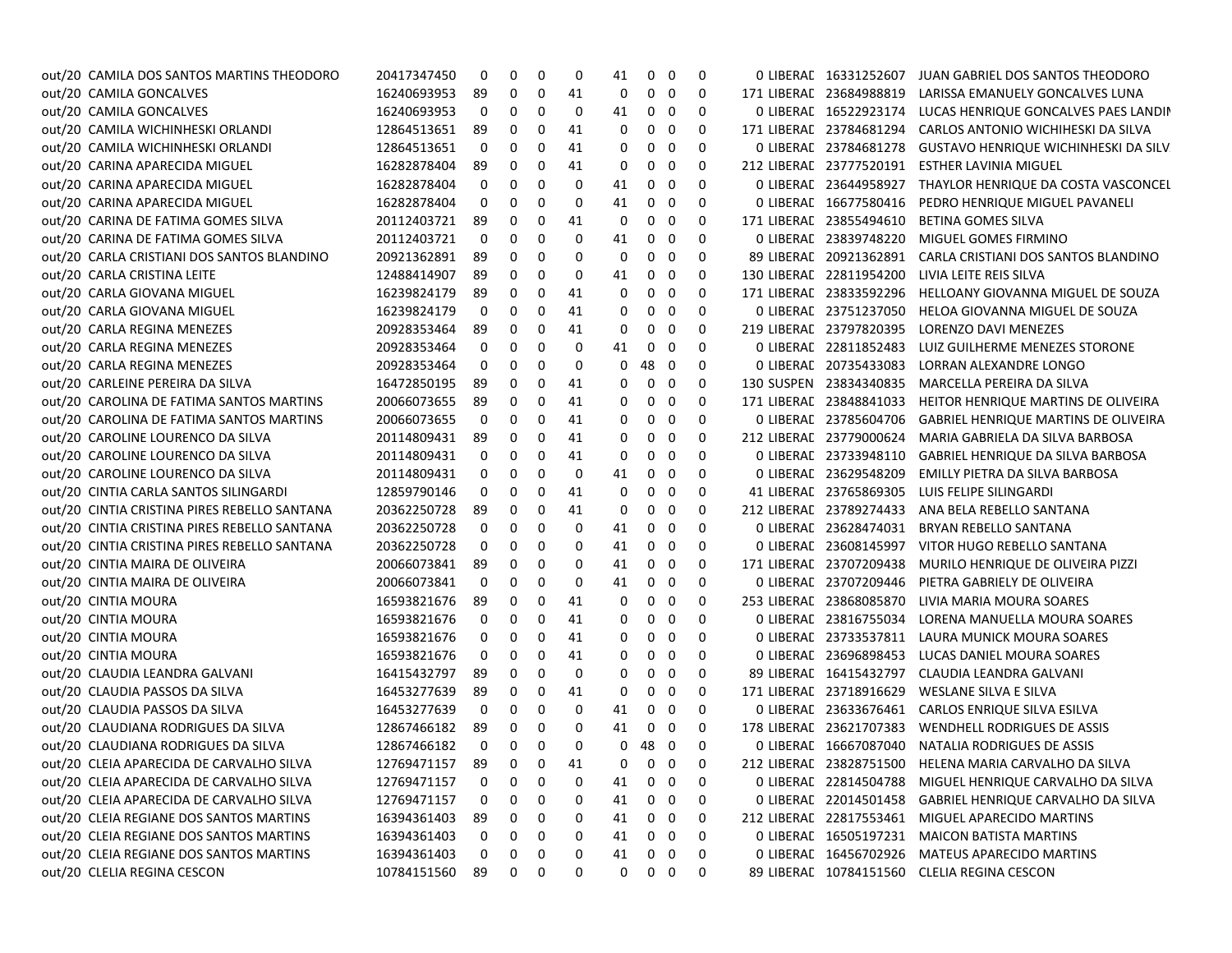| | | | | | | | | | | | | | | |
|---|---|---|---|---|---|---|---|---|---|---|---|---|---|---|
| out/20 | CAMILA DOS SANTOS MARTINS THEODORO | 20417347450 | 0 | 0 | 0 | 0 | 41 | 0 | 0 | 0 | 0 | LIBERAD | 16331252607 | JUAN GABRIEL DOS SANTOS THEODORO |
| out/20 | CAMILA GONCALVES | 16240693953 | 89 | 0 | 0 | 41 | 0 | 0 | 0 | 0 | 171 | LIBERAD | 23684988819 | LARISSA EMANUELY GONCALVES LUNA |
| out/20 | CAMILA GONCALVES | 16240693953 | 0 | 0 | 0 | 0 | 41 | 0 | 0 | 0 | 0 | LIBERAD | 16522923174 | LUCAS HENRIQUE GONCALVES PAES LANDIN |
| out/20 | CAMILA WICHINHESKI ORLANDI | 12864513651 | 89 | 0 | 0 | 41 | 0 | 0 | 0 | 0 | 171 | LIBERAD | 23784681294 | CARLOS ANTONIO WICHIHESKI DA SILVA |
| out/20 | CAMILA WICHINHESKI ORLANDI | 12864513651 | 0 | 0 | 0 | 41 | 0 | 0 | 0 | 0 | 0 | LIBERAD | 23784681278 | GUSTAVO HENRIQUE WICHINHESKI DA SILV |
| out/20 | CARINA APARECIDA MIGUEL | 16282878404 | 89 | 0 | 0 | 41 | 0 | 0 | 0 | 0 | 212 | LIBERAD | 23777520191 | ESTHER LAVINIA MIGUEL |
| out/20 | CARINA APARECIDA MIGUEL | 16282878404 | 0 | 0 | 0 | 0 | 41 | 0 | 0 | 0 | 0 | LIBERAD | 23644958927 | THAYLOR HENRIQUE DA COSTA VASCONCEL |
| out/20 | CARINA APARECIDA MIGUEL | 16282878404 | 0 | 0 | 0 | 0 | 41 | 0 | 0 | 0 | 0 | LIBERAD | 16677580416 | PEDRO HENRIQUE MIGUEL PAVANELI |
| out/20 | CARINA DE FATIMA GOMES SILVA | 20112403721 | 89 | 0 | 0 | 41 | 0 | 0 | 0 | 0 | 171 | LIBERAD | 23855494610 | BETINA GOMES SILVA |
| out/20 | CARINA DE FATIMA GOMES SILVA | 20112403721 | 0 | 0 | 0 | 0 | 41 | 0 | 0 | 0 | 0 | LIBERAD | 23839748220 | MIGUEL GOMES FIRMINO |
| out/20 | CARLA CRISTIANI DOS SANTOS BLANDINO | 20921362891 | 89 | 0 | 0 | 0 | 0 | 0 | 0 | 0 | 89 | LIBERAD | 20921362891 | CARLA CRISTIANI DOS SANTOS BLANDINO |
| out/20 | CARLA CRISTINA LEITE | 12488414907 | 89 | 0 | 0 | 0 | 41 | 0 | 0 | 0 | 130 | LIBERAD | 22811954200 | LIVIA LEITE REIS SILVA |
| out/20 | CARLA GIOVANA MIGUEL | 16239824179 | 89 | 0 | 0 | 41 | 0 | 0 | 0 | 0 | 171 | LIBERAD | 23833592296 | HELLOANY GIOVANNA MIGUEL DE SOUZA |
| out/20 | CARLA GIOVANA MIGUEL | 16239824179 | 0 | 0 | 0 | 41 | 0 | 0 | 0 | 0 | 0 | LIBERAD | 23751237050 | HELOA GIOVANNA MIGUEL DE SOUZA |
| out/20 | CARLA REGINA MENEZES | 20928353464 | 89 | 0 | 0 | 41 | 0 | 0 | 0 | 0 | 219 | LIBERAD | 23797820395 | LORENZO DAVI MENEZES |
| out/20 | CARLA REGINA MENEZES | 20928353464 | 0 | 0 | 0 | 0 | 41 | 0 | 0 | 0 | 0 | LIBERAD | 22811852483 | LUIZ GUILHERME MENEZES STORONE |
| out/20 | CARLA REGINA MENEZES | 20928353464 | 0 | 0 | 0 | 0 | 0 | 48 | 0 | 0 | 0 | LIBERAD | 20735433083 | LORRAN ALEXANDRE LONGO |
| out/20 | CARLEINE PEREIRA DA SILVA | 16472850195 | 89 | 0 | 0 | 41 | 0 | 0 | 0 | 0 | 130 | SUSPEN | 23834340835 | MARCELLA PEREIRA DA SILVA |
| out/20 | CAROLINA DE FATIMA SANTOS MARTINS | 20066073655 | 89 | 0 | 0 | 41 | 0 | 0 | 0 | 0 | 171 | LIBERAD | 23848841033 | HEITOR HENRIQUE MARTINS DE OLIVEIRA |
| out/20 | CAROLINA DE FATIMA SANTOS MARTINS | 20066073655 | 0 | 0 | 0 | 41 | 0 | 0 | 0 | 0 | 0 | LIBERAD | 23785604706 | GABRIEL HENRIQUE MARTINS DE OLIVEIRA |
| out/20 | CAROLINE LOURENCO DA SILVA | 20114809431 | 89 | 0 | 0 | 41 | 0 | 0 | 0 | 0 | 212 | LIBERAD | 23779000624 | MARIA GABRIELA DA SILVA BARBOSA |
| out/20 | CAROLINE LOURENCO DA SILVA | 20114809431 | 0 | 0 | 0 | 41 | 0 | 0 | 0 | 0 | 0 | LIBERAD | 23733948110 | GABRIEL HENRIQUE DA SILVA BARBOSA |
| out/20 | CAROLINE LOURENCO DA SILVA | 20114809431 | 0 | 0 | 0 | 0 | 41 | 0 | 0 | 0 | 0 | LIBERAD | 23629548209 | EMILLY PIETRA DA SILVA BARBOSA |
| out/20 | CINTIA CARLA SANTOS SILINGARDI | 12859790146 | 0 | 0 | 0 | 41 | 0 | 0 | 0 | 0 | 41 | LIBERAD | 23765869305 | LUIS FELIPE SILINGARDI |
| out/20 | CINTIA CRISTINA PIRES REBELLO SANTANA | 20362250728 | 89 | 0 | 0 | 41 | 0 | 0 | 0 | 0 | 212 | LIBERAD | 23789274433 | ANA BELA REBELLO SANTANA |
| out/20 | CINTIA CRISTINA PIRES REBELLO SANTANA | 20362250728 | 0 | 0 | 0 | 0 | 41 | 0 | 0 | 0 | 0 | LIBERAD | 23628474031 | BRYAN REBELLO SANTANA |
| out/20 | CINTIA CRISTINA PIRES REBELLO SANTANA | 20362250728 | 0 | 0 | 0 | 0 | 41 | 0 | 0 | 0 | 0 | LIBERAD | 23608145997 | VITOR HUGO REBELLO SANTANA |
| out/20 | CINTIA MAIRA DE OLIVEIRA | 20066073841 | 89 | 0 | 0 | 0 | 41 | 0 | 0 | 0 | 171 | LIBERAD | 23707209438 | MURILO HENRIQUE DE OLIVEIRA PIZZI |
| out/20 | CINTIA MAIRA DE OLIVEIRA | 20066073841 | 0 | 0 | 0 | 0 | 41 | 0 | 0 | 0 | 0 | LIBERAD | 23707209446 | PIETRA GABRIELY DE OLIVEIRA |
| out/20 | CINTIA MOURA | 16593821676 | 89 | 0 | 0 | 41 | 0 | 0 | 0 | 0 | 253 | LIBERAD | 23868085870 | LIVIA MARIA MOURA SOARES |
| out/20 | CINTIA MOURA | 16593821676 | 0 | 0 | 0 | 41 | 0 | 0 | 0 | 0 | 0 | LIBERAD | 23816755034 | LORENA MANUELLA MOURA SOARES |
| out/20 | CINTIA MOURA | 16593821676 | 0 | 0 | 0 | 41 | 0 | 0 | 0 | 0 | 0 | LIBERAD | 23733537811 | LAURA MUNICK MOURA SOARES |
| out/20 | CINTIA MOURA | 16593821676 | 0 | 0 | 0 | 41 | 0 | 0 | 0 | 0 | 0 | LIBERAD | 23696898453 | LUCAS DANIEL MOURA SOARES |
| out/20 | CLAUDIA LEANDRA GALVANI | 16415432797 | 89 | 0 | 0 | 0 | 0 | 0 | 0 | 0 | 89 | LIBERAD | 16415432797 | CLAUDIA LEANDRA GALVANI |
| out/20 | CLAUDIA PASSOS DA SILVA | 16453277639 | 89 | 0 | 0 | 41 | 0 | 0 | 0 | 0 | 171 | LIBERAD | 23718916629 | WESLANE SILVA E SILVA |
| out/20 | CLAUDIA PASSOS DA SILVA | 16453277639 | 0 | 0 | 0 | 0 | 41 | 0 | 0 | 0 | 0 | LIBERAD | 23633676461 | CARLOS ENRIQUE SILVA ESILVA |
| out/20 | CLAUDIANA RODRIGUES DA SILVA | 12867466182 | 89 | 0 | 0 | 0 | 41 | 0 | 0 | 0 | 178 | LIBERAD | 23621707383 | WENDHELL RODRIGUES DE ASSIS |
| out/20 | CLAUDIANA RODRIGUES DA SILVA | 12867466182 | 0 | 0 | 0 | 0 | 0 | 48 | 0 | 0 | 0 | LIBERAD | 16667087040 | NATALIA RODRIGUES DE ASSIS |
| out/20 | CLEIA APARECIDA DE CARVALHO SILVA | 12769471157 | 89 | 0 | 0 | 41 | 0 | 0 | 0 | 0 | 212 | LIBERAD | 23828751500 | HELENA MARIA CARVALHO DA SILVA |
| out/20 | CLEIA APARECIDA DE CARVALHO SILVA | 12769471157 | 0 | 0 | 0 | 0 | 41 | 0 | 0 | 0 | 0 | LIBERAD | 22814504788 | MIGUEL HENRIQUE CARVALHO DA SILVA |
| out/20 | CLEIA APARECIDA DE CARVALHO SILVA | 12769471157 | 0 | 0 | 0 | 0 | 41 | 0 | 0 | 0 | 0 | LIBERAD | 22014501458 | GABRIEL HENRIQUE CARVALHO DA SILVA |
| out/20 | CLEIA REGIANE DOS SANTOS MARTINS | 16394361403 | 89 | 0 | 0 | 0 | 41 | 0 | 0 | 0 | 212 | LIBERAD | 22817553461 | MIGUEL APARECIDO MARTINS |
| out/20 | CLEIA REGIANE DOS SANTOS MARTINS | 16394361403 | 0 | 0 | 0 | 0 | 41 | 0 | 0 | 0 | 0 | LIBERAD | 16505197231 | MAICON BATISTA MARTINS |
| out/20 | CLEIA REGIANE DOS SANTOS MARTINS | 16394361403 | 0 | 0 | 0 | 0 | 41 | 0 | 0 | 0 | 0 | LIBERAD | 16456702926 | MATEUS APARECIDO MARTINS |
| out/20 | CLELIA REGINA CESCON | 10784151560 | 89 | 0 | 0 | 0 | 0 | 0 | 0 | 0 | 89 | LIBERAD | 10784151560 | CLELIA REGINA CESCON |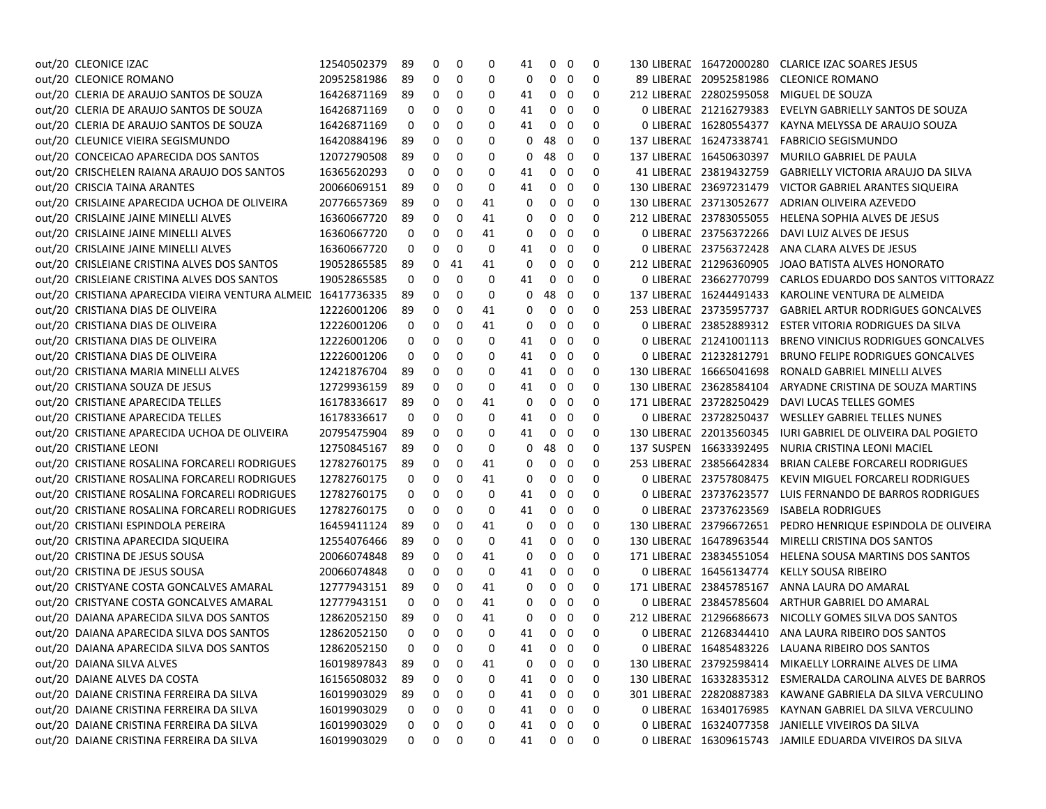| | | | | | | | | | | | | | | |
|---|---|---|---|---|---|---|---|---|---|---|---|---|---|---|
| out/20 | CLEONICE IZAC | 12540502379 | 89 | 0 | 0 | 0 | 41 | 0 | 0 | 0 | 130 | LIBERAD | 16472000280 | CLARICE IZAC SOARES JESUS |
| out/20 | CLEONICE ROMANO | 20952581986 | 89 | 0 | 0 | 0 | 0 | 0 | 0 | 0 | 89 | LIBERAD | 20952581986 | CLEONICE ROMANO |
| out/20 | CLERIA DE ARAUJO SANTOS DE SOUZA | 16426871169 | 89 | 0 | 0 | 0 | 41 | 0 | 0 | 0 | 212 | LIBERAD | 22802595058 | MIGUEL DE SOUZA |
| out/20 | CLERIA DE ARAUJO SANTOS DE SOUZA | 16426871169 | 0 | 0 | 0 | 0 | 41 | 0 | 0 | 0 | 0 | LIBERAD | 21216279383 | EVELYN GABRIELLY SANTOS DE SOUZA |
| out/20 | CLERIA DE ARAUJO SANTOS DE SOUZA | 16426871169 | 0 | 0 | 0 | 0 | 41 | 0 | 0 | 0 | 0 | LIBERAD | 16280554377 | KAYNA MELYSSA DE ARAUJO SOUZA |
| out/20 | CLEUNICE VIEIRA SEGISMUNDO | 16420884196 | 89 | 0 | 0 | 0 | 0 | 48 | 0 | 0 | 137 | LIBERAD | 16247338741 | FABRICIO SEGISMUNDO |
| out/20 | CONCEICAO APARECIDA DOS SANTOS | 12072790508 | 89 | 0 | 0 | 0 | 0 | 48 | 0 | 0 | 137 | LIBERAD | 16450630397 | MURILO GABRIEL DE PAULA |
| out/20 | CRISCHELEN RAIANA ARAUJO DOS SANTOS | 16365620293 | 0 | 0 | 0 | 0 | 41 | 0 | 0 | 0 | 41 | LIBERAD | 23819432759 | GABRIELLY VICTORIA ARAUJO DA SILVA |
| out/20 | CRISCIA TAINA ARANTES | 20066069151 | 89 | 0 | 0 | 0 | 41 | 0 | 0 | 0 | 130 | LIBERAD | 23697231479 | VICTOR GABRIEL ARANTES SIQUEIRA |
| out/20 | CRISLAINE APARECIDA UCHOA DE OLIVEIRA | 20776657369 | 89 | 0 | 0 | 41 | 0 | 0 | 0 | 0 | 130 | LIBERAD | 23713052677 | ADRIAN OLIVEIRA AZEVEDO |
| out/20 | CRISLAINE JAINE MINELLI ALVES | 16360667720 | 89 | 0 | 0 | 41 | 0 | 0 | 0 | 0 | 212 | LIBERAD | 23783055055 | HELENA SOPHIA ALVES DE JESUS |
| out/20 | CRISLAINE JAINE MINELLI ALVES | 16360667720 | 0 | 0 | 0 | 41 | 0 | 0 | 0 | 0 | 0 | LIBERAD | 23756372266 | DAVI LUIZ ALVES DE JESUS |
| out/20 | CRISLAINE JAINE MINELLI ALVES | 16360667720 | 0 | 0 | 0 | 0 | 41 | 0 | 0 | 0 | 0 | LIBERAD | 23756372428 | ANA CLARA ALVES DE JESUS |
| out/20 | CRISLEIANE CRISTINA ALVES DOS SANTOS | 19052865585 | 89 | 0 | 41 | 41 | 0 | 0 | 0 | 0 | 212 | LIBERAD | 21296360905 | JOAO BATISTA ALVES HONORATO |
| out/20 | CRISLEIANE CRISTINA ALVES DOS SANTOS | 19052865585 | 0 | 0 | 0 | 0 | 41 | 0 | 0 | 0 | 0 | LIBERAD | 23662770799 | CARLOS EDUARDO DOS SANTOS VITTORAZZ |
| out/20 | CRISTIANA APARECIDA VIEIRA VENTURA ALMEID | 16417736335 | 89 | 0 | 0 | 0 | 0 | 48 | 0 | 0 | 137 | LIBERAD | 16244491433 | KAROLINE VENTURA DE ALMEIDA |
| out/20 | CRISTIANA DIAS DE OLIVEIRA | 12226001206 | 89 | 0 | 0 | 41 | 0 | 0 | 0 | 0 | 253 | LIBERAD | 23735957737 | GABRIEL ARTUR RODRIGUES GONCALVES |
| out/20 | CRISTIANA DIAS DE OLIVEIRA | 12226001206 | 0 | 0 | 0 | 41 | 0 | 0 | 0 | 0 | 0 | LIBERAD | 23852889312 | ESTER VITORIA RODRIGUES DA SILVA |
| out/20 | CRISTIANA DIAS DE OLIVEIRA | 12226001206 | 0 | 0 | 0 | 0 | 41 | 0 | 0 | 0 | 0 | LIBERAD | 21241001113 | BRENO VINICIUS RODRIGUES GONCALVES |
| out/20 | CRISTIANA DIAS DE OLIVEIRA | 12226001206 | 0 | 0 | 0 | 0 | 41 | 0 | 0 | 0 | 0 | LIBERAD | 21232812791 | BRUNO FELIPE RODRIGUES GONCALVES |
| out/20 | CRISTIANA MARIA MINELLI ALVES | 12421876704 | 89 | 0 | 0 | 0 | 41 | 0 | 0 | 0 | 130 | LIBERAD | 16665041698 | RONALD GABRIEL MINELLI ALVES |
| out/20 | CRISTIANA SOUZA DE JESUS | 12729936159 | 89 | 0 | 0 | 0 | 41 | 0 | 0 | 0 | 130 | LIBERAD | 23628584104 | ARYADNE CRISTINA DE SOUZA MARTINS |
| out/20 | CRISTIANE APARECIDA TELLES | 16178336617 | 89 | 0 | 0 | 41 | 0 | 0 | 0 | 0 | 171 | LIBERAD | 23728250429 | DAVI LUCAS TELLES GOMES |
| out/20 | CRISTIANE APARECIDA TELLES | 16178336617 | 0 | 0 | 0 | 0 | 41 | 0 | 0 | 0 | 0 | LIBERAD | 23728250437 | WESLLEY GABRIEL TELLES NUNES |
| out/20 | CRISTIANE APARECIDA UCHOA DE OLIVEIRA | 20795475904 | 89 | 0 | 0 | 0 | 41 | 0 | 0 | 0 | 130 | LIBERAD | 22013560345 | IURI GABRIEL DE OLIVEIRA DAL POGIETO |
| out/20 | CRISTIANE LEONI | 12750845167 | 89 | 0 | 0 | 0 | 0 | 48 | 0 | 0 | 137 | SUSPEN | 16633392495 | NURIA CRISTINA LEONI MACIEL |
| out/20 | CRISTIANE ROSALINA FORCARELI RODRIGUES | 12782760175 | 89 | 0 | 0 | 41 | 0 | 0 | 0 | 0 | 253 | LIBERAD | 23856642834 | BRIAN CALEBE FORCARELI RODRIGUES |
| out/20 | CRISTIANE ROSALINA FORCARELI RODRIGUES | 12782760175 | 0 | 0 | 0 | 41 | 0 | 0 | 0 | 0 | 0 | LIBERAD | 23757808475 | KEVIN MIGUEL FORCARELI RODRIGUES |
| out/20 | CRISTIANE ROSALINA FORCARELI RODRIGUES | 12782760175 | 0 | 0 | 0 | 0 | 41 | 0 | 0 | 0 | 0 | LIBERAD | 23737623577 | LUIS FERNANDO DE BARROS RODRIGUES |
| out/20 | CRISTIANE ROSALINA FORCARELI RODRIGUES | 12782760175 | 0 | 0 | 0 | 0 | 41 | 0 | 0 | 0 | 0 | LIBERAD | 23737623569 | ISABELA RODRIGUES |
| out/20 | CRISTIANI ESPINDOLA PEREIRA | 16459411124 | 89 | 0 | 0 | 41 | 0 | 0 | 0 | 0 | 130 | LIBERAD | 23796672651 | PEDRO HENRIQUE ESPINDOLA DE OLIVEIRA |
| out/20 | CRISTINA APARECIDA SIQUEIRA | 12554076466 | 89 | 0 | 0 | 0 | 41 | 0 | 0 | 0 | 130 | LIBERAD | 16478963544 | MIRELLI CRISTINA DOS SANTOS |
| out/20 | CRISTINA DE JESUS SOUSA | 20066074848 | 89 | 0 | 0 | 41 | 0 | 0 | 0 | 0 | 171 | LIBERAD | 23834551054 | HELENA SOUSA MARTINS DOS SANTOS |
| out/20 | CRISTINA DE JESUS SOUSA | 20066074848 | 0 | 0 | 0 | 0 | 41 | 0 | 0 | 0 | 0 | LIBERAD | 16456134774 | KELLY SOUSA RIBEIRO |
| out/20 | CRISTYANE COSTA GONCALVES AMARAL | 12777943151 | 89 | 0 | 0 | 41 | 0 | 0 | 0 | 0 | 171 | LIBERAD | 23845785167 | ANNA LAURA DO AMARAL |
| out/20 | CRISTYANE COSTA GONCALVES AMARAL | 12777943151 | 0 | 0 | 0 | 41 | 0 | 0 | 0 | 0 | 0 | LIBERAD | 23845785604 | ARTHUR GABRIEL DO AMARAL |
| out/20 | DAIANA APARECIDA SILVA DOS SANTOS | 12862052150 | 89 | 0 | 0 | 41 | 0 | 0 | 0 | 0 | 212 | LIBERAD | 21296686673 | NICOLLY GOMES SILVA DOS SANTOS |
| out/20 | DAIANA APARECIDA SILVA DOS SANTOS | 12862052150 | 0 | 0 | 0 | 0 | 41 | 0 | 0 | 0 | 0 | LIBERAD | 21268344410 | ANA LAURA RIBEIRO DOS SANTOS |
| out/20 | DAIANA APARECIDA SILVA DOS SANTOS | 12862052150 | 0 | 0 | 0 | 0 | 41 | 0 | 0 | 0 | 0 | LIBERAD | 16485483226 | LAUANA RIBEIRO DOS SANTOS |
| out/20 | DAIANA SILVA ALVES | 16019897843 | 89 | 0 | 0 | 41 | 0 | 0 | 0 | 0 | 130 | LIBERAD | 23792598414 | MIKAELLY LORRAINE ALVES DE LIMA |
| out/20 | DAIANE ALVES DA COSTA | 16156508032 | 89 | 0 | 0 | 0 | 41 | 0 | 0 | 0 | 130 | LIBERAD | 16332835312 | ESMERALDA CAROLINA ALVES DE BARROS |
| out/20 | DAIANE CRISTINA FERREIRA DA SILVA | 16019903029 | 89 | 0 | 0 | 0 | 41 | 0 | 0 | 0 | 301 | LIBERAD | 22820887383 | KAWANE GABRIELA DA SILVA VERCULINO |
| out/20 | DAIANE CRISTINA FERREIRA DA SILVA | 16019903029 | 0 | 0 | 0 | 0 | 41 | 0 | 0 | 0 | 0 | LIBERAD | 16340176985 | KAYNAN GABRIEL DA SILVA VERCULINO |
| out/20 | DAIANE CRISTINA FERREIRA DA SILVA | 16019903029 | 0 | 0 | 0 | 0 | 41 | 0 | 0 | 0 | 0 | LIBERAD | 16324077358 | JANIELLE VIVEIROS DA SILVA |
| out/20 | DAIANE CRISTINA FERREIRA DA SILVA | 16019903029 | 0 | 0 | 0 | 0 | 41 | 0 | 0 | 0 | 0 | LIBERAD | 16309615743 | JAMILE EDUARDA VIVEIROS DA SILVA |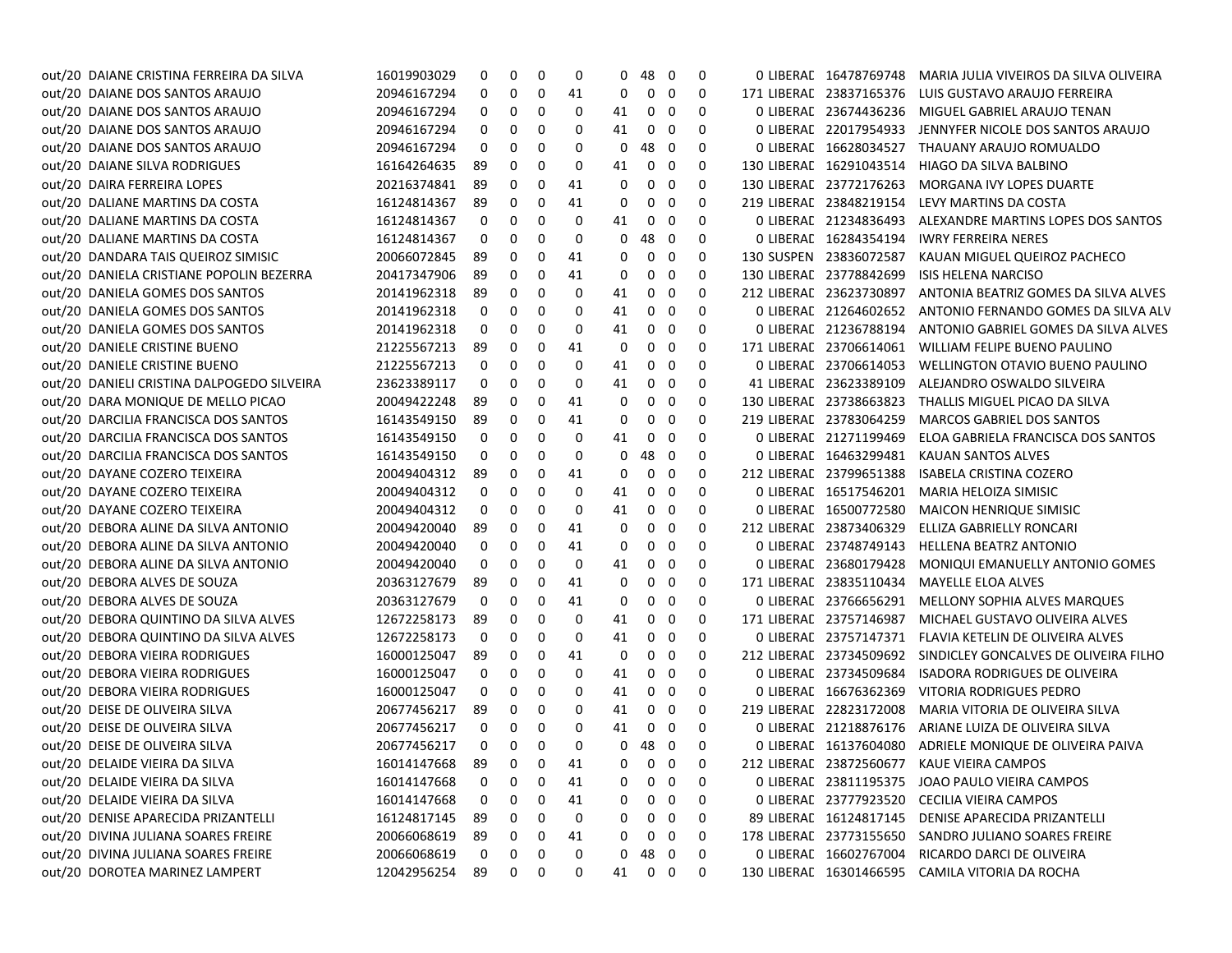| | | | | | | | | | | | | | | |
|---|---|---|---|---|---|---|---|---|---|---|---|---|---|---|
| out/20 | DAIANE CRISTINA FERREIRA DA SILVA | 16019903029 | 0 | 0 | 0 | 0 | 0 | 48 | 0 | 0 | 0 | LIBERAD | 16478769748 | MARIA JULIA VIVEIROS DA SILVA OLIVEIRA |
| out/20 | DAIANE DOS SANTOS ARAUJO | 20946167294 | 0 | 0 | 0 | 41 | 0 | 0 | 0 | 0 | 171 | LIBERAD | 23837165376 | LUIS GUSTAVO ARAUJO FERREIRA |
| out/20 | DAIANE DOS SANTOS ARAUJO | 20946167294 | 0 | 0 | 0 | 0 | 41 | 0 | 0 | 0 | 0 | LIBERAD | 23674436236 | MIGUEL GABRIEL ARAUJO TENAN |
| out/20 | DAIANE DOS SANTOS ARAUJO | 20946167294 | 0 | 0 | 0 | 0 | 41 | 0 | 0 | 0 | 0 | LIBERAD | 22017954933 | JENNYFER NICOLE DOS SANTOS ARAUJO |
| out/20 | DAIANE DOS SANTOS ARAUJO | 20946167294 | 0 | 0 | 0 | 0 | 0 | 48 | 0 | 0 | 0 | LIBERAD | 16628034527 | THAUANY ARAUJO ROMUALDO |
| out/20 | DAIANE SILVA RODRIGUES | 16164264635 | 89 | 0 | 0 | 0 | 41 | 0 | 0 | 0 | 130 | LIBERAD | 16291043514 | HIAGO DA SILVA BALBINO |
| out/20 | DAIRA FERREIRA LOPES | 20216374841 | 89 | 0 | 0 | 41 | 0 | 0 | 0 | 0 | 130 | LIBERAD | 23772176263 | MORGANA IVY LOPES DUARTE |
| out/20 | DALIANE MARTINS DA COSTA | 16124814367 | 89 | 0 | 0 | 41 | 0 | 0 | 0 | 0 | 219 | LIBERAD | 23848219154 | LEVY MARTINS DA COSTA |
| out/20 | DALIANE MARTINS DA COSTA | 16124814367 | 0 | 0 | 0 | 0 | 41 | 0 | 0 | 0 | 0 | LIBERAD | 21234836493 | ALEXANDRE MARTINS LOPES DOS SANTOS |
| out/20 | DALIANE MARTINS DA COSTA | 16124814367 | 0 | 0 | 0 | 0 | 0 | 48 | 0 | 0 | 0 | LIBERAD | 16284354194 | IWRY FERREIRA NERES |
| out/20 | DANDARA TAIS QUEIROZ SIMISIC | 20066072845 | 89 | 0 | 0 | 41 | 0 | 0 | 0 | 0 | 130 | SUSPEN | 23836072587 | KAUAN MIGUEL QUEIROZ PACHECO |
| out/20 | DANIELA CRISTIANE POPOLIN BEZERRA | 20417347906 | 89 | 0 | 0 | 41 | 0 | 0 | 0 | 0 | 130 | LIBERAD | 23778842699 | ISIS HELENA NARCISO |
| out/20 | DANIELA GOMES DOS SANTOS | 20141962318 | 89 | 0 | 0 | 0 | 41 | 0 | 0 | 0 | 212 | LIBERAD | 23623730897 | ANTONIA BEATRIZ GOMES DA SILVA ALVES |
| out/20 | DANIELA GOMES DOS SANTOS | 20141962318 | 0 | 0 | 0 | 0 | 41 | 0 | 0 | 0 | 0 | LIBERAD | 21264602652 | ANTONIO FERNANDO GOMES DA SILVA ALV |
| out/20 | DANIELA GOMES DOS SANTOS | 20141962318 | 0 | 0 | 0 | 0 | 41 | 0 | 0 | 0 | 0 | LIBERAD | 21236788194 | ANTONIO GABRIEL GOMES DA SILVA ALVES |
| out/20 | DANIELE CRISTINE BUENO | 21225567213 | 89 | 0 | 0 | 41 | 0 | 0 | 0 | 0 | 171 | LIBERAD | 23706614061 | WILLIAM FELIPE BUENO PAULINO |
| out/20 | DANIELE CRISTINE BUENO | 21225567213 | 0 | 0 | 0 | 0 | 41 | 0 | 0 | 0 | 0 | LIBERAD | 23706614053 | WELLINGTON OTAVIO BUENO PAULINO |
| out/20 | DANIELI CRISTINA DALPOGEDO SILVEIRA | 23623389117 | 0 | 0 | 0 | 0 | 41 | 0 | 0 | 0 | 41 | LIBERAD | 23623389109 | ALEJANDRO OSWALDO SILVEIRA |
| out/20 | DARA MONIQUE DE MELLO PICAO | 20049422248 | 89 | 0 | 0 | 41 | 0 | 0 | 0 | 0 | 130 | LIBERAD | 23738663823 | THALLIS MIGUEL PICAO DA SILVA |
| out/20 | DARCILIA FRANCISCA DOS SANTOS | 16143549150 | 89 | 0 | 0 | 41 | 0 | 0 | 0 | 0 | 219 | LIBERAD | 23783064259 | MARCOS GABRIEL DOS SANTOS |
| out/20 | DARCILIA FRANCISCA DOS SANTOS | 16143549150 | 0 | 0 | 0 | 0 | 41 | 0 | 0 | 0 | 0 | LIBERAD | 21271199469 | ELOA GABRIELA FRANCISCA DOS SANTOS |
| out/20 | DARCILIA FRANCISCA DOS SANTOS | 16143549150 | 0 | 0 | 0 | 0 | 0 | 48 | 0 | 0 | 0 | LIBERAD | 16463299481 | KAUAN SANTOS ALVES |
| out/20 | DAYANE COZERO TEIXEIRA | 20049404312 | 89 | 0 | 0 | 41 | 0 | 0 | 0 | 0 | 212 | LIBERAD | 23799651388 | ISABELA CRISTINA COZERO |
| out/20 | DAYANE COZERO TEIXEIRA | 20049404312 | 0 | 0 | 0 | 0 | 41 | 0 | 0 | 0 | 0 | LIBERAD | 16517546201 | MARIA HELOIZA SIMISIC |
| out/20 | DAYANE COZERO TEIXEIRA | 20049404312 | 0 | 0 | 0 | 0 | 41 | 0 | 0 | 0 | 0 | LIBERAD | 16500772580 | MAICON HENRIQUE SIMISIC |
| out/20 | DEBORA ALINE DA SILVA ANTONIO | 20049420040 | 89 | 0 | 0 | 41 | 0 | 0 | 0 | 0 | 212 | LIBERAD | 23873406329 | ELLIZA GABRIELLY RONCARI |
| out/20 | DEBORA ALINE DA SILVA ANTONIO | 20049420040 | 0 | 0 | 0 | 41 | 0 | 0 | 0 | 0 | 0 | LIBERAD | 23748749143 | HELLENA BEATRZ ANTONIO |
| out/20 | DEBORA ALINE DA SILVA ANTONIO | 20049420040 | 0 | 0 | 0 | 0 | 41 | 0 | 0 | 0 | 0 | LIBERAD | 23680179428 | MONIQUI EMANUELLY ANTONIO GOMES |
| out/20 | DEBORA ALVES DE SOUZA | 20363127679 | 89 | 0 | 0 | 41 | 0 | 0 | 0 | 0 | 171 | LIBERAD | 23835110434 | MAYELLE ELOA ALVES |
| out/20 | DEBORA ALVES DE SOUZA | 20363127679 | 0 | 0 | 0 | 41 | 0 | 0 | 0 | 0 | 0 | LIBERAD | 23766656291 | MELLONY SOPHIA ALVES MARQUES |
| out/20 | DEBORA QUINTINO DA SILVA ALVES | 12672258173 | 89 | 0 | 0 | 0 | 41 | 0 | 0 | 0 | 171 | LIBERAD | 23757146987 | MICHAEL GUSTAVO OLIVEIRA ALVES |
| out/20 | DEBORA QUINTINO DA SILVA ALVES | 12672258173 | 0 | 0 | 0 | 0 | 41 | 0 | 0 | 0 | 0 | LIBERAD | 23757147371 | FLAVIA KETELIN DE OLIVEIRA ALVES |
| out/20 | DEBORA VIEIRA RODRIGUES | 16000125047 | 89 | 0 | 0 | 41 | 0 | 0 | 0 | 0 | 212 | LIBERAD | 23734509692 | SINDICLEY GONCALVES DE OLIVEIRA FILHO |
| out/20 | DEBORA VIEIRA RODRIGUES | 16000125047 | 0 | 0 | 0 | 0 | 41 | 0 | 0 | 0 | 0 | LIBERAD | 23734509684 | ISADORA RODRIGUES DE OLIVEIRA |
| out/20 | DEBORA VIEIRA RODRIGUES | 16000125047 | 0 | 0 | 0 | 0 | 41 | 0 | 0 | 0 | 0 | LIBERAD | 16676362369 | VITORIA RODRIGUES PEDRO |
| out/20 | DEISE DE OLIVEIRA SILVA | 20677456217 | 89 | 0 | 0 | 0 | 41 | 0 | 0 | 0 | 219 | LIBERAD | 22823172008 | MARIA VITORIA DE OLIVEIRA SILVA |
| out/20 | DEISE DE OLIVEIRA SILVA | 20677456217 | 0 | 0 | 0 | 0 | 41 | 0 | 0 | 0 | 0 | LIBERAD | 21218876176 | ARIANE LUIZA DE OLIVEIRA SILVA |
| out/20 | DEISE DE OLIVEIRA SILVA | 20677456217 | 0 | 0 | 0 | 0 | 0 | 48 | 0 | 0 | 0 | LIBERAD | 16137604080 | ADRIELE MONIQUE DE OLIVEIRA PAIVA |
| out/20 | DELAIDE VIEIRA DA SILVA | 16014147668 | 89 | 0 | 0 | 41 | 0 | 0 | 0 | 0 | 212 | LIBERAD | 23872560677 | KAUE VIEIRA CAMPOS |
| out/20 | DELAIDE VIEIRA DA SILVA | 16014147668 | 0 | 0 | 0 | 41 | 0 | 0 | 0 | 0 | 0 | LIBERAD | 23811195375 | JOAO PAULO VIEIRA CAMPOS |
| out/20 | DELAIDE VIEIRA DA SILVA | 16014147668 | 0 | 0 | 0 | 41 | 0 | 0 | 0 | 0 | 0 | LIBERAD | 23777923520 | CECILIA VIEIRA CAMPOS |
| out/20 | DENISE APARECIDA PRIZANTELLI | 16124817145 | 89 | 0 | 0 | 0 | 0 | 0 | 0 | 0 | 89 | LIBERAD | 16124817145 | DENISE APARECIDA PRIZANTELLI |
| out/20 | DIVINA JULIANA SOARES FREIRE | 20066068619 | 89 | 0 | 0 | 41 | 0 | 0 | 0 | 0 | 178 | LIBERAD | 23773155650 | SANDRO JULIANO SOARES FREIRE |
| out/20 | DIVINA JULIANA SOARES FREIRE | 20066068619 | 0 | 0 | 0 | 0 | 0 | 48 | 0 | 0 | 0 | LIBERAD | 16602767004 | RICARDO DARCI DE OLIVEIRA |
| out/20 | DOROTEA MARINEZ LAMPERT | 12042956254 | 89 | 0 | 0 | 0 | 41 | 0 | 0 | 0 | 130 | LIBERAD | 16301466595 | CAMILA VITORIA DA ROCHA |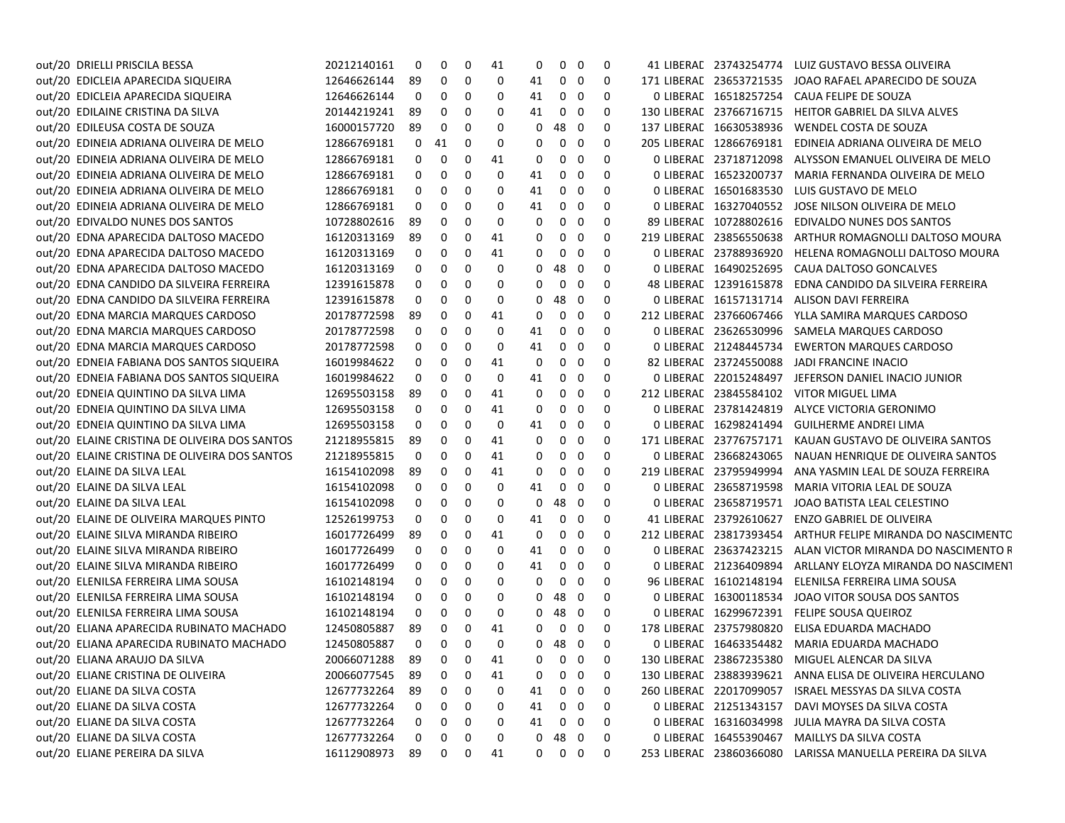| | | | | | | | | | | | | | | | |
|---|---|---|---|---|---|---|---|---|---|---|---|---|---|---|---|
| out/20 | DRIELLI PRISCILA BESSA | 20212140161 | 0 | 0 | 0 | 41 | 0 | 0 | 0 | 0 | 41 | LIBERAD | 23743254774 | LUIZ GUSTAVO BESSA OLIVEIRA |
| out/20 | EDICLEIA APARECIDA SIQUEIRA | 12646626144 | 89 | 0 | 0 | 0 | 41 | 0 | 0 | 0 | 171 | LIBERAD | 23653721535 | JOAO RAFAEL APARECIDO DE SOUZA |
| out/20 | EDICLEIA APARECIDA SIQUEIRA | 12646626144 | 0 | 0 | 0 | 0 | 41 | 0 | 0 | 0 | 0 | LIBERAD | 16518257254 | CAUA FELIPE DE SOUZA |
| out/20 | EDILAINE CRISTINA DA SILVA | 20144219241 | 89 | 0 | 0 | 0 | 41 | 0 | 0 | 0 | 130 | LIBERAD | 23766716715 | HEITOR GABRIEL DA SILVA ALVES |
| out/20 | EDILEUSA COSTA DE SOUZA | 16000157720 | 89 | 0 | 0 | 0 | 0 | 48 | 0 | 0 | 137 | LIBERAD | 16630538936 | WENDEL COSTA DE SOUZA |
| out/20 | EDINEIA ADRIANA OLIVEIRA DE MELO | 12866769181 | 0 | 41 | 0 | 0 | 0 | 0 | 0 | 0 | 205 | LIBERAD | 12866769181 | EDINEIA ADRIANA OLIVEIRA DE MELO |
| out/20 | EDINEIA ADRIANA OLIVEIRA DE MELO | 12866769181 | 0 | 0 | 0 | 41 | 0 | 0 | 0 | 0 | 0 | LIBERAD | 23718712098 | ALYSSON EMANUEL OLIVEIRA DE MELO |
| out/20 | EDINEIA ADRIANA OLIVEIRA DE MELO | 12866769181 | 0 | 0 | 0 | 0 | 41 | 0 | 0 | 0 | 0 | LIBERAD | 16523200737 | MARIA FERNANDA OLIVEIRA DE MELO |
| out/20 | EDINEIA ADRIANA OLIVEIRA DE MELO | 12866769181 | 0 | 0 | 0 | 0 | 41 | 0 | 0 | 0 | 0 | LIBERAD | 16501683530 | LUIS GUSTAVO DE MELO |
| out/20 | EDINEIA ADRIANA OLIVEIRA DE MELO | 12866769181 | 0 | 0 | 0 | 0 | 41 | 0 | 0 | 0 | 0 | LIBERAD | 16327040552 | JOSE NILSON OLIVEIRA DE MELO |
| out/20 | EDIVALDO NUNES DOS SANTOS | 10728802616 | 89 | 0 | 0 | 0 | 0 | 0 | 0 | 0 | 89 | LIBERAD | 10728802616 | EDIVALDO NUNES DOS SANTOS |
| out/20 | EDNA APARECIDA DALTOSO MACEDO | 16120313169 | 89 | 0 | 0 | 41 | 0 | 0 | 0 | 0 | 219 | LIBERAD | 23856550638 | ARTHUR ROMAGNOLLI DALTOSO MOURA |
| out/20 | EDNA APARECIDA DALTOSO MACEDO | 16120313169 | 0 | 0 | 0 | 41 | 0 | 0 | 0 | 0 | 0 | LIBERAD | 23788936920 | HELENA ROMAGNOLLI DALTOSO MOURA |
| out/20 | EDNA APARECIDA DALTOSO MACEDO | 16120313169 | 0 | 0 | 0 | 0 | 0 | 48 | 0 | 0 | 0 | LIBERAD | 16490252695 | CAUA DALTOSO GONCALVES |
| out/20 | EDNA CANDIDO DA SILVEIRA FERREIRA | 12391615878 | 0 | 0 | 0 | 0 | 0 | 0 | 0 | 0 | 48 | LIBERAD | 12391615878 | EDNA CANDIDO DA SILVEIRA FERREIRA |
| out/20 | EDNA CANDIDO DA SILVEIRA FERREIRA | 12391615878 | 0 | 0 | 0 | 0 | 0 | 48 | 0 | 0 | 0 | LIBERAD | 16157131714 | ALISON DAVI FERREIRA |
| out/20 | EDNA MARCIA MARQUES CARDOSO | 20178772598 | 89 | 0 | 0 | 41 | 0 | 0 | 0 | 0 | 212 | LIBERAD | 23766067466 | YLLA SAMIRA MARQUES CARDOSO |
| out/20 | EDNA MARCIA MARQUES CARDOSO | 20178772598 | 0 | 0 | 0 | 0 | 41 | 0 | 0 | 0 | 0 | LIBERAD | 23626530996 | SAMELA MARQUES CARDOSO |
| out/20 | EDNA MARCIA MARQUES CARDOSO | 20178772598 | 0 | 0 | 0 | 0 | 41 | 0 | 0 | 0 | 0 | LIBERAD | 21248445734 | EWERTON MARQUES CARDOSO |
| out/20 | EDNEIA FABIANA DOS SANTOS SIQUEIRA | 16019984622 | 0 | 0 | 0 | 41 | 0 | 0 | 0 | 0 | 82 | LIBERAD | 23724550088 | JADI FRANCINE INACIO |
| out/20 | EDNEIA FABIANA DOS SANTOS SIQUEIRA | 16019984622 | 0 | 0 | 0 | 0 | 41 | 0 | 0 | 0 | 0 | LIBERAD | 22015248497 | JEFERSON DANIEL INACIO JUNIOR |
| out/20 | EDNEIA QUINTINO DA SILVA LIMA | 12695503158 | 89 | 0 | 0 | 41 | 0 | 0 | 0 | 0 | 212 | LIBERAD | 23845584102 | VITOR MIGUEL LIMA |
| out/20 | EDNEIA QUINTINO DA SILVA LIMA | 12695503158 | 0 | 0 | 0 | 41 | 0 | 0 | 0 | 0 | 0 | LIBERAD | 23781424819 | ALYCE VICTORIA GERONIMO |
| out/20 | EDNEIA QUINTINO DA SILVA LIMA | 12695503158 | 0 | 0 | 0 | 0 | 41 | 0 | 0 | 0 | 0 | LIBERAD | 16298241494 | GUILHERME ANDREI LIMA |
| out/20 | ELAINE CRISTINA DE OLIVEIRA DOS SANTOS | 21218955815 | 89 | 0 | 0 | 41 | 0 | 0 | 0 | 0 | 171 | LIBERAD | 23776757171 | KAUAN GUSTAVO DE OLIVEIRA SANTOS |
| out/20 | ELAINE CRISTINA DE OLIVEIRA DOS SANTOS | 21218955815 | 0 | 0 | 0 | 41 | 0 | 0 | 0 | 0 | 0 | LIBERAD | 23668243065 | NAUAN HENRIQUE DE OLIVEIRA SANTOS |
| out/20 | ELAINE DA SILVA LEAL | 16154102098 | 89 | 0 | 0 | 41 | 0 | 0 | 0 | 0 | 219 | LIBERAD | 23795949994 | ANA YASMIN LEAL DE SOUZA FERREIRA |
| out/20 | ELAINE DA SILVA LEAL | 16154102098 | 0 | 0 | 0 | 0 | 41 | 0 | 0 | 0 | 0 | LIBERAD | 23658719598 | MARIA VITORIA LEAL DE SOUZA |
| out/20 | ELAINE DA SILVA LEAL | 16154102098 | 0 | 0 | 0 | 0 | 0 | 48 | 0 | 0 | 0 | LIBERAD | 23658719571 | JOAO BATISTA LEAL CELESTINO |
| out/20 | ELAINE DE OLIVEIRA MARQUES PINTO | 12526199753 | 0 | 0 | 0 | 0 | 41 | 0 | 0 | 0 | 41 | LIBERAD | 23792610627 | ENZO GABRIEL DE OLIVEIRA |
| out/20 | ELAINE SILVA MIRANDA RIBEIRO | 16017726499 | 89 | 0 | 0 | 41 | 0 | 0 | 0 | 0 | 212 | LIBERAD | 23817393454 | ARTHUR FELIPE MIRANDA DO NASCIMENTO |
| out/20 | ELAINE SILVA MIRANDA RIBEIRO | 16017726499 | 0 | 0 | 0 | 0 | 41 | 0 | 0 | 0 | 0 | LIBERAD | 23637423215 | ALAN VICTOR MIRANDA DO NASCIMENTO R |
| out/20 | ELAINE SILVA MIRANDA RIBEIRO | 16017726499 | 0 | 0 | 0 | 0 | 41 | 0 | 0 | 0 | 0 | LIBERAD | 21236409894 | ARLLANY ELOYZA MIRANDA DO NASCIMENT |
| out/20 | ELENILSA FERREIRA LIMA SOUSA | 16102148194 | 0 | 0 | 0 | 0 | 0 | 0 | 0 | 0 | 96 | LIBERAD | 16102148194 | ELENILSA FERREIRA LIMA SOUSA |
| out/20 | ELENILSA FERREIRA LIMA SOUSA | 16102148194 | 0 | 0 | 0 | 0 | 0 | 48 | 0 | 0 | 0 | LIBERAD | 16300118534 | JOAO VITOR SOUSA DOS SANTOS |
| out/20 | ELENILSA FERREIRA LIMA SOUSA | 16102148194 | 0 | 0 | 0 | 0 | 0 | 48 | 0 | 0 | 0 | LIBERAD | 16299672391 | FELIPE SOUSA QUEIROZ |
| out/20 | ELIANA APARECIDA RUBINATO MACHADO | 12450805887 | 89 | 0 | 0 | 41 | 0 | 0 | 0 | 0 | 178 | LIBERAD | 23757980820 | ELISA EDUARDA MACHADO |
| out/20 | ELIANA APARECIDA RUBINATO MACHADO | 12450805887 | 0 | 0 | 0 | 0 | 0 | 48 | 0 | 0 | 0 | LIBERAD | 16463354482 | MARIA EDUARDA MACHADO |
| out/20 | ELIANA ARAUJO DA SILVA | 20066071288 | 89 | 0 | 0 | 41 | 0 | 0 | 0 | 0 | 130 | LIBERAD | 23867235380 | MIGUEL ALENCAR DA SILVA |
| out/20 | ELIANE CRISTINA DE OLIVEIRA | 20066077545 | 89 | 0 | 0 | 41 | 0 | 0 | 0 | 0 | 130 | LIBERAD | 23883939621 | ANNA ELISA DE OLIVEIRA HERCULANO |
| out/20 | ELIANE DA SILVA COSTA | 12677732264 | 89 | 0 | 0 | 0 | 41 | 0 | 0 | 0 | 260 | LIBERAD | 22017099057 | ISRAEL MESSYAS DA SILVA COSTA |
| out/20 | ELIANE DA SILVA COSTA | 12677732264 | 0 | 0 | 0 | 0 | 41 | 0 | 0 | 0 | 0 | LIBERAD | 21251343157 | DAVI MOYSES DA SILVA COSTA |
| out/20 | ELIANE DA SILVA COSTA | 12677732264 | 0 | 0 | 0 | 0 | 41 | 0 | 0 | 0 | 0 | LIBERAD | 16316034998 | JULIA MAYRA DA SILVA COSTA |
| out/20 | ELIANE DA SILVA COSTA | 12677732264 | 0 | 0 | 0 | 0 | 0 | 48 | 0 | 0 | 0 | LIBERAD | 16455390467 | MAILLYS DA SILVA COSTA |
| out/20 | ELIANE PEREIRA DA SILVA | 16112908973 | 89 | 0 | 0 | 41 | 0 | 0 | 0 | 0 | 253 | LIBERAD | 23860366080 | LARISSA MANUELLA PEREIRA DA SILVA |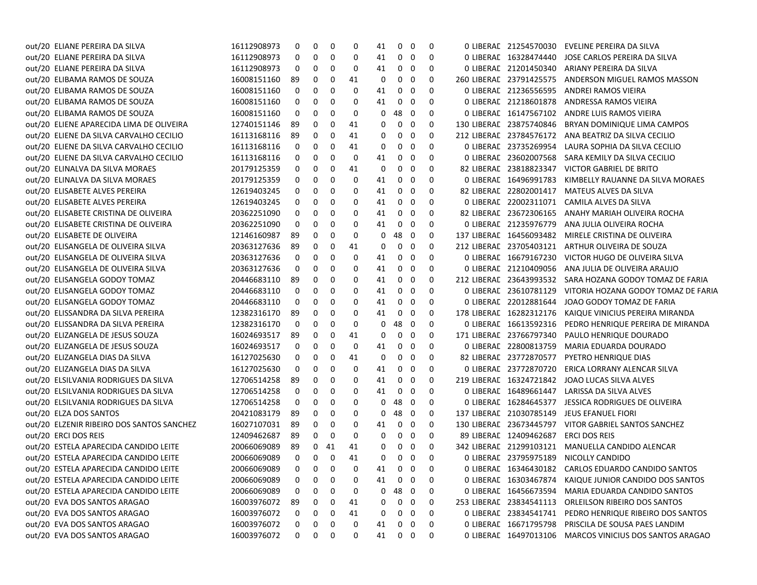| | | | | | | | | | | | | | | | |
|---|---|---|---|---|---|---|---|---|---|---|---|---|---|---|---|
| out/20 | ELIANE PEREIRA DA SILVA | 16112908973 | 0 | 0 | 0 | 0 | 41 | 0 | 0 | 0 | 0 | LIBERAD | 21254570030 | EVELINE PEREIRA DA SILVA |
| out/20 | ELIANE PEREIRA DA SILVA | 16112908973 | 0 | 0 | 0 | 0 | 41 | 0 | 0 | 0 | 0 | LIBERAD | 16328474440 | JOSE CARLOS PEREIRA DA SILVA |
| out/20 | ELIANE PEREIRA DA SILVA | 16112908973 | 0 | 0 | 0 | 0 | 41 | 0 | 0 | 0 | 0 | LIBERAD | 21201450340 | ARIANY PEREIRA DA SILVA |
| out/20 | ELIBAMA RAMOS DE SOUZA | 16008151160 | 89 | 0 | 0 | 41 | 0 | 0 | 0 | 0 | 260 | LIBERAD | 23791425575 | ANDERSON MIGUEL RAMOS MASSON |
| out/20 | ELIBAMA RAMOS DE SOUZA | 16008151160 | 0 | 0 | 0 | 0 | 41 | 0 | 0 | 0 | 0 | LIBERAD | 21236556595 | ANDREI RAMOS VIEIRA |
| out/20 | ELIBAMA RAMOS DE SOUZA | 16008151160 | 0 | 0 | 0 | 0 | 41 | 0 | 0 | 0 | 0 | LIBERAD | 21218601878 | ANDRESSA RAMOS VIEIRA |
| out/20 | ELIBAMA RAMOS DE SOUZA | 16008151160 | 0 | 0 | 0 | 0 | 0 | 48 | 0 | 0 | 0 | LIBERAD | 16147567102 | ANDRE LUIS RAMOS VIEIRA |
| out/20 | ELIENE APARECIDA LIMA DE OLIVEIRA | 12740151146 | 89 | 0 | 0 | 41 | 0 | 0 | 0 | 0 | 130 | LIBERAD | 23875740846 | BRYAN DOMINIQUE LIMA CAMPOS |
| out/20 | ELIENE DA SILVA CARVALHO CECILIO | 16113168116 | 89 | 0 | 0 | 41 | 0 | 0 | 0 | 0 | 212 | LIBERAD | 23784576172 | ANA BEATRIZ DA SILVA CECILIO |
| out/20 | ELIENE DA SILVA CARVALHO CECILIO | 16113168116 | 0 | 0 | 0 | 41 | 0 | 0 | 0 | 0 | 0 | LIBERAD | 23735269954 | LAURA SOPHIA DA SILVA CECILIO |
| out/20 | ELIENE DA SILVA CARVALHO CECILIO | 16113168116 | 0 | 0 | 0 | 0 | 41 | 0 | 0 | 0 | 0 | LIBERAD | 23602007568 | SARA KEMILY DA SILVA CECILIO |
| out/20 | ELINALVA DA SILVA MORAES | 20179125359 | 0 | 0 | 0 | 41 | 0 | 0 | 0 | 0 | 82 | LIBERAD | 23818823347 | VICTOR GABRIEL DE BRITO |
| out/20 | ELINALVA DA SILVA MORAES | 20179125359 | 0 | 0 | 0 | 0 | 41 | 0 | 0 | 0 | 0 | LIBERAD | 16496991783 | KIMBELLY RAUANNE DA SILVA MORAES |
| out/20 | ELISABETE ALVES PEREIRA | 12619403245 | 0 | 0 | 0 | 0 | 41 | 0 | 0 | 0 | 82 | LIBERAD | 22802001417 | MATEUS ALVES DA SILVA |
| out/20 | ELISABETE ALVES PEREIRA | 12619403245 | 0 | 0 | 0 | 0 | 41 | 0 | 0 | 0 | 0 | LIBERAD | 22002311071 | CAMILA ALVES DA SILVA |
| out/20 | ELISABETE CRISTINA DE OLIVEIRA | 20362251090 | 0 | 0 | 0 | 0 | 41 | 0 | 0 | 0 | 82 | LIBERAD | 23672306165 | ANAHY MARIAH OLIVEIRA ROCHA |
| out/20 | ELISABETE CRISTINA DE OLIVEIRA | 20362251090 | 0 | 0 | 0 | 0 | 41 | 0 | 0 | 0 | 0 | LIBERAD | 21235976779 | ANA JULIA OLIVEIRA ROCHA |
| out/20 | ELISABETE DE OLIVEIRA | 12146160987 | 89 | 0 | 0 | 0 | 0 | 48 | 0 | 0 | 137 | LIBERAD | 16456093482 | MIRELE CRISTINA DE OLIVEIRA |
| out/20 | ELISANGELA DE OLIVEIRA SILVA | 20363127636 | 89 | 0 | 0 | 41 | 0 | 0 | 0 | 0 | 212 | LIBERAD | 23705403121 | ARTHUR OLIVEIRA DE SOUZA |
| out/20 | ELISANGELA DE OLIVEIRA SILVA | 20363127636 | 0 | 0 | 0 | 0 | 41 | 0 | 0 | 0 | 0 | LIBERAD | 16679167230 | VICTOR HUGO DE OLIVEIRA SILVA |
| out/20 | ELISANGELA DE OLIVEIRA SILVA | 20363127636 | 0 | 0 | 0 | 0 | 41 | 0 | 0 | 0 | 0 | LIBERAD | 21210409056 | ANA JULIA DE OLIVEIRA ARAUJO |
| out/20 | ELISANGELA GODOY TOMAZ | 20446683110 | 89 | 0 | 0 | 0 | 41 | 0 | 0 | 0 | 212 | LIBERAD | 23643993532 | SARA HOZANA GODOY TOMAZ DE FARIA |
| out/20 | ELISANGELA GODOY TOMAZ | 20446683110 | 0 | 0 | 0 | 0 | 41 | 0 | 0 | 0 | 0 | LIBERAD | 23610781129 | VITORIA HOZANA GODOY TOMAZ DE FARIA |
| out/20 | ELISANGELA GODOY TOMAZ | 20446683110 | 0 | 0 | 0 | 0 | 41 | 0 | 0 | 0 | 0 | LIBERAD | 22012881644 | JOAO GODOY TOMAZ DE FARIA |
| out/20 | ELISSANDRA DA SILVA PEREIRA | 12382316170 | 89 | 0 | 0 | 0 | 41 | 0 | 0 | 0 | 178 | LIBERAD | 16282312176 | KAIQUE VINICIUS PEREIRA MIRANDA |
| out/20 | ELISSANDRA DA SILVA PEREIRA | 12382316170 | 0 | 0 | 0 | 0 | 0 | 48 | 0 | 0 | 0 | LIBERAD | 16613592316 | PEDRO HENRIQUE PEREIRA DE MIRANDA |
| out/20 | ELIZANGELA DE JESUS SOUZA | 16024693517 | 89 | 0 | 0 | 41 | 0 | 0 | 0 | 0 | 171 | LIBERAD | 23766797340 | PAULO HENRIQUE DOURADO |
| out/20 | ELIZANGELA DE JESUS SOUZA | 16024693517 | 0 | 0 | 0 | 0 | 41 | 0 | 0 | 0 | 0 | LIBERAD | 22800813759 | MARIA EDUARDA DOURADO |
| out/20 | ELIZANGELA DIAS DA SILVA | 16127025630 | 0 | 0 | 0 | 41 | 0 | 0 | 0 | 0 | 82 | LIBERAD | 23772870577 | PYETRO HENRIQUE DIAS |
| out/20 | ELIZANGELA DIAS DA SILVA | 16127025630 | 0 | 0 | 0 | 0 | 41 | 0 | 0 | 0 | 0 | LIBERAD | 23772870720 | ERICA LORRANY ALENCAR SILVA |
| out/20 | ELSILVANIA RODRIGUES DA SILVA | 12706514258 | 89 | 0 | 0 | 0 | 41 | 0 | 0 | 0 | 219 | LIBERAD | 16324721842 | JOAO LUCAS SILVA ALVES |
| out/20 | ELSILVANIA RODRIGUES DA SILVA | 12706514258 | 0 | 0 | 0 | 0 | 41 | 0 | 0 | 0 | 0 | LIBERAD | 16489661447 | LARISSA DA SILVA ALVES |
| out/20 | ELSILVANIA RODRIGUES DA SILVA | 12706514258 | 0 | 0 | 0 | 0 | 0 | 48 | 0 | 0 | 0 | LIBERAD | 16284645377 | JESSICA RODRIGUES DE OLIVEIRA |
| out/20 | ELZA DOS SANTOS | 20421083179 | 89 | 0 | 0 | 0 | 0 | 48 | 0 | 0 | 137 | LIBERAD | 21030785149 | JEUS EFANUEL FIORI |
| out/20 | ELZENIR RIBEIRO DOS SANTOS SANCHEZ | 16027107031 | 89 | 0 | 0 | 0 | 41 | 0 | 0 | 0 | 130 | LIBERAD | 23673445797 | VITOR GABRIEL SANTOS SANCHEZ |
| out/20 | ERCI DOS REIS | 12409462687 | 89 | 0 | 0 | 0 | 0 | 0 | 0 | 0 | 89 | LIBERAD | 12409462687 | ERCI DOS REIS |
| out/20 | ESTELA APARECIDA CANDIDO LEITE | 20066069089 | 89 | 0 | 41 | 41 | 0 | 0 | 0 | 0 | 342 | LIBERAD | 21299103121 | MANUELLA CANDIDO ALENCAR |
| out/20 | ESTELA APARECIDA CANDIDO LEITE | 20066069089 | 0 | 0 | 0 | 41 | 0 | 0 | 0 | 0 | 0 | LIBERAD | 23795975189 | NICOLLY CANDIDO |
| out/20 | ESTELA APARECIDA CANDIDO LEITE | 20066069089 | 0 | 0 | 0 | 0 | 41 | 0 | 0 | 0 | 0 | LIBERAD | 16346430182 | CARLOS EDUARDO CANDIDO SANTOS |
| out/20 | ESTELA APARECIDA CANDIDO LEITE | 20066069089 | 0 | 0 | 0 | 0 | 41 | 0 | 0 | 0 | 0 | LIBERAD | 16303467874 | KAIQUE JUNIOR CANDIDO DOS SANTOS |
| out/20 | ESTELA APARECIDA CANDIDO LEITE | 20066069089 | 0 | 0 | 0 | 0 | 0 | 48 | 0 | 0 | 0 | LIBERAD | 16456673594 | MARIA EDUARDA CANDIDO SANTOS |
| out/20 | EVA DOS SANTOS ARAGAO | 16003976072 | 89 | 0 | 0 | 41 | 0 | 0 | 0 | 0 | 253 | LIBERAD | 23834541113 | ORLEILSON RIBEIRO DOS SANTOS |
| out/20 | EVA DOS SANTOS ARAGAO | 16003976072 | 0 | 0 | 0 | 41 | 0 | 0 | 0 | 0 | 0 | LIBERAD | 23834541741 | PEDRO HENRIQUE RIBEIRO DOS SANTOS |
| out/20 | EVA DOS SANTOS ARAGAO | 16003976072 | 0 | 0 | 0 | 0 | 41 | 0 | 0 | 0 | 0 | LIBERAD | 16671795798 | PRISCILA DE SOUSA PAES LANDIM |
| out/20 | EVA DOS SANTOS ARAGAO | 16003976072 | 0 | 0 | 0 | 0 | 41 | 0 | 0 | 0 | 0 | LIBERAD | 16497013106 | MARCOS VINICIUS DOS SANTOS ARAGAO |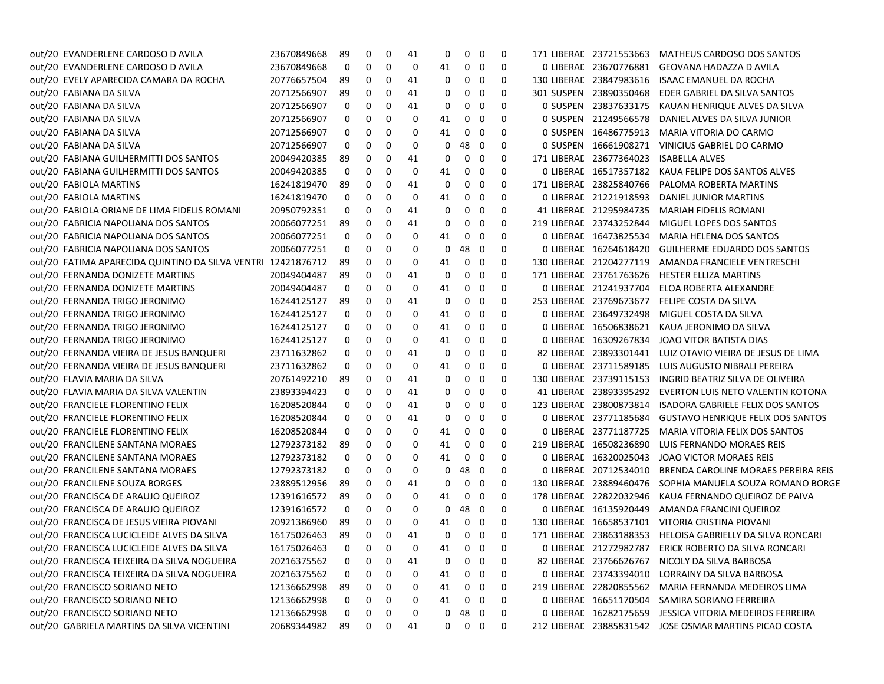| | | | | | | | | | | | | | | | |
|---|---|---|---|---|---|---|---|---|---|---|---|---|---|---|---|
| out/20 | EVANDERLENE CARDOSO D AVILA | 23670849668 | 89 | 0 | 0 | 41 | 0 | 0 | 0 | 0 | 171 | LIBERAD | 23721553663 | MATHEUS CARDOSO DOS SANTOS |
| out/20 | EVANDERLENE CARDOSO D AVILA | 23670849668 | 0 | 0 | 0 | 0 | 41 | 0 | 0 | 0 | 0 | LIBERAD | 23670776881 | GEOVANA HADAZZA D AVILA |
| out/20 | EVELY APARECIDA CAMARA DA ROCHA | 20776657504 | 89 | 0 | 0 | 41 | 0 | 0 | 0 | 0 | 130 | LIBERAD | 23847983616 | ISAAC EMANUEL DA ROCHA |
| out/20 | FABIANA DA SILVA | 20712566907 | 89 | 0 | 0 | 41 | 0 | 0 | 0 | 0 | 301 | SUSPEN | 23890350468 | EDER GABRIEL DA SILVA SANTOS |
| out/20 | FABIANA DA SILVA | 20712566907 | 0 | 0 | 0 | 41 | 0 | 0 | 0 | 0 | 0 | SUSPEN | 23837633175 | KAUAN HENRIQUE ALVES DA SILVA |
| out/20 | FABIANA DA SILVA | 20712566907 | 0 | 0 | 0 | 0 | 41 | 0 | 0 | 0 | 0 | SUSPEN | 21249566578 | DANIEL ALVES DA SILVA JUNIOR |
| out/20 | FABIANA DA SILVA | 20712566907 | 0 | 0 | 0 | 0 | 41 | 0 | 0 | 0 | 0 | SUSPEN | 16486775913 | MARIA VITORIA DO CARMO |
| out/20 | FABIANA DA SILVA | 20712566907 | 0 | 0 | 0 | 0 | 0 | 48 | 0 | 0 | 0 | SUSPEN | 16661908271 | VINICIUS GABRIEL DO CARMO |
| out/20 | FABIANA GUILHERMITTI DOS SANTOS | 20049420385 | 89 | 0 | 0 | 41 | 0 | 0 | 0 | 0 | 171 | LIBERAD | 23677364023 | ISABELLA ALVES |
| out/20 | FABIANA GUILHERMITTI DOS SANTOS | 20049420385 | 0 | 0 | 0 | 0 | 41 | 0 | 0 | 0 | 0 | LIBERAD | 16517357182 | KAUA FELIPE DOS SANTOS ALVES |
| out/20 | FABIOLA MARTINS | 16241819470 | 89 | 0 | 0 | 41 | 0 | 0 | 0 | 0 | 171 | LIBERAD | 23825840766 | PALOMA ROBERTA MARTINS |
| out/20 | FABIOLA MARTINS | 16241819470 | 0 | 0 | 0 | 0 | 41 | 0 | 0 | 0 | 0 | LIBERAD | 21221918593 | DANIEL JUNIOR MARTINS |
| out/20 | FABIOLA ORIANE DE LIMA FIDELIS ROMANI | 20950792351 | 0 | 0 | 0 | 41 | 0 | 0 | 0 | 0 | 41 | LIBERAD | 21295984735 | MARIAH FIDELIS ROMANI |
| out/20 | FABRICIA NAPOLIANA DOS SANTOS | 20066077251 | 89 | 0 | 0 | 41 | 0 | 0 | 0 | 0 | 219 | LIBERAD | 23743252844 | MIGUEL LOPES DOS SANTOS |
| out/20 | FABRICIA NAPOLIANA DOS SANTOS | 20066077251 | 0 | 0 | 0 | 0 | 41 | 0 | 0 | 0 | 0 | LIBERAD | 16473825534 | MARIA HELENA DOS SANTOS |
| out/20 | FABRICIA NAPOLIANA DOS SANTOS | 20066077251 | 0 | 0 | 0 | 0 | 0 | 48 | 0 | 0 | 0 | LIBERAD | 16264618420 | GUILHERME EDUARDO DOS SANTOS |
| out/20 | FATIMA APARECIDA QUINTINO DA SILVA VENTRI | 12421876712 | 89 | 0 | 0 | 0 | 41 | 0 | 0 | 0 | 130 | LIBERAD | 21204277119 | AMANDA FRANCIELE VENTRESCHI |
| out/20 | FERNANDA DONIZETE MARTINS | 20049404487 | 89 | 0 | 0 | 41 | 0 | 0 | 0 | 0 | 171 | LIBERAD | 23761763626 | HESTER ELLIZA MARTINS |
| out/20 | FERNANDA DONIZETE MARTINS | 20049404487 | 0 | 0 | 0 | 0 | 41 | 0 | 0 | 0 | 0 | LIBERAD | 21241937704 | ELOA ROBERTA ALEXANDRE |
| out/20 | FERNANDA TRIGO JERONIMO | 16244125127 | 89 | 0 | 0 | 41 | 0 | 0 | 0 | 0 | 253 | LIBERAD | 23769673677 | FELIPE COSTA DA SILVA |
| out/20 | FERNANDA TRIGO JERONIMO | 16244125127 | 0 | 0 | 0 | 0 | 41 | 0 | 0 | 0 | 0 | LIBERAD | 23649732498 | MIGUEL COSTA DA SILVA |
| out/20 | FERNANDA TRIGO JERONIMO | 16244125127 | 0 | 0 | 0 | 0 | 41 | 0 | 0 | 0 | 0 | LIBERAD | 16506838621 | KAUA JERONIMO DA SILVA |
| out/20 | FERNANDA TRIGO JERONIMO | 16244125127 | 0 | 0 | 0 | 0 | 41 | 0 | 0 | 0 | 0 | LIBERAD | 16309267834 | JOAO VITOR BATISTA DIAS |
| out/20 | FERNANDA VIEIRA DE JESUS BANQUERI | 23711632862 | 0 | 0 | 0 | 41 | 0 | 0 | 0 | 0 | 82 | LIBERAD | 23893301441 | LUIZ OTAVIO VIEIRA DE JESUS DE LIMA |
| out/20 | FERNANDA VIEIRA DE JESUS BANQUERI | 23711632862 | 0 | 0 | 0 | 0 | 41 | 0 | 0 | 0 | 0 | LIBERAD | 23711589185 | LUIS AUGUSTO NIBRALI PEREIRA |
| out/20 | FLAVIA MARIA DA SILVA | 20761492210 | 89 | 0 | 0 | 41 | 0 | 0 | 0 | 0 | 130 | LIBERAD | 23739115153 | INGRID BEATRIZ SILVA DE OLIVEIRA |
| out/20 | FLAVIA MARIA DA SILVA VALENTIN | 23893394423 | 0 | 0 | 0 | 41 | 0 | 0 | 0 | 0 | 41 | LIBERAD | 23893395292 | EVERTON LUIS NETO VALENTIN KOTONA |
| out/20 | FRANCIELE FLORENTINO FELIX | 16208520844 | 0 | 0 | 0 | 41 | 0 | 0 | 0 | 0 | 123 | LIBERAD | 23800873814 | ISADORA GABRIELE FELIX DOS SANTOS |
| out/20 | FRANCIELE FLORENTINO FELIX | 16208520844 | 0 | 0 | 0 | 41 | 0 | 0 | 0 | 0 | 0 | LIBERAD | 23771185684 | GUSTAVO HENRIQUE FELIX DOS SANTOS |
| out/20 | FRANCIELE FLORENTINO FELIX | 16208520844 | 0 | 0 | 0 | 0 | 41 | 0 | 0 | 0 | 0 | LIBERAD | 23771187725 | MARIA VITORIA FELIX DOS SANTOS |
| out/20 | FRANCILENE SANTANA MORAES | 12792373182 | 89 | 0 | 0 | 0 | 41 | 0 | 0 | 0 | 219 | LIBERAD | 16508236890 | LUIS FERNANDO MORAES REIS |
| out/20 | FRANCILENE SANTANA MORAES | 12792373182 | 0 | 0 | 0 | 0 | 41 | 0 | 0 | 0 | 0 | LIBERAD | 16320025043 | JOAO VICTOR MORAES REIS |
| out/20 | FRANCILENE SANTANA MORAES | 12792373182 | 0 | 0 | 0 | 0 | 0 | 48 | 0 | 0 | 0 | LIBERAD | 20712534010 | BRENDA CAROLINE MORAES PEREIRA REIS |
| out/20 | FRANCILENE SOUZA BORGES | 23889512956 | 89 | 0 | 0 | 41 | 0 | 0 | 0 | 0 | 130 | LIBERAD | 23889460476 | SOPHIA MANUELA SOUZA ROMANO BORGE |
| out/20 | FRANCISCA DE ARAUJO QUEIROZ | 12391616572 | 89 | 0 | 0 | 0 | 41 | 0 | 0 | 0 | 178 | LIBERAD | 22822032946 | KAUA FERNANDO QUEIROZ DE PAIVA |
| out/20 | FRANCISCA DE ARAUJO QUEIROZ | 12391616572 | 0 | 0 | 0 | 0 | 0 | 48 | 0 | 0 | 0 | LIBERAD | 16135920449 | AMANDA FRANCINI QUEIROZ |
| out/20 | FRANCISCA DE JESUS VIEIRA PIOVANI | 20921386960 | 89 | 0 | 0 | 0 | 41 | 0 | 0 | 0 | 130 | LIBERAD | 16658537101 | VITORIA CRISTINA PIOVANI |
| out/20 | FRANCISCA LUCICLEIDE ALVES DA SILVA | 16175026463 | 89 | 0 | 0 | 41 | 0 | 0 | 0 | 0 | 171 | LIBERAD | 23863188353 | HELOISA GABRIELLY DA SILVA RONCARI |
| out/20 | FRANCISCA LUCICLEIDE ALVES DA SILVA | 16175026463 | 0 | 0 | 0 | 0 | 41 | 0 | 0 | 0 | 0 | LIBERAD | 21272982787 | ERICK ROBERTO DA SILVA RONCARI |
| out/20 | FRANCISCA TEIXEIRA DA SILVA NOGUEIRA | 20216375562 | 0 | 0 | 0 | 41 | 0 | 0 | 0 | 0 | 82 | LIBERAD | 23766626767 | NICOLY DA SILVA BARBOSA |
| out/20 | FRANCISCA TEIXEIRA DA SILVA NOGUEIRA | 20216375562 | 0 | 0 | 0 | 0 | 41 | 0 | 0 | 0 | 0 | LIBERAD | 23743394010 | LORRAINY DA SILVA BARBOSA |
| out/20 | FRANCISCO SORIANO NETO | 12136662998 | 89 | 0 | 0 | 0 | 41 | 0 | 0 | 0 | 219 | LIBERAD | 22820855562 | MARIA FERNANDA MEDEIROS LIMA |
| out/20 | FRANCISCO SORIANO NETO | 12136662998 | 0 | 0 | 0 | 0 | 41 | 0 | 0 | 0 | 0 | LIBERAD | 16651170504 | SAMIRA SORIANO FERREIRA |
| out/20 | FRANCISCO SORIANO NETO | 12136662998 | 0 | 0 | 0 | 0 | 0 | 48 | 0 | 0 | 0 | LIBERAD | 16282175659 | JESSICA VITORIA MEDEIROS FERREIRA |
| out/20 | GABRIELA MARTINS DA SILVA VICENTINI | 20689344982 | 89 | 0 | 0 | 41 | 0 | 0 | 0 | 0 | 212 | LIBERAD | 23885831542 | JOSE OSMAR MARTINS PICAO COSTA |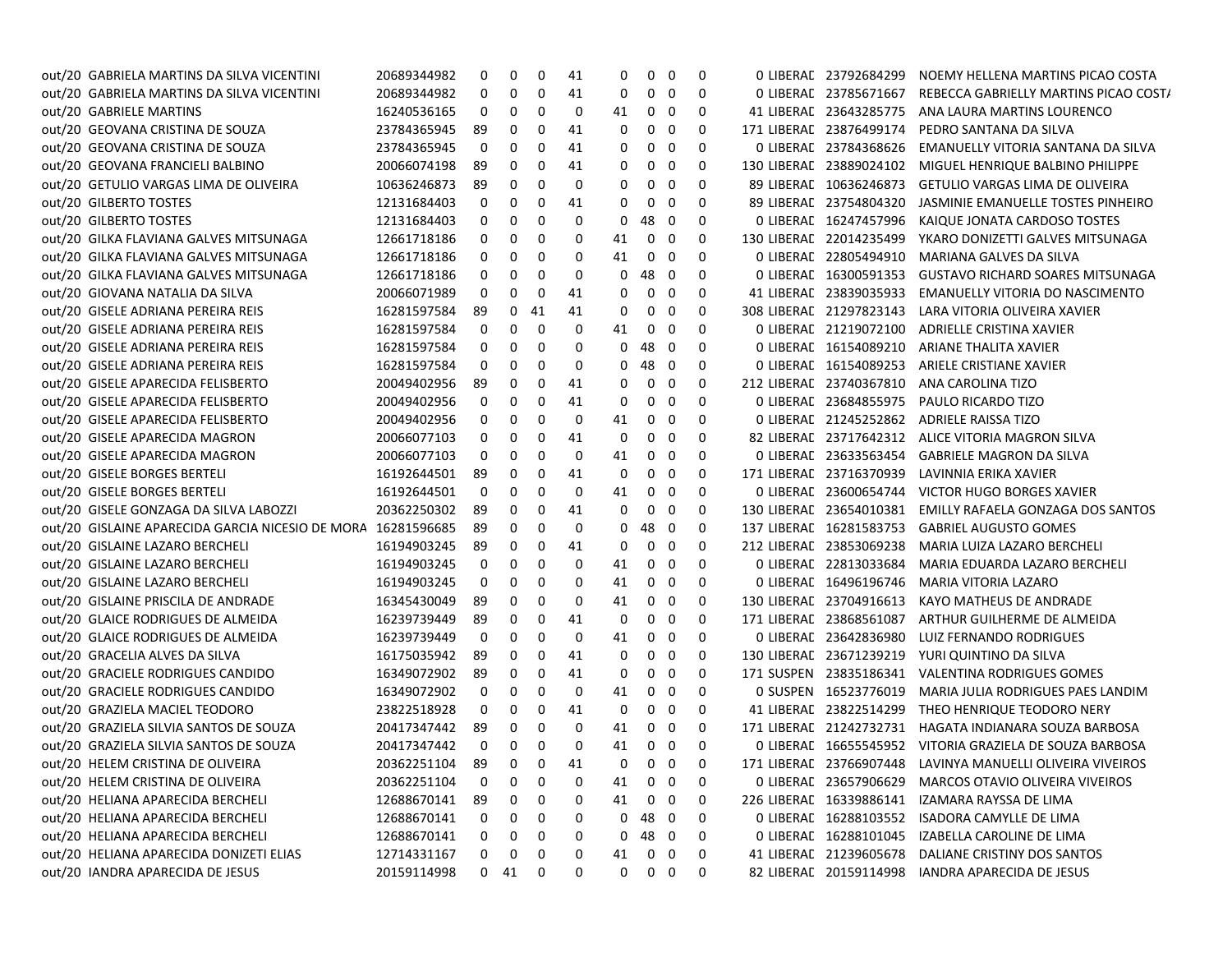| | | | | | | | | | | | | | | |
|---|---|---|---|---|---|---|---|---|---|---|---|---|---|---|
| out/20 | GABRIELA MARTINS DA SILVA VICENTINI | 20689344982 | 0 | 0 | 0 | 41 | 0 | 0 | 0 | 0 | 0 | LIBERAD | 23792684299 | NOEMY HELLENA MARTINS PICAO COSTA |
| out/20 | GABRIELA MARTINS DA SILVA VICENTINI | 20689344982 | 0 | 0 | 0 | 41 | 0 | 0 | 0 | 0 | 0 | LIBERAD | 23785671667 | REBECCA GABRIELLY MARTINS PICAO COSTA |
| out/20 | GABRIELE MARTINS | 16240536165 | 0 | 0 | 0 | 0 | 41 | 0 | 0 | 0 | 41 | LIBERAD | 23643285775 | ANA LAURA MARTINS LOURENCO |
| out/20 | GEOVANA CRISTINA DE SOUZA | 23784365945 | 89 | 0 | 0 | 41 | 0 | 0 | 0 | 0 | 171 | LIBERAD | 23876499174 | PEDRO SANTANA DA SILVA |
| out/20 | GEOVANA CRISTINA DE SOUZA | 23784365945 | 0 | 0 | 0 | 41 | 0 | 0 | 0 | 0 | 0 | LIBERAD | 23784368626 | EMANUELLY VITORIA SANTANA DA SILVA |
| out/20 | GEOVANA FRANCIELI BALBINO | 20066074198 | 89 | 0 | 0 | 41 | 0 | 0 | 0 | 0 | 130 | LIBERAD | 23889024102 | MIGUEL HENRIQUE BALBINO PHILIPPE |
| out/20 | GETULIO VARGAS LIMA DE OLIVEIRA | 10636246873 | 89 | 0 | 0 | 0 | 0 | 0 | 0 | 0 | 89 | LIBERAD | 10636246873 | GETULIO VARGAS LIMA DE OLIVEIRA |
| out/20 | GILBERTO TOSTES | 12131684403 | 0 | 0 | 0 | 41 | 0 | 0 | 0 | 0 | 89 | LIBERAD | 23754804320 | JASMINIE EMANUELLE TOSTES PINHEIRO |
| out/20 | GILBERTO TOSTES | 12131684403 | 0 | 0 | 0 | 0 | 0 | 48 | 0 | 0 | 0 | LIBERAD | 16247457996 | KAIQUE JONATA CARDOSO TOSTES |
| out/20 | GILKA FLAVIANA GALVES MITSUNAGA | 12661718186 | 0 | 0 | 0 | 0 | 41 | 0 | 0 | 0 | 130 | LIBERAD | 22014235499 | YKARO DONIZETTI GALVES MITSUNAGA |
| out/20 | GILKA FLAVIANA GALVES MITSUNAGA | 12661718186 | 0 | 0 | 0 | 0 | 41 | 0 | 0 | 0 | 0 | LIBERAD | 22805494910 | MARIANA GALVES DA SILVA |
| out/20 | GILKA FLAVIANA GALVES MITSUNAGA | 12661718186 | 0 | 0 | 0 | 0 | 0 | 48 | 0 | 0 | 0 | LIBERAD | 16300591353 | GUSTAVO RICHARD SOARES MITSUNAGA |
| out/20 | GIOVANA NATALIA DA SILVA | 20066071989 | 0 | 0 | 0 | 41 | 0 | 0 | 0 | 0 | 41 | LIBERAD | 23839035933 | EMANUELLY VITORIA DO NASCIMENTO |
| out/20 | GISELE ADRIANA PEREIRA REIS | 16281597584 | 89 | 0 | 41 | 41 | 0 | 0 | 0 | 0 | 308 | LIBERAD | 21297823143 | LARA VITORIA OLIVEIRA XAVIER |
| out/20 | GISELE ADRIANA PEREIRA REIS | 16281597584 | 0 | 0 | 0 | 0 | 41 | 0 | 0 | 0 | 0 | LIBERAD | 21219072100 | ADRIELLE CRISTINA XAVIER |
| out/20 | GISELE ADRIANA PEREIRA REIS | 16281597584 | 0 | 0 | 0 | 0 | 0 | 48 | 0 | 0 | 0 | LIBERAD | 16154089210 | ARIANE THALITA XAVIER |
| out/20 | GISELE ADRIANA PEREIRA REIS | 16281597584 | 0 | 0 | 0 | 0 | 0 | 48 | 0 | 0 | 0 | LIBERAD | 16154089253 | ARIELE CRISTIANE XAVIER |
| out/20 | GISELE APARECIDA FELISBERTO | 20049402956 | 89 | 0 | 0 | 41 | 0 | 0 | 0 | 0 | 212 | LIBERAD | 23740367810 | ANA CAROLINA TIZO |
| out/20 | GISELE APARECIDA FELISBERTO | 20049402956 | 0 | 0 | 0 | 41 | 0 | 0 | 0 | 0 | 0 | LIBERAD | 23684855975 | PAULO RICARDO TIZO |
| out/20 | GISELE APARECIDA FELISBERTO | 20049402956 | 0 | 0 | 0 | 0 | 41 | 0 | 0 | 0 | 0 | LIBERAD | 21245252862 | ADRIELE RAISSA TIZO |
| out/20 | GISELE APARECIDA MAGRON | 20066077103 | 0 | 0 | 0 | 41 | 0 | 0 | 0 | 0 | 82 | LIBERAD | 23717642312 | ALICE VITORIA MAGRON SILVA |
| out/20 | GISELE APARECIDA MAGRON | 20066077103 | 0 | 0 | 0 | 0 | 41 | 0 | 0 | 0 | 0 | LIBERAD | 23633563454 | GABRIELE MAGRON DA SILVA |
| out/20 | GISELE BORGES BERTELI | 16192644501 | 89 | 0 | 0 | 41 | 0 | 0 | 0 | 0 | 171 | LIBERAD | 23716370939 | LAVINNIA ERIKA XAVIER |
| out/20 | GISELE BORGES BERTELI | 16192644501 | 0 | 0 | 0 | 0 | 41 | 0 | 0 | 0 | 0 | LIBERAD | 23600654744 | VICTOR HUGO BORGES XAVIER |
| out/20 | GISELE GONZAGA DA SILVA LABOZZI | 20362250302 | 89 | 0 | 0 | 41 | 0 | 0 | 0 | 0 | 130 | LIBERAD | 23654010381 | EMILLY RAFAELA GONZAGA DOS SANTOS |
| out/20 | GISLAINE APARECIDA GARCIA NICESIO DE MORA | 16281596685 | 89 | 0 | 0 | 0 | 0 | 48 | 0 | 0 | 137 | LIBERAD | 16281583753 | GABRIEL AUGUSTO GOMES |
| out/20 | GISLAINE LAZARO BERCHELI | 16194903245 | 89 | 0 | 0 | 41 | 0 | 0 | 0 | 0 | 212 | LIBERAD | 23853069238 | MARIA LUIZA LAZARO BERCHELI |
| out/20 | GISLAINE LAZARO BERCHELI | 16194903245 | 0 | 0 | 0 | 0 | 41 | 0 | 0 | 0 | 0 | LIBERAD | 22813033684 | MARIA EDUARDA LAZARO BERCHELI |
| out/20 | GISLAINE LAZARO BERCHELI | 16194903245 | 0 | 0 | 0 | 0 | 41 | 0 | 0 | 0 | 0 | LIBERAD | 16496196746 | MARIA VITORIA LAZARO |
| out/20 | GISLAINE PRISCILA DE ANDRADE | 16345430049 | 89 | 0 | 0 | 0 | 41 | 0 | 0 | 0 | 130 | LIBERAD | 23704916613 | KAYO MATHEUS DE ANDRADE |
| out/20 | GLAICE RODRIGUES DE ALMEIDA | 16239739449 | 89 | 0 | 0 | 41 | 0 | 0 | 0 | 0 | 171 | LIBERAD | 23868561087 | ARTHUR GUILHERME DE ALMEIDA |
| out/20 | GLAICE RODRIGUES DE ALMEIDA | 16239739449 | 0 | 0 | 0 | 0 | 41 | 0 | 0 | 0 | 0 | LIBERAD | 23642836980 | LUIZ FERNANDO RODRIGUES |
| out/20 | GRACELIA ALVES DA SILVA | 16175035942 | 89 | 0 | 0 | 41 | 0 | 0 | 0 | 0 | 130 | LIBERAD | 23671239219 | YURI QUINTINO DA SILVA |
| out/20 | GRACIELE RODRIGUES CANDIDO | 16349072902 | 89 | 0 | 0 | 41 | 0 | 0 | 0 | 0 | 171 | SUSPEN | 23835186341 | VALENTINA RODRIGUES GOMES |
| out/20 | GRACIELE RODRIGUES CANDIDO | 16349072902 | 0 | 0 | 0 | 0 | 41 | 0 | 0 | 0 | 0 | SUSPEN | 16523776019 | MARIA JULIA RODRIGUES PAES LANDIM |
| out/20 | GRAZIELA MACIEL TEODORO | 23822518928 | 0 | 0 | 0 | 41 | 0 | 0 | 0 | 0 | 41 | LIBERAD | 23822514299 | THEO HENRIQUE TEODORO NERY |
| out/20 | GRAZIELA SILVIA SANTOS DE SOUZA | 20417347442 | 89 | 0 | 0 | 0 | 41 | 0 | 0 | 0 | 171 | LIBERAD | 21242732731 | HAGATA INDIANARA SOUZA BARBOSA |
| out/20 | GRAZIELA SILVIA SANTOS DE SOUZA | 20417347442 | 0 | 0 | 0 | 0 | 41 | 0 | 0 | 0 | 0 | LIBERAD | 16655545952 | VITORIA GRAZIELA DE SOUZA BARBOSA |
| out/20 | HELEM CRISTINA DE OLIVEIRA | 20362251104 | 89 | 0 | 0 | 41 | 0 | 0 | 0 | 0 | 171 | LIBERAD | 23766907448 | LAVINYA MANUELLI OLIVEIRA VIVEIROS |
| out/20 | HELEM CRISTINA DE OLIVEIRA | 20362251104 | 0 | 0 | 0 | 0 | 41 | 0 | 0 | 0 | 0 | LIBERAD | 23657906629 | MARCOS OTAVIO OLIVEIRA VIVEIROS |
| out/20 | HELIANA APARECIDA BERCHELI | 12688670141 | 89 | 0 | 0 | 0 | 41 | 0 | 0 | 0 | 226 | LIBERAD | 16339886141 | IZAMARA RAYSSA DE LIMA |
| out/20 | HELIANA APARECIDA BERCHELI | 12688670141 | 0 | 0 | 0 | 0 | 0 | 48 | 0 | 0 | 0 | LIBERAD | 16288103552 | ISADORA CAMYLLE DE LIMA |
| out/20 | HELIANA APARECIDA BERCHELI | 12688670141 | 0 | 0 | 0 | 0 | 0 | 48 | 0 | 0 | 0 | LIBERAD | 16288101045 | IZABELLA CAROLINE DE LIMA |
| out/20 | HELIANA APARECIDA DONIZETI ELIAS | 12714331167 | 0 | 0 | 0 | 0 | 41 | 0 | 0 | 0 | 41 | LIBERAD | 21239605678 | DALIANE CRISTINY DOS SANTOS |
| out/20 | IANDRA APARECIDA DE JESUS | 20159114998 | 0 | 41 | 0 | 0 | 0 | 0 | 0 | 0 | 82 | LIBERAD | 20159114998 | IANDRA APARECIDA DE JESUS |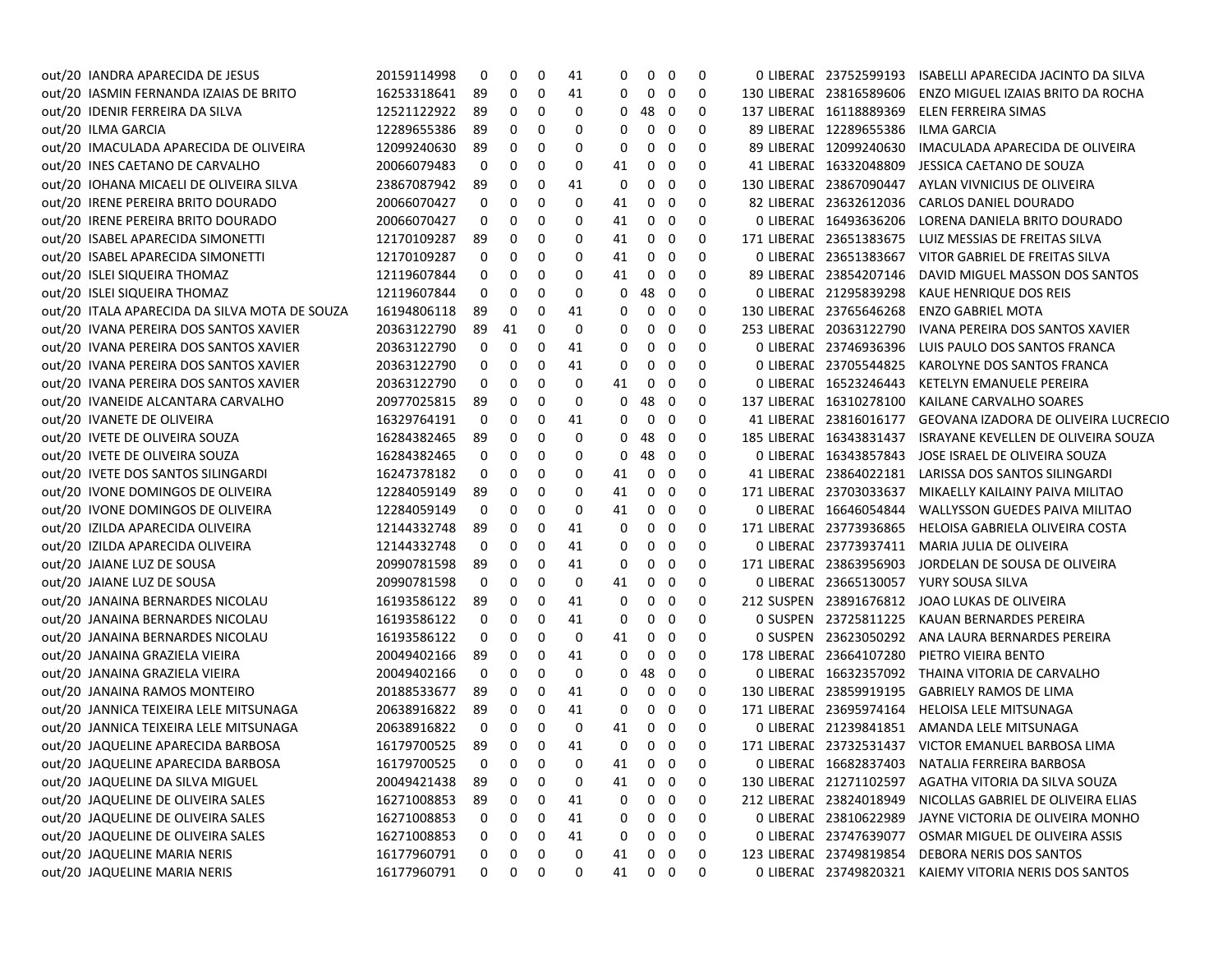| | | | | | | | | | | | | | | |
|---|---|---|---|---|---|---|---|---|---|---|---|---|---|---|
| out/20 | IANDRA APARECIDA DE JESUS | 20159114998 | 0 | 0 | 0 | 41 | 0 | 0 | 0 | 0 | 0 | LIBERAL | 23752599193 | ISABELLI APARECIDA JACINTO DA SILVA |
| out/20 | IASMIN FERNANDA IZAIAS DE BRITO | 16253318641 | 89 | 0 | 0 | 41 | 0 | 0 | 0 | 0 | 130 | LIBERAL | 23816589606 | ENZO MIGUEL IZAIAS BRITO DA ROCHA |
| out/20 | IDENIR FERREIRA DA SILVA | 12521122922 | 89 | 0 | 0 | 0 | 0 | 48 | 0 | 0 | 137 | LIBERAL | 16118889369 | ELEN FERREIRA SIMAS |
| out/20 | ILMA GARCIA | 12289655386 | 89 | 0 | 0 | 0 | 0 | 0 | 0 | 0 | 89 | LIBERAL | 12289655386 | ILMA GARCIA |
| out/20 | IMACULADA APARECIDA DE OLIVEIRA | 12099240630 | 89 | 0 | 0 | 0 | 0 | 0 | 0 | 0 | 89 | LIBERAL | 12099240630 | IMACULADA APARECIDA DE OLIVEIRA |
| out/20 | INES CAETANO DE CARVALHO | 20066079483 | 0 | 0 | 0 | 0 | 41 | 0 | 0 | 0 | 41 | LIBERAL | 16332048809 | JESSICA CAETANO DE SOUZA |
| out/20 | IOHANA MICAELI DE OLIVEIRA SILVA | 23867087942 | 89 | 0 | 0 | 41 | 0 | 0 | 0 | 0 | 130 | LIBERAL | 23867090447 | AYLAN VIVNICIUS DE OLIVEIRA |
| out/20 | IRENE PEREIRA BRITO DOURADO | 20066070427 | 0 | 0 | 0 | 0 | 41 | 0 | 0 | 0 | 82 | LIBERAL | 23632612036 | CARLOS DANIEL DOURADO |
| out/20 | IRENE PEREIRA BRITO DOURADO | 20066070427 | 0 | 0 | 0 | 0 | 41 | 0 | 0 | 0 | 0 | LIBERAL | 16493636206 | LORENA DANIELA BRITO DOURADO |
| out/20 | ISABEL APARECIDA SIMONETTI | 12170109287 | 89 | 0 | 0 | 0 | 41 | 0 | 0 | 0 | 171 | LIBERAL | 23651383675 | LUIZ MESSIAS DE FREITAS SILVA |
| out/20 | ISABEL APARECIDA SIMONETTI | 12170109287 | 0 | 0 | 0 | 0 | 41 | 0 | 0 | 0 | 0 | LIBERAL | 23651383667 | VITOR GABRIEL DE FREITAS SILVA |
| out/20 | ISLEI SIQUEIRA THOMAZ | 12119607844 | 0 | 0 | 0 | 0 | 41 | 0 | 0 | 0 | 89 | LIBERAL | 23854207146 | DAVID MIGUEL MASSON DOS SANTOS |
| out/20 | ISLEI SIQUEIRA THOMAZ | 12119607844 | 0 | 0 | 0 | 0 | 0 | 48 | 0 | 0 | 0 | LIBERAL | 21295839298 | KAUE HENRIQUE DOS REIS |
| out/20 | ITALA APARECIDA DA SILVA MOTA DE SOUZA | 16194806118 | 89 | 0 | 0 | 41 | 0 | 0 | 0 | 0 | 130 | LIBERAL | 23765646268 | ENZO GABRIEL MOTA |
| out/20 | IVANA PEREIRA DOS SANTOS XAVIER | 20363122790 | 89 | 41 | 0 | 0 | 0 | 0 | 0 | 0 | 253 | LIBERAL | 20363122790 | IVANA PEREIRA DOS SANTOS XAVIER |
| out/20 | IVANA PEREIRA DOS SANTOS XAVIER | 20363122790 | 0 | 0 | 0 | 41 | 0 | 0 | 0 | 0 | 0 | LIBERAL | 23746936396 | LUIS PAULO DOS SANTOS FRANCA |
| out/20 | IVANA PEREIRA DOS SANTOS XAVIER | 20363122790 | 0 | 0 | 0 | 41 | 0 | 0 | 0 | 0 | 0 | LIBERAL | 23705544825 | KAROLYNE DOS SANTOS FRANCA |
| out/20 | IVANA PEREIRA DOS SANTOS XAVIER | 20363122790 | 0 | 0 | 0 | 0 | 41 | 0 | 0 | 0 | 0 | LIBERAL | 16523246443 | KETELYN EMANUELE PEREIRA |
| out/20 | IVANEIDE ALCANTARA CARVALHO | 20977025815 | 89 | 0 | 0 | 0 | 0 | 48 | 0 | 0 | 137 | LIBERAL | 16310278100 | KAILANE CARVALHO SOARES |
| out/20 | IVANETE DE OLIVEIRA | 16329764191 | 0 | 0 | 0 | 41 | 0 | 0 | 0 | 0 | 41 | LIBERAL | 23816016177 | GEOVANA IZADORA DE OLIVEIRA LUCRECIO |
| out/20 | IVETE DE OLIVEIRA SOUZA | 16284382465 | 89 | 0 | 0 | 0 | 0 | 48 | 0 | 0 | 185 | LIBERAL | 16343831437 | ISRAYANE KEVELLEN DE OLIVEIRA SOUZA |
| out/20 | IVETE DE OLIVEIRA SOUZA | 16284382465 | 0 | 0 | 0 | 0 | 0 | 48 | 0 | 0 | 0 | LIBERAL | 16343857843 | JOSE ISRAEL DE OLIVEIRA SOUZA |
| out/20 | IVETE DOS SANTOS SILINGARDI | 16247378182 | 0 | 0 | 0 | 0 | 41 | 0 | 0 | 0 | 41 | LIBERAL | 23864022181 | LARISSA DOS SANTOS SILINGARDI |
| out/20 | IVONE DOMINGOS DE OLIVEIRA | 12284059149 | 89 | 0 | 0 | 0 | 41 | 0 | 0 | 0 | 171 | LIBERAL | 23703033637 | MIKAELLY KAILAINY PAIVA MILITAO |
| out/20 | IVONE DOMINGOS DE OLIVEIRA | 12284059149 | 0 | 0 | 0 | 0 | 41 | 0 | 0 | 0 | 0 | LIBERAL | 16646054844 | WALLYSSON GUEDES PAIVA MILITAO |
| out/20 | IZILDA APARECIDA OLIVEIRA | 12144332748 | 89 | 0 | 0 | 41 | 0 | 0 | 0 | 0 | 171 | LIBERAL | 23773936865 | HELOISA GABRIELA OLIVEIRA COSTA |
| out/20 | IZILDA APARECIDA OLIVEIRA | 12144332748 | 0 | 0 | 0 | 41 | 0 | 0 | 0 | 0 | 0 | LIBERAL | 23773937411 | MARIA JULIA DE OLIVEIRA |
| out/20 | JAIANE LUZ DE SOUSA | 20990781598 | 89 | 0 | 0 | 41 | 0 | 0 | 0 | 0 | 171 | LIBERAL | 23863956903 | JORDELAN DE SOUSA DE OLIVEIRA |
| out/20 | JAIANE LUZ DE SOUSA | 20990781598 | 0 | 0 | 0 | 0 | 41 | 0 | 0 | 0 | 0 | LIBERAL | 23665130057 | YURY SOUSA SILVA |
| out/20 | JANAINA BERNARDES NICOLAU | 16193586122 | 89 | 0 | 0 | 41 | 0 | 0 | 0 | 0 | 212 | SUSPEN | 23891676812 | JOAO LUKAS DE OLIVEIRA |
| out/20 | JANAINA BERNARDES NICOLAU | 16193586122 | 0 | 0 | 0 | 41 | 0 | 0 | 0 | 0 | 0 | SUSPEN | 23725811225 | KAUAN BERNARDES PEREIRA |
| out/20 | JANAINA BERNARDES NICOLAU | 16193586122 | 0 | 0 | 0 | 0 | 41 | 0 | 0 | 0 | 0 | SUSPEN | 23623050292 | ANA LAURA BERNARDES PEREIRA |
| out/20 | JANAINA GRAZIELA VIEIRA | 20049402166 | 89 | 0 | 0 | 41 | 0 | 0 | 0 | 0 | 178 | LIBERAL | 23664107280 | PIETRO VIEIRA BENTO |
| out/20 | JANAINA GRAZIELA VIEIRA | 20049402166 | 0 | 0 | 0 | 0 | 0 | 48 | 0 | 0 | 0 | LIBERAL | 16632357092 | THAINA VITORIA DE CARVALHO |
| out/20 | JANAINA RAMOS MONTEIRO | 20188533677 | 89 | 0 | 0 | 41 | 0 | 0 | 0 | 0 | 130 | LIBERAL | 23859919195 | GABRIELY RAMOS DE LIMA |
| out/20 | JANNICA TEIXEIRA LELE MITSUNAGA | 20638916822 | 89 | 0 | 0 | 41 | 0 | 0 | 0 | 0 | 171 | LIBERAL | 23695974164 | HELOISA LELE MITSUNAGA |
| out/20 | JANNICA TEIXEIRA LELE MITSUNAGA | 20638916822 | 0 | 0 | 0 | 0 | 41 | 0 | 0 | 0 | 0 | LIBERAL | 21239841851 | AMANDA LELE MITSUNAGA |
| out/20 | JAQUELINE APARECIDA BARBOSA | 16179700525 | 89 | 0 | 0 | 41 | 0 | 0 | 0 | 0 | 171 | LIBERAL | 23732531437 | VICTOR EMANUEL BARBOSA LIMA |
| out/20 | JAQUELINE APARECIDA BARBOSA | 16179700525 | 0 | 0 | 0 | 0 | 41 | 0 | 0 | 0 | 0 | LIBERAL | 16682837403 | NATALIA FERREIRA BARBOSA |
| out/20 | JAQUELINE DA SILVA MIGUEL | 20049421438 | 89 | 0 | 0 | 0 | 41 | 0 | 0 | 0 | 130 | LIBERAL | 21271102597 | AGATHA VITORIA DA SILVA SOUZA |
| out/20 | JAQUELINE DE OLIVEIRA SALES | 16271008853 | 89 | 0 | 0 | 41 | 0 | 0 | 0 | 0 | 212 | LIBERAL | 23824018949 | NICOLLAS GABRIEL DE OLIVEIRA ELIAS |
| out/20 | JAQUELINE DE OLIVEIRA SALES | 16271008853 | 0 | 0 | 0 | 41 | 0 | 0 | 0 | 0 | 0 | LIBERAL | 23810622989 | JAYNE VICTORIA DE OLIVEIRA MONHO |
| out/20 | JAQUELINE DE OLIVEIRA SALES | 16271008853 | 0 | 0 | 0 | 41 | 0 | 0 | 0 | 0 | 0 | LIBERAL | 23747639077 | OSMAR MIGUEL DE OLIVEIRA ASSIS |
| out/20 | JAQUELINE MARIA NERIS | 16177960791 | 0 | 0 | 0 | 0 | 41 | 0 | 0 | 0 | 123 | LIBERAL | 23749819854 | DEBORA NERIS DOS SANTOS |
| out/20 | JAQUELINE MARIA NERIS | 16177960791 | 0 | 0 | 0 | 0 | 41 | 0 | 0 | 0 | 0 | LIBERAL | 23749820321 | KAIEMY VITORIA NERIS DOS SANTOS |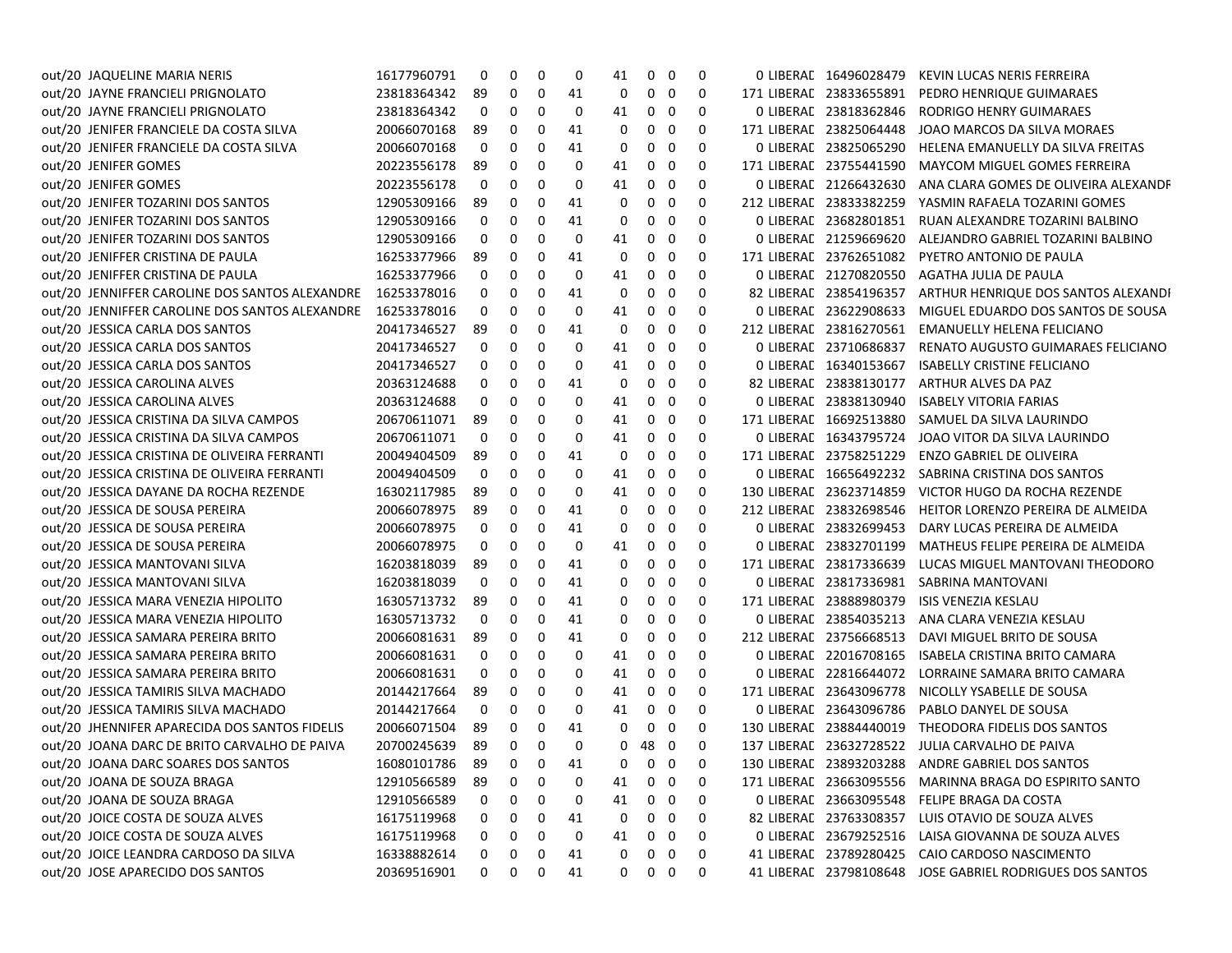| | | | | | | | | | | | | | | |
|---|---|---|---|---|---|---|---|---|---|---|---|---|---|---|
| out/20 | JAQUELINE MARIA NERIS | 16177960791 | 0 | 0 | 0 | 0 | 41 | 0 | 0 | 0 | 0 | LIBERAD | 16496028479 | KEVIN LUCAS NERIS FERREIRA |
| out/20 | JAYNE FRANCIELI PRIGNOLATO | 23818364342 | 89 | 0 | 0 | 41 | 0 | 0 | 0 | 0 | 171 | LIBERAD | 23833655891 | PEDRO HENRIQUE GUIMARAES |
| out/20 | JAYNE FRANCIELI PRIGNOLATO | 23818364342 | 0 | 0 | 0 | 0 | 41 | 0 | 0 | 0 | 0 | LIBERAD | 23818362846 | RODRIGO HENRY GUIMARAES |
| out/20 | JENIFER FRANCIELE DA COSTA SILVA | 20066070168 | 89 | 0 | 0 | 41 | 0 | 0 | 0 | 0 | 171 | LIBERAD | 23825064448 | JOAO MARCOS DA SILVA MORAES |
| out/20 | JENIFER FRANCIELE DA COSTA SILVA | 20066070168 | 0 | 0 | 0 | 41 | 0 | 0 | 0 | 0 | 0 | LIBERAD | 23825065290 | HELENA EMANUELLY DA SILVA FREITAS |
| out/20 | JENIFER GOMES | 20223556178 | 89 | 0 | 0 | 0 | 41 | 0 | 0 | 0 | 171 | LIBERAD | 23755441590 | MAYCOM MIGUEL GOMES FERREIRA |
| out/20 | JENIFER GOMES | 20223556178 | 0 | 0 | 0 | 0 | 41 | 0 | 0 | 0 | 0 | LIBERAD | 21266432630 | ANA CLARA GOMES DE OLIVEIRA ALEXANDR |
| out/20 | JENIFER TOZARINI DOS SANTOS | 12905309166 | 89 | 0 | 0 | 41 | 0 | 0 | 0 | 0 | 212 | LIBERAD | 23833382259 | YASMIN RAFAELA TOZARINI GOMES |
| out/20 | JENIFER TOZARINI DOS SANTOS | 12905309166 | 0 | 0 | 0 | 41 | 0 | 0 | 0 | 0 | 0 | LIBERAD | 23682801851 | RUAN ALEXANDRE TOZARINI BALBINO |
| out/20 | JENIFER TOZARINI DOS SANTOS | 12905309166 | 0 | 0 | 0 | 0 | 41 | 0 | 0 | 0 | 0 | LIBERAD | 21259669620 | ALEJANDRO GABRIEL TOZARINI BALBINO |
| out/20 | JENIFFER CRISTINA DE PAULA | 16253377966 | 89 | 0 | 0 | 41 | 0 | 0 | 0 | 0 | 171 | LIBERAD | 23762651082 | PYETRO ANTONIO DE PAULA |
| out/20 | JENIFFER CRISTINA DE PAULA | 16253377966 | 0 | 0 | 0 | 0 | 41 | 0 | 0 | 0 | 0 | LIBERAD | 21270820550 | AGATHA JULIA DE PAULA |
| out/20 | JENNIFFER CAROLINE DOS SANTOS ALEXANDRE | 16253378016 | 0 | 0 | 0 | 41 | 0 | 0 | 0 | 0 | 82 | LIBERAD | 23854196357 | ARTHUR HENRIQUE DOS SANTOS ALEXANDI |
| out/20 | JENNIFFER CAROLINE DOS SANTOS ALEXANDRE | 16253378016 | 0 | 0 | 0 | 0 | 41 | 0 | 0 | 0 | 0 | LIBERAD | 23622908633 | MIGUEL EDUARDO DOS SANTOS DE SOUSA |
| out/20 | JESSICA CARLA DOS SANTOS | 20417346527 | 89 | 0 | 0 | 41 | 0 | 0 | 0 | 0 | 212 | LIBERAD | 23816270561 | EMANUELLY HELENA FELICIANO |
| out/20 | JESSICA CARLA DOS SANTOS | 20417346527 | 0 | 0 | 0 | 0 | 41 | 0 | 0 | 0 | 0 | LIBERAD | 23710686837 | RENATO AUGUSTO GUIMARAES FELICIANO |
| out/20 | JESSICA CARLA DOS SANTOS | 20417346527 | 0 | 0 | 0 | 0 | 41 | 0 | 0 | 0 | 0 | LIBERAD | 16340153667 | ISABELLY CRISTINE FELICIANO |
| out/20 | JESSICA CAROLINA ALVES | 20363124688 | 0 | 0 | 0 | 41 | 0 | 0 | 0 | 0 | 82 | LIBERAD | 23838130177 | ARTHUR ALVES DA PAZ |
| out/20 | JESSICA CAROLINA ALVES | 20363124688 | 0 | 0 | 0 | 0 | 41 | 0 | 0 | 0 | 0 | LIBERAD | 23838130940 | ISABELY VITORIA FARIAS |
| out/20 | JESSICA CRISTINA DA SILVA CAMPOS | 20670611071 | 89 | 0 | 0 | 0 | 41 | 0 | 0 | 0 | 171 | LIBERAD | 16692513880 | SAMUEL DA SILVA LAURINDO |
| out/20 | JESSICA CRISTINA DA SILVA CAMPOS | 20670611071 | 0 | 0 | 0 | 0 | 41 | 0 | 0 | 0 | 0 | LIBERAD | 16343795724 | JOAO VITOR DA SILVA LAURINDO |
| out/20 | JESSICA CRISTINA DE OLIVEIRA FERRANTI | 20049404509 | 89 | 0 | 0 | 41 | 0 | 0 | 0 | 0 | 171 | LIBERAD | 23758251229 | ENZO GABRIEL DE OLIVEIRA |
| out/20 | JESSICA CRISTINA DE OLIVEIRA FERRANTI | 20049404509 | 0 | 0 | 0 | 0 | 41 | 0 | 0 | 0 | 0 | LIBERAD | 16656492232 | SABRINA CRISTINA DOS SANTOS |
| out/20 | JESSICA DAYANE DA ROCHA REZENDE | 16302117985 | 89 | 0 | 0 | 0 | 41 | 0 | 0 | 0 | 130 | LIBERAD | 23623714859 | VICTOR HUGO DA ROCHA REZENDE |
| out/20 | JESSICA DE SOUSA PEREIRA | 20066078975 | 89 | 0 | 0 | 41 | 0 | 0 | 0 | 0 | 212 | LIBERAD | 23832698546 | HEITOR LORENZO PEREIRA DE ALMEIDA |
| out/20 | JESSICA DE SOUSA PEREIRA | 20066078975 | 0 | 0 | 0 | 41 | 0 | 0 | 0 | 0 | 0 | LIBERAD | 23832699453 | DARY LUCAS PEREIRA DE ALMEIDA |
| out/20 | JESSICA DE SOUSA PEREIRA | 20066078975 | 0 | 0 | 0 | 0 | 41 | 0 | 0 | 0 | 0 | LIBERAD | 23832701199 | MATHEUS FELIPE PEREIRA DE ALMEIDA |
| out/20 | JESSICA MANTOVANI SILVA | 16203818039 | 89 | 0 | 0 | 41 | 0 | 0 | 0 | 0 | 171 | LIBERAD | 23817336639 | LUCAS MIGUEL MANTOVANI THEODORO |
| out/20 | JESSICA MANTOVANI SILVA | 16203818039 | 0 | 0 | 0 | 41 | 0 | 0 | 0 | 0 | 0 | LIBERAD | 23817336981 | SABRINA MANTOVANI |
| out/20 | JESSICA MARA VENEZIA HIPOLITO | 16305713732 | 89 | 0 | 0 | 41 | 0 | 0 | 0 | 0 | 171 | LIBERAD | 23888980379 | ISIS VENEZIA KESLAU |
| out/20 | JESSICA MARA VENEZIA HIPOLITO | 16305713732 | 0 | 0 | 0 | 41 | 0 | 0 | 0 | 0 | 0 | LIBERAD | 23854035213 | ANA CLARA VENEZIA KESLAU |
| out/20 | JESSICA SAMARA PEREIRA BRITO | 20066081631 | 89 | 0 | 0 | 41 | 0 | 0 | 0 | 0 | 212 | LIBERAD | 23756668513 | DAVI MIGUEL BRITO DE SOUSA |
| out/20 | JESSICA SAMARA PEREIRA BRITO | 20066081631 | 0 | 0 | 0 | 0 | 41 | 0 | 0 | 0 | 0 | LIBERAD | 22016708165 | ISABELA CRISTINA BRITO CAMARA |
| out/20 | JESSICA SAMARA PEREIRA BRITO | 20066081631 | 0 | 0 | 0 | 0 | 41 | 0 | 0 | 0 | 0 | LIBERAD | 22816644072 | LORRAINE SAMARA BRITO CAMARA |
| out/20 | JESSICA TAMIRIS SILVA MACHADO | 20144217664 | 89 | 0 | 0 | 0 | 41 | 0 | 0 | 0 | 171 | LIBERAD | 23643096778 | NICOLLY YSABELLE DE SOUSA |
| out/20 | JESSICA TAMIRIS SILVA MACHADO | 20144217664 | 0 | 0 | 0 | 0 | 41 | 0 | 0 | 0 | 0 | LIBERAD | 23643096786 | PABLO DANYEL DE SOUSA |
| out/20 | JHENNIFER APARECIDA DOS SANTOS FIDELIS | 20066071504 | 89 | 0 | 0 | 41 | 0 | 0 | 0 | 0 | 130 | LIBERAD | 23884440019 | THEODORA FIDELIS DOS SANTOS |
| out/20 | JOANA DARC DE BRITO CARVALHO DE PAIVA | 20700245639 | 89 | 0 | 0 | 0 | 0 | 48 | 0 | 0 | 137 | LIBERAD | 23632728522 | JULIA CARVALHO DE PAIVA |
| out/20 | JOANA DARC SOARES DOS SANTOS | 16080101786 | 89 | 0 | 0 | 41 | 0 | 0 | 0 | 0 | 130 | LIBERAD | 23893203288 | ANDRE GABRIEL DOS SANTOS |
| out/20 | JOANA DE SOUZA BRAGA | 12910566589 | 89 | 0 | 0 | 0 | 41 | 0 | 0 | 0 | 171 | LIBERAD | 23663095556 | MARINNA BRAGA DO ESPIRITO SANTO |
| out/20 | JOANA DE SOUZA BRAGA | 12910566589 | 0 | 0 | 0 | 0 | 41 | 0 | 0 | 0 | 0 | LIBERAD | 23663095548 | FELIPE BRAGA DA COSTA |
| out/20 | JOICE COSTA DE SOUZA ALVES | 16175119968 | 0 | 0 | 0 | 41 | 0 | 0 | 0 | 0 | 82 | LIBERAD | 23763308357 | LUIS OTAVIO DE SOUZA ALVES |
| out/20 | JOICE COSTA DE SOUZA ALVES | 16175119968 | 0 | 0 | 0 | 0 | 41 | 0 | 0 | 0 | 0 | LIBERAD | 23679252516 | LAISA GIOVANNA DE SOUZA ALVES |
| out/20 | JOICE LEANDRA CARDOSO DA SILVA | 16338882614 | 0 | 0 | 0 | 41 | 0 | 0 | 0 | 0 | 41 | LIBERAD | 23789280425 | CAIO CARDOSO NASCIMENTO |
| out/20 | JOSE APARECIDO DOS SANTOS | 20369516901 | 0 | 0 | 0 | 41 | 0 | 0 | 0 | 0 | 41 | LIBERAD | 23798108648 | JOSE GABRIEL RODRIGUES DOS SANTOS |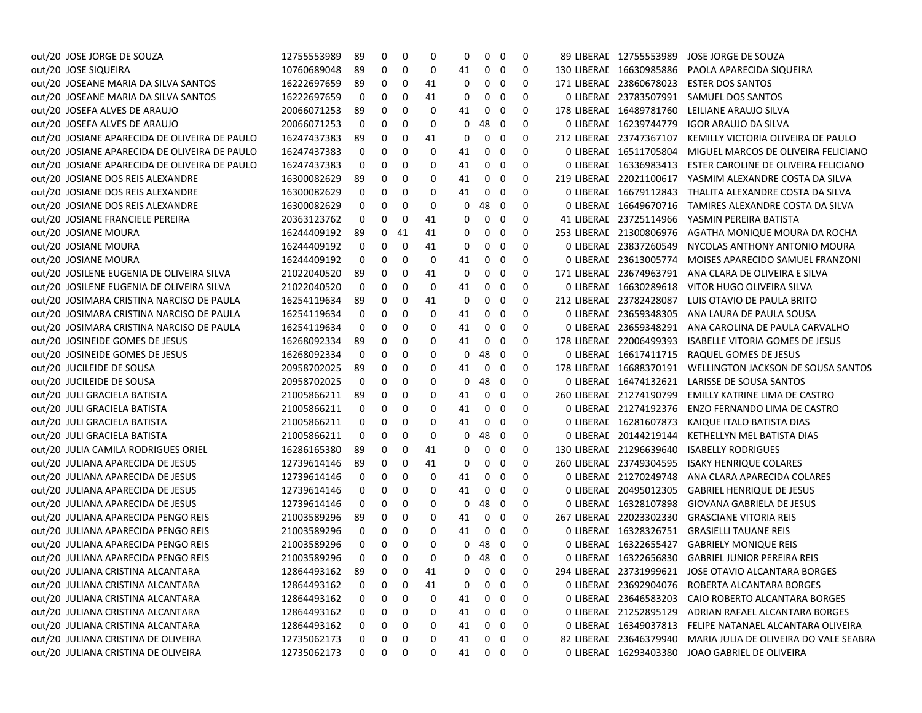| | | | | | | | | | | | | | | | |
|---|---|---|---|---|---|---|---|---|---|---|---|---|---|---|---|
| out/20 | JOSE JORGE DE SOUZA | 12755553989 | 89 | 0 | 0 | 0 | 0 | 0 | 0 | 0 | 89 | LIBERAD | 12755553989 | JOSE JORGE DE SOUZA |
| out/20 | JOSE SIQUEIRA | 10760689048 | 89 | 0 | 0 | 0 | 41 | 0 | 0 | 0 | 130 | LIBERAD | 16630985886 | PAOLA APARECIDA SIQUEIRA |
| out/20 | JOSEANE MARIA DA SILVA SANTOS | 16222697659 | 89 | 0 | 0 | 41 | 0 | 0 | 0 | 0 | 171 | LIBERAD | 23860678023 | ESTER DOS SANTOS |
| out/20 | JOSEANE MARIA DA SILVA SANTOS | 16222697659 | 0 | 0 | 0 | 41 | 0 | 0 | 0 | 0 | 0 | LIBERAD | 23783507991 | SAMUEL DOS SANTOS |
| out/20 | JOSEFA ALVES DE ARAUJO | 20066071253 | 89 | 0 | 0 | 0 | 41 | 0 | 0 | 0 | 178 | LIBERAD | 16489781760 | LEILIANE ARAUJO SILVA |
| out/20 | JOSEFA ALVES DE ARAUJO | 20066071253 | 0 | 0 | 0 | 0 | 0 | 48 | 0 | 0 | 0 | LIBERAD | 16239744779 | IGOR ARAUJO DA SILVA |
| out/20 | JOSIANE APARECIDA DE OLIVEIRA DE PAULO | 16247437383 | 89 | 0 | 0 | 41 | 0 | 0 | 0 | 0 | 212 | LIBERAD | 23747367107 | KEMILLY VICTORIA OLIVEIRA DE PAULO |
| out/20 | JOSIANE APARECIDA DE OLIVEIRA DE PAULO | 16247437383 | 0 | 0 | 0 | 0 | 41 | 0 | 0 | 0 | 0 | LIBERAD | 16511705804 | MIGUEL MARCOS DE OLIVEIRA FELICIANO |
| out/20 | JOSIANE APARECIDA DE OLIVEIRA DE PAULO | 16247437383 | 0 | 0 | 0 | 0 | 41 | 0 | 0 | 0 | 0 | LIBERAD | 16336983413 | ESTER CAROLINE DE OLIVEIRA FELICIANO |
| out/20 | JOSIANE DOS REIS ALEXANDRE | 16300082629 | 89 | 0 | 0 | 0 | 41 | 0 | 0 | 0 | 219 | LIBERAD | 22021100617 | YASMIM ALEXANDRE COSTA DA SILVA |
| out/20 | JOSIANE DOS REIS ALEXANDRE | 16300082629 | 0 | 0 | 0 | 0 | 41 | 0 | 0 | 0 | 0 | LIBERAD | 16679112843 | THALITA ALEXANDRE COSTA DA SILVA |
| out/20 | JOSIANE DOS REIS ALEXANDRE | 16300082629 | 0 | 0 | 0 | 0 | 0 | 48 | 0 | 0 | 0 | LIBERAD | 16649670716 | TAMIRES ALEXANDRE COSTA DA SILVA |
| out/20 | JOSIANE FRANCIELE PEREIRA | 20363123762 | 0 | 0 | 0 | 41 | 0 | 0 | 0 | 0 | 41 | LIBERAD | 23725114966 | YASMIN PEREIRA BATISTA |
| out/20 | JOSIANE MOURA | 16244409192 | 89 | 0 | 41 | 41 | 0 | 0 | 0 | 0 | 253 | LIBERAD | 21300806976 | AGATHA MONIQUE MOURA DA ROCHA |
| out/20 | JOSIANE MOURA | 16244409192 | 0 | 0 | 0 | 41 | 0 | 0 | 0 | 0 | 0 | LIBERAD | 23837260549 | NYCOLAS ANTHONY ANTONIO MOURA |
| out/20 | JOSIANE MOURA | 16244409192 | 0 | 0 | 0 | 0 | 41 | 0 | 0 | 0 | 0 | LIBERAD | 23613005774 | MOISES APARECIDO SAMUEL FRANZONI |
| out/20 | JOSILENE EUGENIA DE OLIVEIRA SILVA | 21022040520 | 89 | 0 | 0 | 41 | 0 | 0 | 0 | 0 | 171 | LIBERAD | 23674963791 | ANA CLARA DE OLIVEIRA E SILVA |
| out/20 | JOSILENE EUGENIA DE OLIVEIRA SILVA | 21022040520 | 0 | 0 | 0 | 0 | 41 | 0 | 0 | 0 | 0 | LIBERAD | 16630289618 | VITOR HUGO OLIVEIRA SILVA |
| out/20 | JOSIMARA CRISTINA NARCISO DE PAULA | 16254119634 | 89 | 0 | 0 | 41 | 0 | 0 | 0 | 0 | 212 | LIBERAD | 23782428087 | LUIS OTAVIO DE PAULA BRITO |
| out/20 | JOSIMARA CRISTINA NARCISO DE PAULA | 16254119634 | 0 | 0 | 0 | 0 | 41 | 0 | 0 | 0 | 0 | LIBERAD | 23659348305 | ANA LAURA DE PAULA SOUSA |
| out/20 | JOSIMARA CRISTINA NARCISO DE PAULA | 16254119634 | 0 | 0 | 0 | 0 | 41 | 0 | 0 | 0 | 0 | LIBERAD | 23659348291 | ANA CAROLINA DE PAULA CARVALHO |
| out/20 | JOSINEIDE GOMES DE JESUS | 16268092334 | 89 | 0 | 0 | 0 | 41 | 0 | 0 | 0 | 178 | LIBERAD | 22006499393 | ISABELLE VITORIA GOMES DE JESUS |
| out/20 | JOSINEIDE GOMES DE JESUS | 16268092334 | 0 | 0 | 0 | 0 | 0 | 48 | 0 | 0 | 0 | LIBERAD | 16617411715 | RAQUEL GOMES DE JESUS |
| out/20 | JUCILEIDE DE SOUSA | 20958702025 | 89 | 0 | 0 | 0 | 41 | 0 | 0 | 0 | 178 | LIBERAD | 16688370191 | WELLINGTON JACKSON DE SOUSA SANTOS |
| out/20 | JUCILEIDE DE SOUSA | 20958702025 | 0 | 0 | 0 | 0 | 0 | 48 | 0 | 0 | 0 | LIBERAD | 16474132621 | LARISSE DE SOUSA SANTOS |
| out/20 | JULI GRACIELA BATISTA | 21005866211 | 89 | 0 | 0 | 0 | 41 | 0 | 0 | 0 | 260 | LIBERAD | 21274190799 | EMILLY KATRINE LIMA DE CASTRO |
| out/20 | JULI GRACIELA BATISTA | 21005866211 | 0 | 0 | 0 | 0 | 41 | 0 | 0 | 0 | 0 | LIBERAD | 21274192376 | ENZO FERNANDO LIMA DE CASTRO |
| out/20 | JULI GRACIELA BATISTA | 21005866211 | 0 | 0 | 0 | 0 | 41 | 0 | 0 | 0 | 0 | LIBERAD | 16281607873 | KAIQUE ITALO BATISTA DIAS |
| out/20 | JULI GRACIELA BATISTA | 21005866211 | 0 | 0 | 0 | 0 | 0 | 48 | 0 | 0 | 0 | LIBERAD | 20144219144 | KETHELLYN MEL BATISTA DIAS |
| out/20 | JULIA CAMILA RODRIGUES ORIEL | 16286165380 | 89 | 0 | 0 | 41 | 0 | 0 | 0 | 0 | 130 | LIBERAD | 21296639640 | ISABELLY RODRIGUES |
| out/20 | JULIANA APARECIDA DE JESUS | 12739614146 | 89 | 0 | 0 | 41 | 0 | 0 | 0 | 0 | 260 | LIBERAD | 23749304595 | ISAKY HENRIQUE COLARES |
| out/20 | JULIANA APARECIDA DE JESUS | 12739614146 | 0 | 0 | 0 | 0 | 41 | 0 | 0 | 0 | 0 | LIBERAD | 21270249748 | ANA CLARA APARECIDA COLARES |
| out/20 | JULIANA APARECIDA DE JESUS | 12739614146 | 0 | 0 | 0 | 0 | 41 | 0 | 0 | 0 | 0 | LIBERAD | 20495012305 | GABRIEL HENRIQUE DE JESUS |
| out/20 | JULIANA APARECIDA DE JESUS | 12739614146 | 0 | 0 | 0 | 0 | 0 | 48 | 0 | 0 | 0 | LIBERAD | 16328107898 | GIOVANA GABRIELA DE JESUS |
| out/20 | JULIANA APARECIDA PENGO REIS | 21003589296 | 89 | 0 | 0 | 0 | 41 | 0 | 0 | 0 | 267 | LIBERAD | 22023302330 | GRASCIANE VITORIA REIS |
| out/20 | JULIANA APARECIDA PENGO REIS | 21003589296 | 0 | 0 | 0 | 0 | 41 | 0 | 0 | 0 | 0 | LIBERAD | 16328326751 | GRASIELLI TAUANE REIS |
| out/20 | JULIANA APARECIDA PENGO REIS | 21003589296 | 0 | 0 | 0 | 0 | 0 | 48 | 0 | 0 | 0 | LIBERAD | 16322655427 | GABRIELY MONIQUE REIS |
| out/20 | JULIANA APARECIDA PENGO REIS | 21003589296 | 0 | 0 | 0 | 0 | 0 | 48 | 0 | 0 | 0 | LIBERAD | 16322656830 | GABRIEL JUNIOR PEREIRA REIS |
| out/20 | JULIANA CRISTINA ALCANTARA | 12864493162 | 89 | 0 | 0 | 41 | 0 | 0 | 0 | 0 | 294 | LIBERAD | 23731999621 | JOSE OTAVIO ALCANTARA BORGES |
| out/20 | JULIANA CRISTINA ALCANTARA | 12864493162 | 0 | 0 | 0 | 41 | 0 | 0 | 0 | 0 | 0 | LIBERAD | 23692904076 | ROBERTA ALCANTARA BORGES |
| out/20 | JULIANA CRISTINA ALCANTARA | 12864493162 | 0 | 0 | 0 | 0 | 41 | 0 | 0 | 0 | 0 | LIBERAD | 23646583203 | CAIO ROBERTO ALCANTARA BORGES |
| out/20 | JULIANA CRISTINA ALCANTARA | 12864493162 | 0 | 0 | 0 | 0 | 41 | 0 | 0 | 0 | 0 | LIBERAD | 21252895129 | ADRIAN RAFAEL ALCANTARA BORGES |
| out/20 | JULIANA CRISTINA ALCANTARA | 12864493162 | 0 | 0 | 0 | 0 | 41 | 0 | 0 | 0 | 0 | LIBERAD | 16349037813 | FELIPE NATANAEL ALCANTARA OLIVEIRA |
| out/20 | JULIANA CRISTINA DE OLIVEIRA | 12735062173 | 0 | 0 | 0 | 0 | 41 | 0 | 0 | 0 | 82 | LIBERAD | 23646379940 | MARIA JULIA DE OLIVEIRA DO VALE SEABRA |
| out/20 | JULIANA CRISTINA DE OLIVEIRA | 12735062173 | 0 | 0 | 0 | 0 | 41 | 0 | 0 | 0 | 0 | LIBERAD | 16293403380 | JOAO GABRIEL DE OLIVEIRA |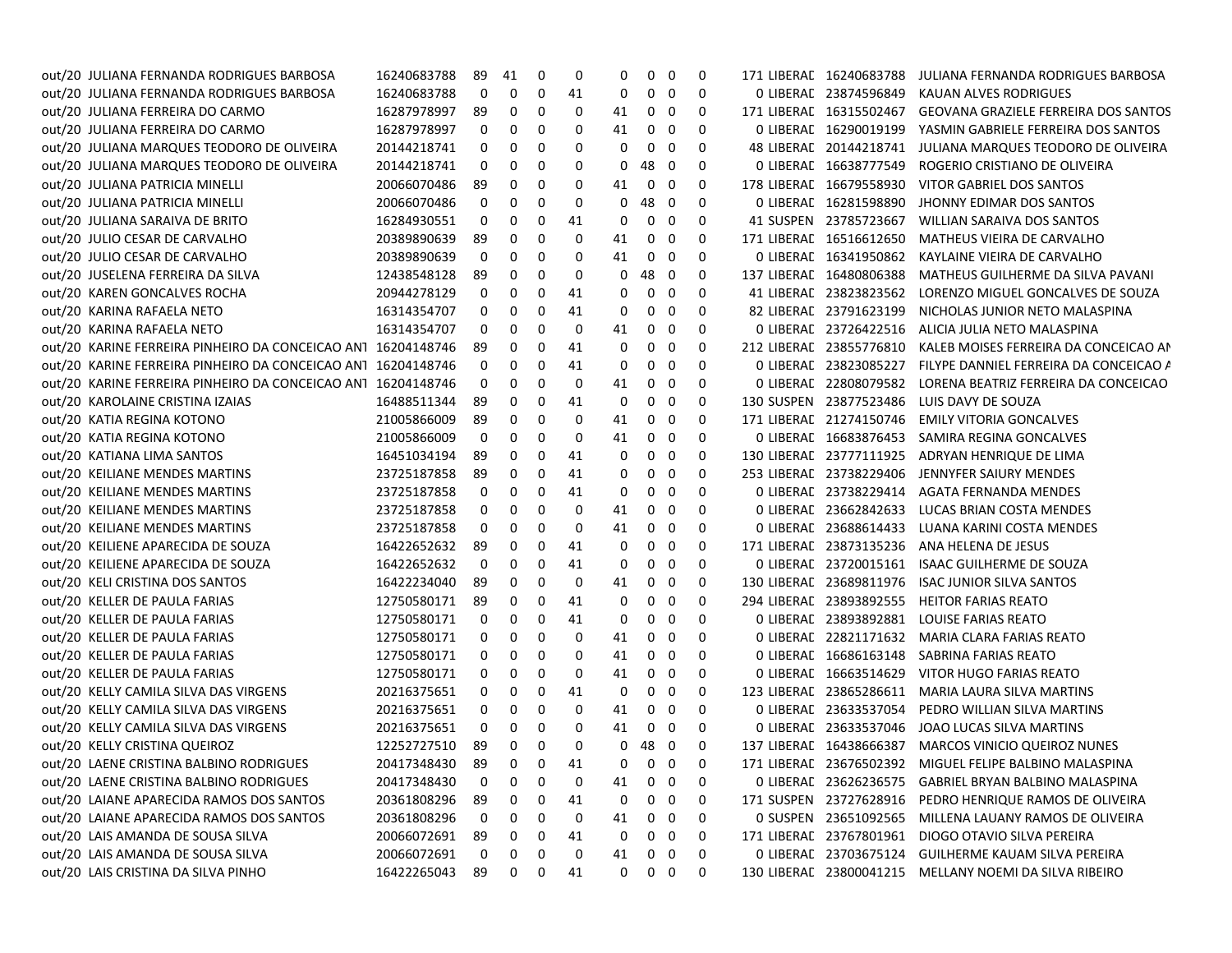| | | | | | | | | | | | | | | | |
|---|---|---|---|---|---|---|---|---|---|---|---|---|---|---|---|
| out/20 | JULIANA FERNANDA RODRIGUES BARBOSA | 16240683788 | 89 | 41 | 0 | 0 | 0 | 0 | 0 | 0 | 171 | LIBERAD | 16240683788 | JULIANA FERNANDA RODRIGUES BARBOSA |
| out/20 | JULIANA FERNANDA RODRIGUES BARBOSA | 16240683788 | 0 | 0 | 0 | 41 | 0 | 0 | 0 | 0 | 0 | LIBERAD | 23874596849 | KAUAN ALVES RODRIGUES |
| out/20 | JULIANA FERREIRA DO CARMO | 16287978997 | 89 | 0 | 0 | 0 | 41 | 0 | 0 | 0 | 171 | LIBERAD | 16315502467 | GEOVANA GRAZIELE FERREIRA DOS SANTOS |
| out/20 | JULIANA FERREIRA DO CARMO | 16287978997 | 0 | 0 | 0 | 0 | 41 | 0 | 0 | 0 | 0 | LIBERAD | 16290019199 | YASMIN GABRIELE FERREIRA DOS SANTOS |
| out/20 | JULIANA MARQUES TEODORO DE OLIVEIRA | 20144218741 | 0 | 0 | 0 | 0 | 0 | 0 | 0 | 0 | 48 | LIBERAD | 20144218741 | JULIANA MARQUES TEODORO DE OLIVEIRA |
| out/20 | JULIANA MARQUES TEODORO DE OLIVEIRA | 20144218741 | 0 | 0 | 0 | 0 | 0 | 48 | 0 | 0 | 0 | LIBERAD | 16638777549 | ROGERIO CRISTIANO DE OLIVEIRA |
| out/20 | JULIANA PATRICIA MINELLI | 20066070486 | 89 | 0 | 0 | 0 | 41 | 0 | 0 | 0 | 178 | LIBERAD | 16679558930 | VITOR GABRIEL DOS SANTOS |
| out/20 | JULIANA PATRICIA MINELLI | 20066070486 | 0 | 0 | 0 | 0 | 0 | 48 | 0 | 0 | 0 | LIBERAD | 16281598890 | JHONNY EDIMAR DOS SANTOS |
| out/20 | JULIANA SARAIVA DE BRITO | 16284930551 | 0 | 0 | 0 | 41 | 0 | 0 | 0 | 0 | 41 | SUSPEN | 23785723667 | WILLIAN SARAIVA DOS SANTOS |
| out/20 | JULIO CESAR DE CARVALHO | 20389890639 | 89 | 0 | 0 | 0 | 41 | 0 | 0 | 0 | 171 | LIBERAD | 16516612650 | MATHEUS VIEIRA DE CARVALHO |
| out/20 | JULIO CESAR DE CARVALHO | 20389890639 | 0 | 0 | 0 | 0 | 41 | 0 | 0 | 0 | 0 | LIBERAD | 16341950862 | KAYLAINE VIEIRA DE CARVALHO |
| out/20 | JUSELENA FERREIRA DA SILVA | 12438548128 | 89 | 0 | 0 | 0 | 0 | 48 | 0 | 0 | 137 | LIBERAD | 16480806388 | MATHEUS GUILHERME DA SILVA PAVANI |
| out/20 | KAREN GONCALVES ROCHA | 20944278129 | 0 | 0 | 0 | 41 | 0 | 0 | 0 | 0 | 41 | LIBERAD | 23823823562 | LORENZO MIGUEL GONCALVES DE SOUZA |
| out/20 | KARINA RAFAELA NETO | 16314354707 | 0 | 0 | 0 | 41 | 0 | 0 | 0 | 0 | 82 | LIBERAD | 23791623199 | NICHOLAS JUNIOR NETO MALASPINA |
| out/20 | KARINA RAFAELA NETO | 16314354707 | 0 | 0 | 0 | 0 | 41 | 0 | 0 | 0 | 0 | LIBERAD | 23726422516 | ALICIA JULIA NETO MALASPINA |
| out/20 | KARINE FERREIRA PINHEIRO DA CONCEICAO ANT | 16204148746 | 89 | 0 | 0 | 41 | 0 | 0 | 0 | 0 | 212 | LIBERAD | 23855776810 | KALEB MOISES FERREIRA DA CONCEICAO AN |
| out/20 | KARINE FERREIRA PINHEIRO DA CONCEICAO ANT | 16204148746 | 0 | 0 | 0 | 41 | 0 | 0 | 0 | 0 | 0 | LIBERAD | 23823085227 | FILYPE DANIEL FERREIRA DA CONCEICAO A |
| out/20 | KARINE FERREIRA PINHEIRO DA CONCEICAO ANT | 16204148746 | 0 | 0 | 0 | 0 | 41 | 0 | 0 | 0 | 0 | LIBERAD | 22808079582 | LORENA BEATRIZ FERREIRA DA CONCEICAO |
| out/20 | KAROLAINE CRISTINA IZAIAS | 16488511344 | 89 | 0 | 0 | 41 | 0 | 0 | 0 | 0 | 130 | SUSPEN | 23877523486 | LUIS DAVY DE SOUZA |
| out/20 | KATIA REGINA KOTONO | 21005866009 | 89 | 0 | 0 | 0 | 41 | 0 | 0 | 0 | 171 | LIBERAD | 21274150746 | EMILY VITORIA GONCALVES |
| out/20 | KATIA REGINA KOTONO | 21005866009 | 0 | 0 | 0 | 0 | 41 | 0 | 0 | 0 | 0 | LIBERAD | 16683876453 | SAMIRA REGINA GONCALVES |
| out/20 | KATIANA LIMA SANTOS | 16451034194 | 89 | 0 | 0 | 41 | 0 | 0 | 0 | 0 | 130 | LIBERAD | 23777111925 | ADRYAN HENRIQUE DE LIMA |
| out/20 | KEILIANE MENDES MARTINS | 23725187858 | 89 | 0 | 0 | 41 | 0 | 0 | 0 | 0 | 253 | LIBERAD | 23738229406 | JENNYFER SAIURY MENDES |
| out/20 | KEILIANE MENDES MARTINS | 23725187858 | 0 | 0 | 0 | 41 | 0 | 0 | 0 | 0 | 0 | LIBERAD | 23738229414 | AGATA FERNANDA MENDES |
| out/20 | KEILIANE MENDES MARTINS | 23725187858 | 0 | 0 | 0 | 0 | 41 | 0 | 0 | 0 | 0 | LIBERAD | 23662842633 | LUCAS BRIAN COSTA MENDES |
| out/20 | KEILIANE MENDES MARTINS | 23725187858 | 0 | 0 | 0 | 0 | 41 | 0 | 0 | 0 | 0 | LIBERAD | 23688614433 | LUANA KARINI COSTA MENDES |
| out/20 | KEILIENE APARECIDA DE SOUZA | 16422652632 | 89 | 0 | 0 | 41 | 0 | 0 | 0 | 0 | 171 | LIBERAD | 23873135236 | ANA HELENA DE JESUS |
| out/20 | KEILIENE APARECIDA DE SOUZA | 16422652632 | 0 | 0 | 0 | 41 | 0 | 0 | 0 | 0 | 0 | LIBERAD | 23720015161 | ISAAC GUILHERME DE SOUZA |
| out/20 | KELI CRISTINA DOS SANTOS | 16422234040 | 89 | 0 | 0 | 0 | 41 | 0 | 0 | 0 | 130 | LIBERAD | 23689811976 | ISAC JUNIOR SILVA SANTOS |
| out/20 | KELLER DE PAULA FARIAS | 12750580171 | 89 | 0 | 0 | 41 | 0 | 0 | 0 | 0 | 294 | LIBERAD | 23893892555 | HEITOR FARIAS REATO |
| out/20 | KELLER DE PAULA FARIAS | 12750580171 | 0 | 0 | 0 | 41 | 0 | 0 | 0 | 0 | 0 | LIBERAD | 23893892881 | LOUISE FARIAS REATO |
| out/20 | KELLER DE PAULA FARIAS | 12750580171 | 0 | 0 | 0 | 0 | 41 | 0 | 0 | 0 | 0 | LIBERAD | 22821171632 | MARIA CLARA FARIAS REATO |
| out/20 | KELLER DE PAULA FARIAS | 12750580171 | 0 | 0 | 0 | 0 | 41 | 0 | 0 | 0 | 0 | LIBERAD | 16686163148 | SABRINA FARIAS REATO |
| out/20 | KELLER DE PAULA FARIAS | 12750580171 | 0 | 0 | 0 | 0 | 41 | 0 | 0 | 0 | 0 | LIBERAD | 16663514629 | VITOR HUGO FARIAS REATO |
| out/20 | KELLY CAMILA SILVA DAS VIRGENS | 20216375651 | 0 | 0 | 0 | 41 | 0 | 0 | 0 | 0 | 123 | LIBERAD | 23865286611 | MARIA LAURA SILVA MARTINS |
| out/20 | KELLY CAMILA SILVA DAS VIRGENS | 20216375651 | 0 | 0 | 0 | 0 | 41 | 0 | 0 | 0 | 0 | LIBERAD | 23633537054 | PEDRO WILLIAN SILVA MARTINS |
| out/20 | KELLY CAMILA SILVA DAS VIRGENS | 20216375651 | 0 | 0 | 0 | 0 | 41 | 0 | 0 | 0 | 0 | LIBERAD | 23633537046 | JOAO LUCAS SILVA MARTINS |
| out/20 | KELLY CRISTINA QUEIROZ | 12252727510 | 89 | 0 | 0 | 0 | 0 | 48 | 0 | 0 | 137 | LIBERAD | 16438666387 | MARCOS VINICIO QUEIROZ NUNES |
| out/20 | LAENE CRISTINA BALBINO RODRIGUES | 20417348430 | 89 | 0 | 0 | 41 | 0 | 0 | 0 | 0 | 171 | LIBERAD | 23676502392 | MIGUEL FELIPE BALBINO MALASPINA |
| out/20 | LAENE CRISTINA BALBINO RODRIGUES | 20417348430 | 0 | 0 | 0 | 0 | 41 | 0 | 0 | 0 | 0 | LIBERAD | 23626236575 | GABRIEL BRYAN BALBINO MALASPINA |
| out/20 | LAIANE APARECIDA RAMOS DOS SANTOS | 20361808296 | 89 | 0 | 0 | 41 | 0 | 0 | 0 | 0 | 171 | SUSPEN | 23727628916 | PEDRO HENRIQUE RAMOS DE OLIVEIRA |
| out/20 | LAIANE APARECIDA RAMOS DOS SANTOS | 20361808296 | 0 | 0 | 0 | 0 | 41 | 0 | 0 | 0 | 0 | SUSPEN | 23651092565 | MILLENA LAUANY RAMOS DE OLIVEIRA |
| out/20 | LAIS AMANDA DE SOUSA SILVA | 20066072691 | 89 | 0 | 0 | 41 | 0 | 0 | 0 | 0 | 171 | LIBERAD | 23767801961 | DIOGO OTAVIO SILVA PEREIRA |
| out/20 | LAIS AMANDA DE SOUSA SILVA | 20066072691 | 0 | 0 | 0 | 0 | 41 | 0 | 0 | 0 | 0 | LIBERAD | 23703675124 | GUILHERME KAUAM SILVA PEREIRA |
| out/20 | LAIS CRISTINA DA SILVA PINHO | 16422265043 | 89 | 0 | 0 | 41 | 0 | 0 | 0 | 0 | 130 | LIBERAD | 23800041215 | MELLANY NOEMI DA SILVA RIBEIRO |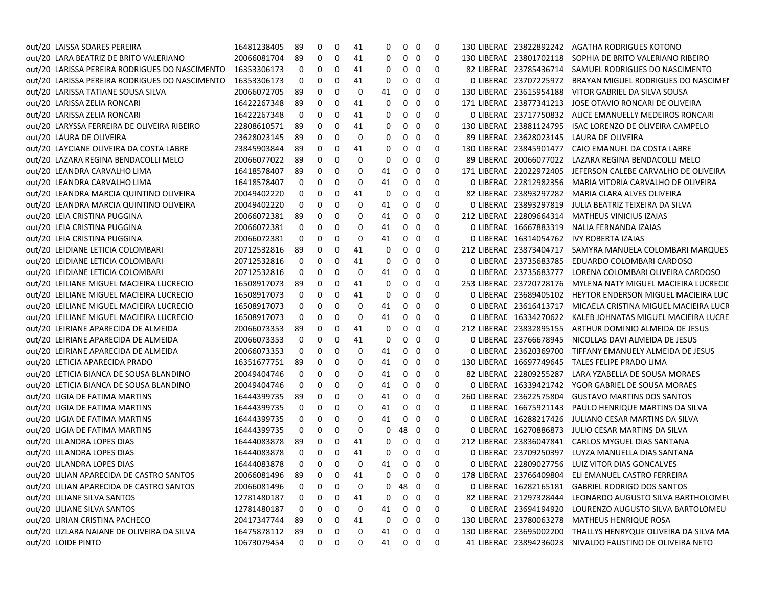| | | | | | | | | | | | | | | |
|---|---|---|---|---|---|---|---|---|---|---|---|---|---|---|
| out/20 | LAISSA SOARES PEREIRA | 16481238405 | 89 | 0 | 0 | 41 | 0 | 0 | 0 | 0 | 130 | LIBERAD | 23822892242 | AGATHA RODRIGUES KOTONO |
| out/20 | LARA BEATRIZ DE BRITO VALERIANO | 20066081704 | 89 | 0 | 0 | 41 | 0 | 0 | 0 | 0 | 130 | LIBERAD | 23801702118 | SOPHIA DE BRITO VALERIANO RIBEIRO |
| out/20 | LARISSA PEREIRA RODRIGUES DO NASCIMENTO | 16353306173 | 0 | 0 | 0 | 41 | 0 | 0 | 0 | 0 | 82 | LIBERAD | 23785436714 | SAMUEL RODRIGUES DO NASCIMENTO |
| out/20 | LARISSA PEREIRA RODRIGUES DO NASCIMENTO | 16353306173 | 0 | 0 | 0 | 41 | 0 | 0 | 0 | 0 | 0 | LIBERAD | 23707225972 | BRAYAN MIGUEL RODRIGUES DO NASCIMEI |
| out/20 | LARISSA TATIANE SOUSA SILVA | 20066072705 | 89 | 0 | 0 | 0 | 41 | 0 | 0 | 0 | 130 | LIBERAD | 23615954188 | VITOR GABRIEL DA SILVA SOUSA |
| out/20 | LARISSA ZELIA RONCARI | 16422267348 | 89 | 0 | 0 | 41 | 0 | 0 | 0 | 0 | 171 | LIBERAD | 23877341213 | JOSE OTAVIO RONCARI DE OLIVEIRA |
| out/20 | LARISSA ZELIA RONCARI | 16422267348 | 0 | 0 | 0 | 41 | 0 | 0 | 0 | 0 | 0 | LIBERAD | 23717750832 | ALICE EMANUELLY MEDEIROS RONCARI |
| out/20 | LARYSSA FERREIRA DE OLIVEIRA RIBEIRO | 22808610571 | 89 | 0 | 0 | 41 | 0 | 0 | 0 | 0 | 130 | LIBERAD | 23881124795 | ISAC LORENZO DE OLIVEIRA CAMPELO |
| out/20 | LAURA DE OLIVEIRA | 23628023145 | 89 | 0 | 0 | 0 | 0 | 0 | 0 | 0 | 89 | LIBERAD | 23628023145 | LAURA DE OLIVEIRA |
| out/20 | LAYCIANE OLIVEIRA DA COSTA LABRE | 23845903844 | 89 | 0 | 0 | 41 | 0 | 0 | 0 | 0 | 130 | LIBERAD | 23845901477 | CAIO EMANUEL DA COSTA LABRE |
| out/20 | LAZARA REGINA BENDACOLLI MELO | 20066077022 | 89 | 0 | 0 | 0 | 0 | 0 | 0 | 0 | 89 | LIBERAD | 20066077022 | LAZARA REGINA BENDACOLLI MELO |
| out/20 | LEANDRA CARVALHO LIMA | 16418578407 | 89 | 0 | 0 | 0 | 41 | 0 | 0 | 0 | 171 | LIBERAD | 22022972405 | JEFERSON CALEBE CARVALHO DE OLIVEIRA |
| out/20 | LEANDRA CARVALHO LIMA | 16418578407 | 0 | 0 | 0 | 0 | 41 | 0 | 0 | 0 | 0 | LIBERAD | 22812982356 | MARIA VITORIA CARVALHO DE OLIVEIRA |
| out/20 | LEANDRA MARCIA QUINTINO OLIVEIRA | 20049402220 | 0 | 0 | 0 | 41 | 0 | 0 | 0 | 0 | 82 | LIBERAD | 23893297282 | MARIA CLARA ALVES OLIVEIRA |
| out/20 | LEANDRA MARCIA QUINTINO OLIVEIRA | 20049402220 | 0 | 0 | 0 | 0 | 41 | 0 | 0 | 0 | 0 | LIBERAD | 23893297819 | JULIA BEATRIZ TEIXEIRA DA SILVA |
| out/20 | LEIA CRISTINA PUGGINA | 20066072381 | 89 | 0 | 0 | 0 | 41 | 0 | 0 | 0 | 212 | LIBERAD | 22809664314 | MATHEUS VINICIUS IZAIAS |
| out/20 | LEIA CRISTINA PUGGINA | 20066072381 | 0 | 0 | 0 | 0 | 41 | 0 | 0 | 0 | 0 | LIBERAD | 16667883319 | NALIA FERNANDA IZAIAS |
| out/20 | LEIA CRISTINA PUGGINA | 20066072381 | 0 | 0 | 0 | 0 | 41 | 0 | 0 | 0 | 0 | LIBERAD | 16314054762 | IVY ROBERTA IZAIAS |
| out/20 | LEIDIANE LETICIA COLOMBARI | 20712532816 | 89 | 0 | 0 | 41 | 0 | 0 | 0 | 0 | 212 | LIBERAD | 23873404717 | SAMYRA MANUELA COLOMBARI MARQUES |
| out/20 | LEIDIANE LETICIA COLOMBARI | 20712532816 | 0 | 0 | 0 | 41 | 0 | 0 | 0 | 0 | 0 | LIBERAD | 23735683785 | EDUARDO COLOMBARI CARDOSO |
| out/20 | LEIDIANE LETICIA COLOMBARI | 20712532816 | 0 | 0 | 0 | 0 | 41 | 0 | 0 | 0 | 0 | LIBERAD | 23735683777 | LORENA COLOMBARI OLIVEIRA CARDOSO |
| out/20 | LEILIANE MIGUEL MACIEIRA LUCRECIO | 16508917073 | 89 | 0 | 0 | 41 | 0 | 0 | 0 | 0 | 253 | LIBERAD | 23720728176 | MYLENA NATY MIGUEL MACIEIRA LUCRECIC |
| out/20 | LEILIANE MIGUEL MACIEIRA LUCRECIO | 16508917073 | 0 | 0 | 0 | 41 | 0 | 0 | 0 | 0 | 0 | LIBERAD | 23689405102 | HEYTOR ENDERSON MIGUEL MACIEIRA LUC |
| out/20 | LEILIANE MIGUEL MACIEIRA LUCRECIO | 16508917073 | 0 | 0 | 0 | 0 | 41 | 0 | 0 | 0 | 0 | LIBERAD | 23616413717 | MICAELA CRISTINA MIGUEL MACIEIRA LUCR |
| out/20 | LEILIANE MIGUEL MACIEIRA LUCRECIO | 16508917073 | 0 | 0 | 0 | 0 | 41 | 0 | 0 | 0 | 0 | LIBERAD | 16334270622 | KALEB JOHNATAS MIGUEL MACIEIRA LUCRE |
| out/20 | LEIRIANE APARECIDA DE ALMEIDA | 20066073353 | 89 | 0 | 0 | 41 | 0 | 0 | 0 | 0 | 212 | LIBERAD | 23832895155 | ARTHUR DOMINIO ALMEIDA DE JESUS |
| out/20 | LEIRIANE APARECIDA DE ALMEIDA | 20066073353 | 0 | 0 | 0 | 41 | 0 | 0 | 0 | 0 | 0 | LIBERAD | 23766678945 | NICOLLAS DAVI ALMEIDA DE JESUS |
| out/20 | LEIRIANE APARECIDA DE ALMEIDA | 20066073353 | 0 | 0 | 0 | 0 | 41 | 0 | 0 | 0 | 0 | LIBERAD | 23620369700 | TIFFANY EMANUELY ALMEIDA DE JESUS |
| out/20 | LETICIA APARECIDA PRADO | 16351677751 | 89 | 0 | 0 | 0 | 41 | 0 | 0 | 0 | 130 | LIBERAD | 16697749645 | TALES FELIPE PRADO LIMA |
| out/20 | LETICIA BIANCA DE SOUSA BLANDINO | 20049404746 | 0 | 0 | 0 | 0 | 41 | 0 | 0 | 0 | 82 | LIBERAD | 22809255287 | LARA YZABELLA DE SOUSA MORAES |
| out/20 | LETICIA BIANCA DE SOUSA BLANDINO | 20049404746 | 0 | 0 | 0 | 0 | 41 | 0 | 0 | 0 | 0 | LIBERAD | 16339421742 | YGOR GABRIEL DE SOUSA MORAES |
| out/20 | LIGIA DE FATIMA MARTINS | 16444399735 | 89 | 0 | 0 | 0 | 41 | 0 | 0 | 0 | 260 | LIBERAD | 23622575804 | GUSTAVO MARTINS DOS SANTOS |
| out/20 | LIGIA DE FATIMA MARTINS | 16444399735 | 0 | 0 | 0 | 0 | 41 | 0 | 0 | 0 | 0 | LIBERAD | 16675921143 | PAULO HENRIQUE MARTINS DA SILVA |
| out/20 | LIGIA DE FATIMA MARTINS | 16444399735 | 0 | 0 | 0 | 0 | 41 | 0 | 0 | 0 | 0 | LIBERAD | 16288217426 | JULIANO CESAR MARTINS DA SILVA |
| out/20 | LIGIA DE FATIMA MARTINS | 16444399735 | 0 | 0 | 0 | 0 | 0 | 48 | 0 | 0 | 0 | LIBERAD | 16270886873 | JULIO CESAR MARTINS DA SILVA |
| out/20 | LILANDRA LOPES DIAS | 16444083878 | 89 | 0 | 0 | 41 | 0 | 0 | 0 | 0 | 212 | LIBERAD | 23836047841 | CARLOS MYGUEL DIAS SANTANA |
| out/20 | LILANDRA LOPES DIAS | 16444083878 | 0 | 0 | 0 | 41 | 0 | 0 | 0 | 0 | 0 | LIBERAD | 23709250397 | LUYZA MANUELLA DIAS SANTANA |
| out/20 | LILANDRA LOPES DIAS | 16444083878 | 0 | 0 | 0 | 0 | 41 | 0 | 0 | 0 | 0 | LIBERAD | 22809027756 | LUIZ VITOR DIAS GONCALVES |
| out/20 | LILIAN APARECIDA DE CASTRO SANTOS | 20066081496 | 89 | 0 | 0 | 41 | 0 | 0 | 0 | 0 | 178 | LIBERAD | 23766409804 | ELI EMANUEL CASTRO FERREIRA |
| out/20 | LILIAN APARECIDA DE CASTRO SANTOS | 20066081496 | 0 | 0 | 0 | 0 | 0 | 48 | 0 | 0 | 0 | LIBERAD | 16282165181 | GABRIEL RODRIGO DOS SANTOS |
| out/20 | LILIANE SILVA SANTOS | 12781480187 | 0 | 0 | 0 | 41 | 0 | 0 | 0 | 0 | 82 | LIBERAD | 21297328444 | LEONARDO AUGUSTO SILVA BARTHOLOMEI |
| out/20 | LILIANE SILVA SANTOS | 12781480187 | 0 | 0 | 0 | 0 | 41 | 0 | 0 | 0 | 0 | LIBERAD | 23694194920 | LOURENZO AUGUSTO SILVA BARTOLOMEU |
| out/20 | LIRIAN CRISTINA PACHECO | 20417347744 | 89 | 0 | 0 | 41 | 0 | 0 | 0 | 0 | 130 | LIBERAD | 23780063278 | MATHEUS HENRIQUE ROSA |
| out/20 | LIZLARA NAIANE DE OLIVEIRA DA SILVA | 16475878112 | 89 | 0 | 0 | 0 | 41 | 0 | 0 | 0 | 130 | LIBERAD | 23695002200 | THALLYS HENRYQUE OLIVEIRA DA SILVA MA |
| out/20 | LOIDE PINTO | 10673079454 | 0 | 0 | 0 | 0 | 41 | 0 | 0 | 0 | 41 | LIBERAD | 23894236023 | NIVALDO FAUSTINO DE OLIVEIRA NETO |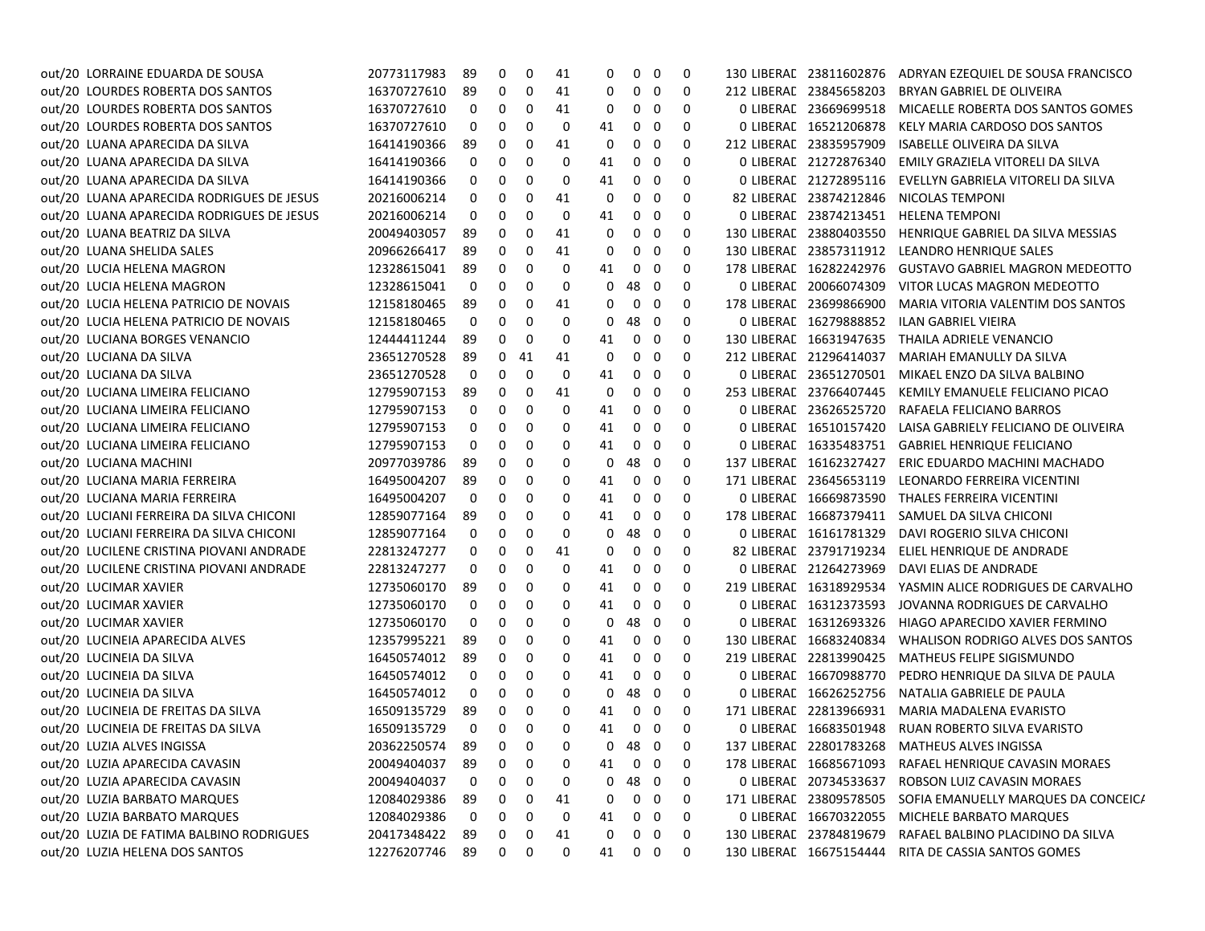| | | | | | | | | | | | | | | |
|---|---|---|---|---|---|---|---|---|---|---|---|---|---|---|
| out/20 | LORRAINE EDUARDA DE SOUSA | 20773117983 | 89 | 0 | 0 | 41 | 0 | 0 | 0 | 0 | 130 | LIBERAD | 23811602876 | ADRYAN EZEQUIEL DE SOUSA FRANCISCO |
| out/20 | LOURDES ROBERTA DOS SANTOS | 16370727610 | 89 | 0 | 0 | 41 | 0 | 0 | 0 | 0 | 212 | LIBERAD | 23845658203 | BRYAN GABRIEL DE OLIVEIRA |
| out/20 | LOURDES ROBERTA DOS SANTOS | 16370727610 | 0 | 0 | 0 | 41 | 0 | 0 | 0 | 0 | 0 | LIBERAD | 23669699518 | MICAELLE ROBERTA DOS SANTOS GOMES |
| out/20 | LOURDES ROBERTA DOS SANTOS | 16370727610 | 0 | 0 | 0 | 0 | 41 | 0 | 0 | 0 | 0 | LIBERAD | 16521206878 | KELY MARIA CARDOSO DOS SANTOS |
| out/20 | LUANA APARECIDA DA SILVA | 16414190366 | 89 | 0 | 0 | 41 | 0 | 0 | 0 | 0 | 212 | LIBERAD | 23835957909 | ISABELLE OLIVEIRA DA SILVA |
| out/20 | LUANA APARECIDA DA SILVA | 16414190366 | 0 | 0 | 0 | 0 | 41 | 0 | 0 | 0 | 0 | LIBERAD | 21272876340 | EMILY GRAZIELA VITORELI DA SILVA |
| out/20 | LUANA APARECIDA DA SILVA | 16414190366 | 0 | 0 | 0 | 0 | 41 | 0 | 0 | 0 | 0 | LIBERAD | 21272895116 | EVELLYN GABRIELA VITORELI DA SILVA |
| out/20 | LUANA APARECIDA RODRIGUES DE JESUS | 20216006214 | 0 | 0 | 0 | 41 | 0 | 0 | 0 | 0 | 82 | LIBERAD | 23874212846 | NICOLAS TEMPONI |
| out/20 | LUANA APARECIDA RODRIGUES DE JESUS | 20216006214 | 0 | 0 | 0 | 0 | 41 | 0 | 0 | 0 | 0 | LIBERAD | 23874213451 | HELENA TEMPONI |
| out/20 | LUANA BEATRIZ DA SILVA | 20049403057 | 89 | 0 | 0 | 41 | 0 | 0 | 0 | 0 | 130 | LIBERAD | 23880403550 | HENRIQUE GABRIEL DA SILVA MESSIAS |
| out/20 | LUANA SHELIDA SALES | 20966266417 | 89 | 0 | 0 | 41 | 0 | 0 | 0 | 0 | 130 | LIBERAD | 23857311912 | LEANDRO HENRIQUE SALES |
| out/20 | LUCIA HELENA MAGRON | 12328615041 | 89 | 0 | 0 | 0 | 41 | 0 | 0 | 0 | 178 | LIBERAD | 16282242976 | GUSTAVO GABRIEL MAGRON MEDEOTTO |
| out/20 | LUCIA HELENA MAGRON | 12328615041 | 0 | 0 | 0 | 0 | 0 | 48 | 0 | 0 | 0 | LIBERAD | 20066074309 | VITOR LUCAS MAGRON MEDEOTTO |
| out/20 | LUCIA HELENA PATRICIO DE NOVAIS | 12158180465 | 89 | 0 | 0 | 41 | 0 | 0 | 0 | 0 | 178 | LIBERAD | 23699866900 | MARIA VITORIA VALENTIM DOS SANTOS |
| out/20 | LUCIA HELENA PATRICIO DE NOVAIS | 12158180465 | 0 | 0 | 0 | 0 | 0 | 48 | 0 | 0 | 0 | LIBERAD | 16279888852 | ILAN GABRIEL VIEIRA |
| out/20 | LUCIANA BORGES VENANCIO | 12444411244 | 89 | 0 | 0 | 0 | 41 | 0 | 0 | 0 | 130 | LIBERAD | 16631947635 | THAILA ADRIELE VENANCIO |
| out/20 | LUCIANA DA SILVA | 23651270528 | 89 | 0 | 41 | 41 | 0 | 0 | 0 | 0 | 212 | LIBERAD | 21296414037 | MARIAH EMANULLY DA SILVA |
| out/20 | LUCIANA DA SILVA | 23651270528 | 0 | 0 | 0 | 0 | 41 | 0 | 0 | 0 | 0 | LIBERAD | 23651270501 | MIKAEL ENZO DA SILVA BALBINO |
| out/20 | LUCIANA LIMEIRA FELICIANO | 12795907153 | 89 | 0 | 0 | 41 | 0 | 0 | 0 | 0 | 253 | LIBERAD | 23766407445 | KEMILY EMANUELE FELICIANO PICAO |
| out/20 | LUCIANA LIMEIRA FELICIANO | 12795907153 | 0 | 0 | 0 | 0 | 41 | 0 | 0 | 0 | 0 | LIBERAD | 23626525720 | RAFAELA FELICIANO BARROS |
| out/20 | LUCIANA LIMEIRA FELICIANO | 12795907153 | 0 | 0 | 0 | 0 | 41 | 0 | 0 | 0 | 0 | LIBERAD | 16510157420 | LAISA GABRIELY FELICIANO DE OLIVEIRA |
| out/20 | LUCIANA LIMEIRA FELICIANO | 12795907153 | 0 | 0 | 0 | 0 | 41 | 0 | 0 | 0 | 0 | LIBERAD | 16335483751 | GABRIEL HENRIQUE FELICIANO |
| out/20 | LUCIANA MACHINI | 20977039786 | 89 | 0 | 0 | 0 | 0 | 48 | 0 | 0 | 137 | LIBERAD | 16162327427 | ERIC EDUARDO MACHINI MACHADO |
| out/20 | LUCIANA MARIA FERREIRA | 16495004207 | 89 | 0 | 0 | 0 | 41 | 0 | 0 | 0 | 171 | LIBERAD | 23645653119 | LEONARDO FERREIRA VICENTINI |
| out/20 | LUCIANA MARIA FERREIRA | 16495004207 | 0 | 0 | 0 | 0 | 41 | 0 | 0 | 0 | 0 | LIBERAD | 16669873590 | THALES FERREIRA VICENTINI |
| out/20 | LUCIANI FERREIRA DA SILVA CHICONI | 12859077164 | 89 | 0 | 0 | 0 | 41 | 0 | 0 | 0 | 178 | LIBERAD | 16687379411 | SAMUEL DA SILVA CHICONI |
| out/20 | LUCIANI FERREIRA DA SILVA CHICONI | 12859077164 | 0 | 0 | 0 | 0 | 0 | 48 | 0 | 0 | 0 | LIBERAD | 16161781329 | DAVI ROGERIO SILVA CHICONI |
| out/20 | LUCILENE CRISTINA PIOVANI ANDRADE | 22813247277 | 0 | 0 | 0 | 41 | 0 | 0 | 0 | 0 | 82 | LIBERAD | 23791719234 | ELIEL HENRIQUE DE ANDRADE |
| out/20 | LUCILENE CRISTINA PIOVANI ANDRADE | 22813247277 | 0 | 0 | 0 | 0 | 41 | 0 | 0 | 0 | 0 | LIBERAD | 21264273969 | DAVI ELIAS DE ANDRADE |
| out/20 | LUCIMAR XAVIER | 12735060170 | 89 | 0 | 0 | 0 | 41 | 0 | 0 | 0 | 219 | LIBERAD | 16318929534 | YASMIN ALICE RODRIGUES DE CARVALHO |
| out/20 | LUCIMAR XAVIER | 12735060170 | 0 | 0 | 0 | 0 | 41 | 0 | 0 | 0 | 0 | LIBERAD | 16312373593 | JOVANNA RODRIGUES DE CARVALHO |
| out/20 | LUCIMAR XAVIER | 12735060170 | 0 | 0 | 0 | 0 | 0 | 48 | 0 | 0 | 0 | LIBERAD | 16312693326 | HIAGO APARECIDO XAVIER FERMINO |
| out/20 | LUCINEIA APARECIDA ALVES | 12357995221 | 89 | 0 | 0 | 0 | 41 | 0 | 0 | 0 | 130 | LIBERAD | 16683240834 | WHALISON RODRIGO ALVES DOS SANTOS |
| out/20 | LUCINEIA DA SILVA | 16450574012 | 89 | 0 | 0 | 0 | 41 | 0 | 0 | 0 | 219 | LIBERAD | 22813990425 | MATHEUS FELIPE SIGISMUNDO |
| out/20 | LUCINEIA DA SILVA | 16450574012 | 0 | 0 | 0 | 0 | 41 | 0 | 0 | 0 | 0 | LIBERAD | 16670988770 | PEDRO HENRIQUE DA SILVA DE PAULA |
| out/20 | LUCINEIA DA SILVA | 16450574012 | 0 | 0 | 0 | 0 | 0 | 48 | 0 | 0 | 0 | LIBERAD | 16626252756 | NATALIA GABRIELE DE PAULA |
| out/20 | LUCINEIA DE FREITAS DA SILVA | 16509135729 | 89 | 0 | 0 | 0 | 41 | 0 | 0 | 0 | 171 | LIBERAD | 22813966931 | MARIA MADALENA EVARISTO |
| out/20 | LUCINEIA DE FREITAS DA SILVA | 16509135729 | 0 | 0 | 0 | 0 | 41 | 0 | 0 | 0 | 0 | LIBERAD | 16683501948 | RUAN ROBERTO SILVA EVARISTO |
| out/20 | LUZIA ALVES INGISSA | 20362250574 | 89 | 0 | 0 | 0 | 0 | 48 | 0 | 0 | 137 | LIBERAD | 22801783268 | MATHEUS ALVES INGISSA |
| out/20 | LUZIA APARECIDA CAVASIN | 20049404037 | 89 | 0 | 0 | 0 | 41 | 0 | 0 | 0 | 178 | LIBERAD | 16685671093 | RAFAEL HENRIQUE CAVASIN MORAES |
| out/20 | LUZIA APARECIDA CAVASIN | 20049404037 | 0 | 0 | 0 | 0 | 0 | 48 | 0 | 0 | 0 | LIBERAD | 20734533637 | ROBSON LUIZ CAVASIN MORAES |
| out/20 | LUZIA BARBATO MARQUES | 12084029386 | 89 | 0 | 0 | 41 | 0 | 0 | 0 | 0 | 171 | LIBERAD | 23809578505 | SOFIA EMANUELLY MARQUES DA CONCEICA |
| out/20 | LUZIA BARBATO MARQUES | 12084029386 | 0 | 0 | 0 | 0 | 41 | 0 | 0 | 0 | 0 | LIBERAD | 16670322055 | MICHELE BARBATO MARQUES |
| out/20 | LUZIA DE FATIMA BALBINO RODRIGUES | 20417348422 | 89 | 0 | 0 | 41 | 0 | 0 | 0 | 0 | 130 | LIBERAD | 23784819679 | RAFAEL BALBINO PLACIDINO DA SILVA |
| out/20 | LUZIA HELENA DOS SANTOS | 12276207746 | 89 | 0 | 0 | 0 | 41 | 0 | 0 | 0 | 130 | LIBERAD | 16675154444 | RITA DE CASSIA SANTOS GOMES |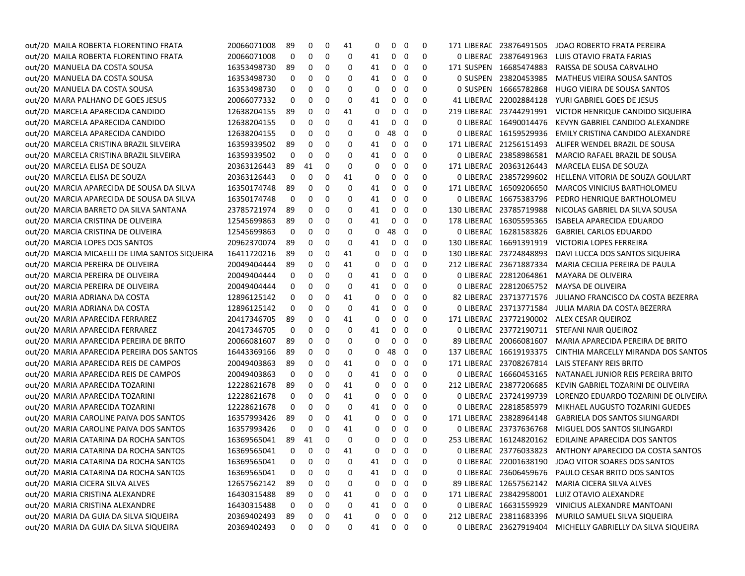| | | | | | | | | | | | | | | | |
|---|---|---|---|---|---|---|---|---|---|---|---|---|---|---|---|
| out/20 | MAILA ROBERTA FLORENTINO FRATA | 20066071008 | 89 | 0 | 0 | 41 | 0 | 0 | 0 | 0 | 171 | LIBERAD | 23876491505 | JOAO ROBERTO FRATA PEREIRA |
| out/20 | MAILA ROBERTA FLORENTINO FRATA | 20066071008 | 0 | 0 | 0 | 0 | 41 | 0 | 0 | 0 | 0 | LIBERAD | 23876491963 | LUIS OTAVIO FRATA FARIAS |
| out/20 | MANUELA DA COSTA SOUSA | 16353498730 | 89 | 0 | 0 | 0 | 41 | 0 | 0 | 0 | 171 | SUSPEN | 16685474883 | RAISSA DE SOUSA CARVALHO |
| out/20 | MANUELA DA COSTA SOUSA | 16353498730 | 0 | 0 | 0 | 0 | 41 | 0 | 0 | 0 | 0 | SUSPEN | 23820453985 | MATHEUS VIEIRA SOUSA SANTOS |
| out/20 | MANUELA DA COSTA SOUSA | 16353498730 | 0 | 0 | 0 | 0 | 0 | 0 | 0 | 0 | 0 | SUSPEN | 16665782868 | HUGO VIEIRA DE SOUSA SANTOS |
| out/20 | MARA PALHANO DE GOES JESUS | 20066077332 | 0 | 0 | 0 | 0 | 41 | 0 | 0 | 0 | 41 | LIBERAD | 22002884128 | YURI GABRIEL GOES DE JESUS |
| out/20 | MARCELA APARECIDA CANDIDO | 12638204155 | 89 | 0 | 0 | 41 | 0 | 0 | 0 | 0 | 219 | LIBERAD | 23744291991 | VICTOR HENRIQUE CANDIDO SIQUEIRA |
| out/20 | MARCELA APARECIDA CANDIDO | 12638204155 | 0 | 0 | 0 | 0 | 41 | 0 | 0 | 0 | 0 | LIBERAD | 16490014476 | KEVYN GABRIEL CANDIDO ALEXANDRE |
| out/20 | MARCELA APARECIDA CANDIDO | 12638204155 | 0 | 0 | 0 | 0 | 0 | 48 | 0 | 0 | 0 | LIBERAD | 16159529936 | EMILY CRISTINA CANDIDO ALEXANDRE |
| out/20 | MARCELA CRISTINA BRAZIL SILVEIRA | 16359339502 | 89 | 0 | 0 | 0 | 41 | 0 | 0 | 0 | 171 | LIBERAD | 21256151493 | ALIFER WENDEL BRAZIL DE SOUSA |
| out/20 | MARCELA CRISTINA BRAZIL SILVEIRA | 16359339502 | 0 | 0 | 0 | 0 | 41 | 0 | 0 | 0 | 0 | LIBERAD | 23858986581 | MARCIO RAFAEL BRAZIL DE SOUSA |
| out/20 | MARCELA ELISA DE SOUZA | 20363126443 | 89 | 41 | 0 | 0 | 0 | 0 | 0 | 0 | 171 | LIBERAD | 20363126443 | MARCELA ELISA DE SOUZA |
| out/20 | MARCELA ELISA DE SOUZA | 20363126443 | 0 | 0 | 0 | 41 | 0 | 0 | 0 | 0 | 0 | LIBERAD | 23857299602 | HELLENA VITORIA DE SOUZA GOULART |
| out/20 | MARCIA APARECIDA DE SOUSA DA SILVA | 16350174748 | 89 | 0 | 0 | 0 | 41 | 0 | 0 | 0 | 171 | LIBERAD | 16509206650 | MARCOS VINICIUS BARTHOLOMEU |
| out/20 | MARCIA APARECIDA DE SOUSA DA SILVA | 16350174748 | 0 | 0 | 0 | 0 | 41 | 0 | 0 | 0 | 0 | LIBERAD | 16675383796 | PEDRO HENRIQUE BARTHOLOMEU |
| out/20 | MARCIA BARRETO DA SILVA SANTANA | 23785721974 | 89 | 0 | 0 | 0 | 41 | 0 | 0 | 0 | 130 | LIBERAD | 23785719988 | NICOLAS GABRIEL DA SILVA SOUSA |
| out/20 | MARCIA CRISTINA DE OLIVEIRA | 12545699863 | 89 | 0 | 0 | 0 | 41 | 0 | 0 | 0 | 178 | LIBERAD | 16305595365 | ISABELA APARECIDA EDUARDO |
| out/20 | MARCIA CRISTINA DE OLIVEIRA | 12545699863 | 0 | 0 | 0 | 0 | 0 | 48 | 0 | 0 | 0 | LIBERAD | 16281583826 | GABRIEL CARLOS EDUARDO |
| out/20 | MARCIA LOPES DOS SANTOS | 20962370074 | 89 | 0 | 0 | 0 | 41 | 0 | 0 | 0 | 130 | LIBERAD | 16691391919 | VICTORIA LOPES FERREIRA |
| out/20 | MARCIA MICAELLI DE LIMA SANTOS SIQUEIRA | 16411720216 | 89 | 0 | 0 | 41 | 0 | 0 | 0 | 0 | 130 | LIBERAD | 23724848893 | DAVI LUCCA DOS SANTOS SIQUEIRA |
| out/20 | MARCIA PEREIRA DE OLIVEIRA | 20049404444 | 89 | 0 | 0 | 41 | 0 | 0 | 0 | 0 | 212 | LIBERAD | 23671887334 | MARIA CECILIA PEREIRA DE PAULA |
| out/20 | MARCIA PEREIRA DE OLIVEIRA | 20049404444 | 0 | 0 | 0 | 0 | 41 | 0 | 0 | 0 | 0 | LIBERAD | 22812064861 | MAYARA DE OLIVEIRA |
| out/20 | MARCIA PEREIRA DE OLIVEIRA | 20049404444 | 0 | 0 | 0 | 0 | 41 | 0 | 0 | 0 | 0 | LIBERAD | 22812065752 | MAYSA DE OLIVEIRA |
| out/20 | MARIA ADRIANA DA COSTA | 12896125142 | 0 | 0 | 0 | 41 | 0 | 0 | 0 | 0 | 82 | LIBERAD | 23713771576 | JULIANO FRANCISCO DA COSTA BEZERRA |
| out/20 | MARIA ADRIANA DA COSTA | 12896125142 | 0 | 0 | 0 | 0 | 41 | 0 | 0 | 0 | 0 | LIBERAD | 23713771584 | JULIA MARIA DA COSTA BEZERRA |
| out/20 | MARIA APARECIDA FERRAREZ | 20417346705 | 89 | 0 | 0 | 41 | 0 | 0 | 0 | 0 | 171 | LIBERAD | 23772190002 | ALEX CESAR QUEIROZ |
| out/20 | MARIA APARECIDA FERRAREZ | 20417346705 | 0 | 0 | 0 | 0 | 41 | 0 | 0 | 0 | 0 | LIBERAD | 23772190711 | STEFANI NAIR QUEIROZ |
| out/20 | MARIA APARECIDA PEREIRA DE BRITO | 20066081607 | 89 | 0 | 0 | 0 | 0 | 0 | 0 | 0 | 89 | LIBERAD | 20066081607 | MARIA APARECIDA PEREIRA DE BRITO |
| out/20 | MARIA APARECIDA PEREIRA DOS SANTOS | 16443369166 | 89 | 0 | 0 | 0 | 0 | 48 | 0 | 0 | 137 | LIBERAD | 16619193375 | CINTHIA MARCELLY MIRANDA DOS SANTOS |
| out/20 | MARIA APARECIDA REIS DE CAMPOS | 20049403863 | 89 | 0 | 0 | 41 | 0 | 0 | 0 | 0 | 171 | LIBERAD | 23708267814 | LAIS STEFANY REIS BRITO |
| out/20 | MARIA APARECIDA REIS DE CAMPOS | 20049403863 | 0 | 0 | 0 | 0 | 41 | 0 | 0 | 0 | 0 | LIBERAD | 16660453165 | NATANAEL JUNIOR REIS PEREIRA BRITO |
| out/20 | MARIA APARECIDA TOZARINI | 12228621678 | 89 | 0 | 0 | 41 | 0 | 0 | 0 | 0 | 212 | LIBERAD | 23877206685 | KEVIN GABRIEL TOZARINI DE OLIVEIRA |
| out/20 | MARIA APARECIDA TOZARINI | 12228621678 | 0 | 0 | 0 | 41 | 0 | 0 | 0 | 0 | 0 | LIBERAD | 23724199739 | LORENZO EDUARDO TOZARINI DE OLIVEIRA |
| out/20 | MARIA APARECIDA TOZARINI | 12228621678 | 0 | 0 | 0 | 0 | 41 | 0 | 0 | 0 | 0 | LIBERAD | 22818585979 | MIKHAEL AUGUSTO TOZARINI GUEDES |
| out/20 | MARIA CAROLINE PAIVA DOS SANTOS | 16357993426 | 89 | 0 | 0 | 41 | 0 | 0 | 0 | 0 | 171 | LIBERAD | 23828964148 | GABRIELA DOS SANTOS SILINGARDI |
| out/20 | MARIA CAROLINE PAIVA DOS SANTOS | 16357993426 | 0 | 0 | 0 | 41 | 0 | 0 | 0 | 0 | 0 | LIBERAD | 23737636768 | MIGUEL DOS SANTOS SILINGARDI |
| out/20 | MARIA CATARINA DA ROCHA SANTOS | 16369565041 | 89 | 41 | 0 | 0 | 0 | 0 | 0 | 0 | 253 | LIBERAD | 16124820162 | EDILAINE APARECIDA DOS SANTOS |
| out/20 | MARIA CATARINA DA ROCHA SANTOS | 16369565041 | 0 | 0 | 0 | 41 | 0 | 0 | 0 | 0 | 0 | LIBERAD | 23776033823 | ANTHONY APARECIDO DA COSTA SANTOS |
| out/20 | MARIA CATARINA DA ROCHA SANTOS | 16369565041 | 0 | 0 | 0 | 0 | 41 | 0 | 0 | 0 | 0 | LIBERAD | 22001638190 | JOAO VITOR SOARES DOS SANTOS |
| out/20 | MARIA CATARINA DA ROCHA SANTOS | 16369565041 | 0 | 0 | 0 | 0 | 41 | 0 | 0 | 0 | 0 | LIBERAD | 23606459676 | PAULO CESAR BRITO DOS SANTOS |
| out/20 | MARIA CICERA SILVA ALVES | 12657562142 | 89 | 0 | 0 | 0 | 0 | 0 | 0 | 0 | 89 | LIBERAD | 12657562142 | MARIA CICERA SILVA ALVES |
| out/20 | MARIA CRISTINA ALEXANDRE | 16430315488 | 89 | 0 | 0 | 41 | 0 | 0 | 0 | 0 | 171 | LIBERAD | 23842958001 | LUIZ OTAVIO ALEXANDRE |
| out/20 | MARIA CRISTINA ALEXANDRE | 16430315488 | 0 | 0 | 0 | 0 | 41 | 0 | 0 | 0 | 0 | LIBERAD | 16631559929 | VINICIUS ALEXANDRE MANTOANI |
| out/20 | MARIA DA GUIA DA SILVA SIQUEIRA | 20369402493 | 89 | 0 | 0 | 41 | 0 | 0 | 0 | 0 | 212 | LIBERAD | 23811683396 | MURILO SAMUEL SILVA SIQUEIRA |
| out/20 | MARIA DA GUIA DA SILVA SIQUEIRA | 20369402493 | 0 | 0 | 0 | 0 | 41 | 0 | 0 | 0 | 0 | LIBERAD | 23627919404 | MICHELLY GABRIELLY DA SILVA SIQUEIRA |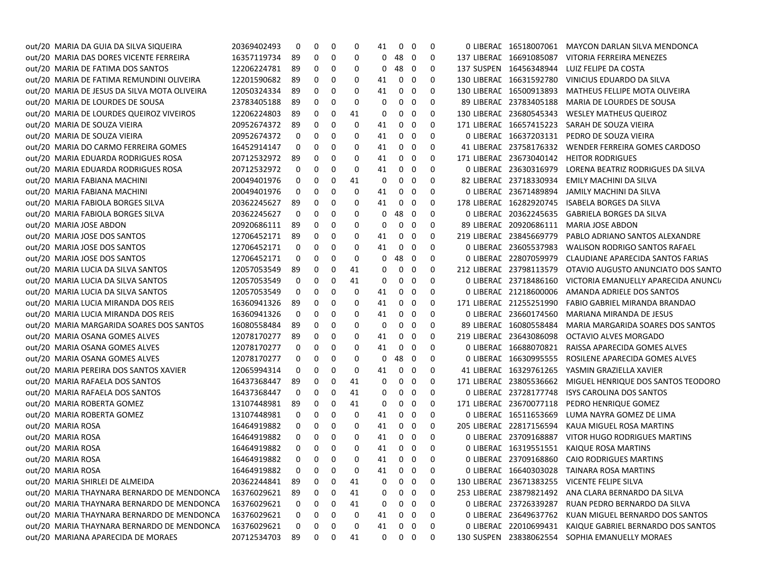| | | | | | | | | | | | | | | |
|---|---|---|---|---|---|---|---|---|---|---|---|---|---|---|
| out/20 | MARIA DA GUIA DA SILVA SIQUEIRA | 20369402493 | 0 | 0 | 0 | 0 | 41 | 0 | 0 | 0 | 0 | LIBERAD | 16518007061 | MAYCON DARLAN SILVA MENDONCA |
| out/20 | MARIA DAS DORES VICENTE FERREIRA | 16357119734 | 89 | 0 | 0 | 0 | 0 | 48 | 0 | 0 | 137 | LIBERAD | 16691085087 | VITORIA FERREIRA MENEZES |
| out/20 | MARIA DE FATIMA DOS SANTOS | 12206224781 | 89 | 0 | 0 | 0 | 0 | 48 | 0 | 0 | 137 | SUSPEN | 16456348944 | LUIZ FELIPE DA COSTA |
| out/20 | MARIA DE FATIMA REMUNDINI OLIVEIRA | 12201590682 | 89 | 0 | 0 | 0 | 41 | 0 | 0 | 0 | 130 | LIBERAD | 16631592780 | VINICIUS EDUARDO DA SILVA |
| out/20 | MARIA DE JESUS DA SILVA MOTA OLIVEIRA | 12050324334 | 89 | 0 | 0 | 0 | 41 | 0 | 0 | 0 | 130 | LIBERAD | 16500913893 | MATHEUS FELLIPE MOTA OLIVEIRA |
| out/20 | MARIA DE LOURDES DE SOUSA | 23783405188 | 89 | 0 | 0 | 0 | 0 | 0 | 0 | 0 | 89 | LIBERAD | 23783405188 | MARIA DE LOURDES DE SOUSA |
| out/20 | MARIA DE LOURDES QUEIROZ VIVEIROS | 12206224803 | 89 | 0 | 0 | 41 | 0 | 0 | 0 | 0 | 130 | LIBERAD | 23680545343 | WESLEY MATHEUS QUEIROZ |
| out/20 | MARIA DE SOUZA VIEIRA | 20952674372 | 89 | 0 | 0 | 0 | 41 | 0 | 0 | 0 | 171 | LIBERAD | 16657415223 | SARAH DE SOUZA VIEIRA |
| out/20 | MARIA DE SOUZA VIEIRA | 20952674372 | 0 | 0 | 0 | 0 | 41 | 0 | 0 | 0 | 0 | LIBERAD | 16637203131 | PEDRO DE SOUZA VIEIRA |
| out/20 | MARIA DO CARMO FERREIRA GOMES | 16452914147 | 0 | 0 | 0 | 0 | 41 | 0 | 0 | 0 | 41 | LIBERAD | 23758176332 | WENDER FERREIRA GOMES CARDOSO |
| out/20 | MARIA EDUARDA RODRIGUES ROSA | 20712532972 | 89 | 0 | 0 | 0 | 41 | 0 | 0 | 0 | 171 | LIBERAD | 23673040142 | HEITOR RODRIGUES |
| out/20 | MARIA EDUARDA RODRIGUES ROSA | 20712532972 | 0 | 0 | 0 | 0 | 41 | 0 | 0 | 0 | 0 | LIBERAD | 23630316979 | LORENA BEATRIZ RODRIGUES DA SILVA |
| out/20 | MARIA FABIANA MACHINI | 20049401976 | 0 | 0 | 0 | 41 | 0 | 0 | 0 | 0 | 82 | LIBERAD | 23718330934 | EMILY MACHINI DA SILVA |
| out/20 | MARIA FABIANA MACHINI | 20049401976 | 0 | 0 | 0 | 0 | 41 | 0 | 0 | 0 | 0 | LIBERAD | 23671489894 | JAMILY MACHINI DA SILVA |
| out/20 | MARIA FABIOLA BORGES SILVA | 20362245627 | 89 | 0 | 0 | 0 | 41 | 0 | 0 | 0 | 178 | LIBERAD | 16282920745 | ISABELA BORGES DA SILVA |
| out/20 | MARIA FABIOLA BORGES SILVA | 20362245627 | 0 | 0 | 0 | 0 | 0 | 48 | 0 | 0 | 0 | LIBERAD | 20362245635 | GABRIELA BORGES DA SILVA |
| out/20 | MARIA JOSE ABDON | 20920686111 | 89 | 0 | 0 | 0 | 0 | 0 | 0 | 0 | 89 | LIBERAD | 20920686111 | MARIA JOSE ABDON |
| out/20 | MARIA JOSE DOS SANTOS | 12706452171 | 89 | 0 | 0 | 0 | 41 | 0 | 0 | 0 | 219 | LIBERAD | 23845669779 | PABLO ADRIANO SANTOS ALEXANDRE |
| out/20 | MARIA JOSE DOS SANTOS | 12706452171 | 0 | 0 | 0 | 0 | 41 | 0 | 0 | 0 | 0 | LIBERAD | 23605537983 | WALISON RODRIGO SANTOS RAFAEL |
| out/20 | MARIA JOSE DOS SANTOS | 12706452171 | 0 | 0 | 0 | 0 | 0 | 48 | 0 | 0 | 0 | LIBERAD | 22807059979 | CLAUDIANE APARECIDA SANTOS FARIAS |
| out/20 | MARIA LUCIA DA SILVA SANTOS | 12057053549 | 89 | 0 | 0 | 41 | 0 | 0 | 0 | 0 | 212 | LIBERAD | 23798113579 | OTAVIO AUGUSTO ANUNCIATO DOS SANTO |
| out/20 | MARIA LUCIA DA SILVA SANTOS | 12057053549 | 0 | 0 | 0 | 41 | 0 | 0 | 0 | 0 | 0 | LIBERAD | 23718486160 | VICTORIA EMANUELLY APARECIDA ANUNCI |
| out/20 | MARIA LUCIA DA SILVA SANTOS | 12057053549 | 0 | 0 | 0 | 0 | 41 | 0 | 0 | 0 | 0 | LIBERAD | 21218600006 | AMANDA ADRIELE DOS SANTOS |
| out/20 | MARIA LUCIA MIRANDA DOS REIS | 16360941326 | 89 | 0 | 0 | 0 | 41 | 0 | 0 | 0 | 171 | LIBERAD | 21255251990 | FABIO GABRIEL MIRANDA BRANDAO |
| out/20 | MARIA LUCIA MIRANDA DOS REIS | 16360941326 | 0 | 0 | 0 | 0 | 41 | 0 | 0 | 0 | 0 | LIBERAD | 23660174560 | MARIANA MIRANDA DE JESUS |
| out/20 | MARIA MARGARIDA SOARES DOS SANTOS | 16080558484 | 89 | 0 | 0 | 0 | 0 | 0 | 0 | 0 | 89 | LIBERAD | 16080558484 | MARIA MARGARIDA SOARES DOS SANTOS |
| out/20 | MARIA OSANA GOMES ALVES | 12078170277 | 89 | 0 | 0 | 0 | 41 | 0 | 0 | 0 | 219 | LIBERAD | 23643086098 | OCTAVIO ALVES MORGADO |
| out/20 | MARIA OSANA GOMES ALVES | 12078170277 | 0 | 0 | 0 | 0 | 41 | 0 | 0 | 0 | 0 | LIBERAD | 16688070821 | RAISSA APARECIDA GOMES ALVES |
| out/20 | MARIA OSANA GOMES ALVES | 12078170277 | 0 | 0 | 0 | 0 | 0 | 48 | 0 | 0 | 0 | LIBERAD | 16630995555 | ROSILENE APARECIDA GOMES ALVES |
| out/20 | MARIA PEREIRA DOS SANTOS XAVIER | 12065994314 | 0 | 0 | 0 | 0 | 41 | 0 | 0 | 0 | 41 | LIBERAD | 16329761265 | YASMIN GRAZIELLA XAVIER |
| out/20 | MARIA RAFAELA DOS SANTOS | 16437368447 | 89 | 0 | 0 | 41 | 0 | 0 | 0 | 0 | 171 | LIBERAD | 23805536662 | MIGUEL HENRIQUE DOS SANTOS TEODORO |
| out/20 | MARIA RAFAELA DOS SANTOS | 16437368447 | 0 | 0 | 0 | 41 | 0 | 0 | 0 | 0 | 0 | LIBERAD | 23728177748 | ISYS CAROLINA DOS SANTOS |
| out/20 | MARIA ROBERTA GOMEZ | 13107448981 | 89 | 0 | 0 | 41 | 0 | 0 | 0 | 0 | 171 | LIBERAD | 23670077118 | PEDRO HENRIQUE GOMEZ |
| out/20 | MARIA ROBERTA GOMEZ | 13107448981 | 0 | 0 | 0 | 0 | 41 | 0 | 0 | 0 | 0 | LIBERAD | 16511653669 | LUMA NAYRA GOMEZ DE LIMA |
| out/20 | MARIA ROSA | 16464919882 | 0 | 0 | 0 | 0 | 41 | 0 | 0 | 0 | 205 | LIBERAD | 22817156594 | KAUA MIGUEL ROSA MARTINS |
| out/20 | MARIA ROSA | 16464919882 | 0 | 0 | 0 | 0 | 41 | 0 | 0 | 0 | 0 | LIBERAD | 23709168887 | VITOR HUGO RODRIGUES MARTINS |
| out/20 | MARIA ROSA | 16464919882 | 0 | 0 | 0 | 0 | 41 | 0 | 0 | 0 | 0 | LIBERAD | 16319551551 | KAIQUE ROSA MARTINS |
| out/20 | MARIA ROSA | 16464919882 | 0 | 0 | 0 | 0 | 41 | 0 | 0 | 0 | 0 | LIBERAD | 23709168860 | CAIO RODRIGUES MARTINS |
| out/20 | MARIA ROSA | 16464919882 | 0 | 0 | 0 | 0 | 41 | 0 | 0 | 0 | 0 | LIBERAD | 16640303028 | TAINARA ROSA MARTINS |
| out/20 | MARIA SHIRLEI DE ALMEIDA | 20362244841 | 89 | 0 | 0 | 41 | 0 | 0 | 0 | 0 | 130 | LIBERAD | 23671383255 | VICENTE FELIPE SILVA |
| out/20 | MARIA THAYNARA BERNARDO DE MENDONCA | 16376029621 | 89 | 0 | 0 | 41 | 0 | 0 | 0 | 0 | 253 | LIBERAD | 23879821492 | ANA CLARA BERNARDO DA SILVA |
| out/20 | MARIA THAYNARA BERNARDO DE MENDONCA | 16376029621 | 0 | 0 | 0 | 41 | 0 | 0 | 0 | 0 | 0 | LIBERAD | 23726339287 | RUAN PEDRO BERNARDO DA SILVA |
| out/20 | MARIA THAYNARA BERNARDO DE MENDONCA | 16376029621 | 0 | 0 | 0 | 0 | 41 | 0 | 0 | 0 | 0 | LIBERAD | 23649637762 | KUAN MIGUEL BERNARDO DOS SANTOS |
| out/20 | MARIA THAYNARA BERNARDO DE MENDONCA | 16376029621 | 0 | 0 | 0 | 0 | 41 | 0 | 0 | 0 | 0 | LIBERAD | 22010699431 | KAIQUE GABRIEL BERNARDO DOS SANTOS |
| out/20 | MARIANA APARECIDA DE MORAES | 20712534703 | 89 | 0 | 0 | 41 | 0 | 0 | 0 | 0 | 130 | SUSPEN | 23838062554 | SOPHIA EMANUELLY MORAES |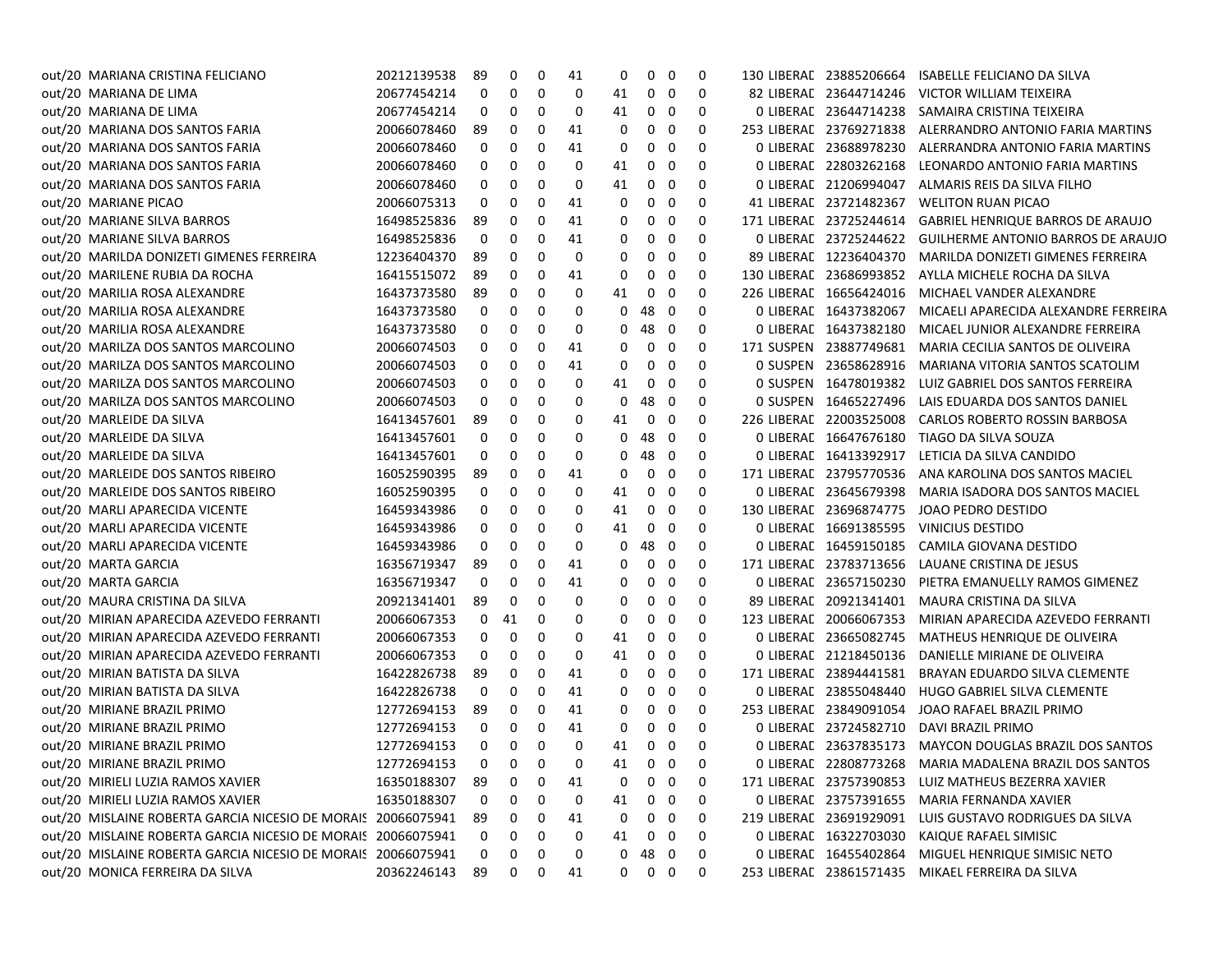| | | | | | | | | | | | | | | | |
|---|---|---|---|---|---|---|---|---|---|---|---|---|---|---|---|
| out/20 | MARIANA CRISTINA FELICIANO | 20212139538 | 89 | 0 | 0 | 41 | 0 | 0 | 0 | 0 | 130 | LIBERAD | 23885206664 | ISABELLE FELICIANO DA SILVA |
| out/20 | MARIANA DE LIMA | 20677454214 | 0 | 0 | 0 | 0 | 41 | 0 | 0 | 0 | 82 | LIBERAD | 23644714246 | VICTOR WILLIAM TEIXEIRA |
| out/20 | MARIANA DE LIMA | 20677454214 | 0 | 0 | 0 | 0 | 41 | 0 | 0 | 0 | 0 | LIBERAD | 23644714238 | SAMAIRA CRISTINA TEIXEIRA |
| out/20 | MARIANA DOS SANTOS FARIA | 20066078460 | 89 | 0 | 0 | 41 | 0 | 0 | 0 | 0 | 253 | LIBERAD | 23769271838 | ALERRANDRO ANTONIO FARIA MARTINS |
| out/20 | MARIANA DOS SANTOS FARIA | 20066078460 | 0 | 0 | 0 | 41 | 0 | 0 | 0 | 0 | 0 | LIBERAD | 23688978230 | ALERRANDRA ANTONIO FARIA MARTINS |
| out/20 | MARIANA DOS SANTOS FARIA | 20066078460 | 0 | 0 | 0 | 0 | 41 | 0 | 0 | 0 | 0 | LIBERAD | 22803262168 | LEONARDO ANTONIO FARIA MARTINS |
| out/20 | MARIANA DOS SANTOS FARIA | 20066078460 | 0 | 0 | 0 | 0 | 41 | 0 | 0 | 0 | 0 | LIBERAD | 21206994047 | ALMARIS REIS DA SILVA FILHO |
| out/20 | MARIANE PICAO | 20066075313 | 0 | 0 | 0 | 41 | 0 | 0 | 0 | 0 | 41 | LIBERAD | 23721482367 | WELITON RUAN PICAO |
| out/20 | MARIANE SILVA BARROS | 16498525836 | 89 | 0 | 0 | 41 | 0 | 0 | 0 | 0 | 171 | LIBERAD | 23725244614 | GABRIEL HENRIQUE BARROS DE ARAUJO |
| out/20 | MARIANE SILVA BARROS | 16498525836 | 0 | 0 | 0 | 41 | 0 | 0 | 0 | 0 | 0 | LIBERAD | 23725244622 | GUILHERME ANTONIO BARROS DE ARAUJO |
| out/20 | MARILDA DONIZETI GIMENES FERREIRA | 12236404370 | 89 | 0 | 0 | 0 | 0 | 0 | 0 | 0 | 89 | LIBERAD | 12236404370 | MARILDA DONIZETI GIMENES FERREIRA |
| out/20 | MARILENE RUBIA DA ROCHA | 16415515072 | 89 | 0 | 0 | 41 | 0 | 0 | 0 | 0 | 130 | LIBERAD | 23686993852 | AYLLA MICHELE ROCHA DA SILVA |
| out/20 | MARILIA ROSA ALEXANDRE | 16437373580 | 89 | 0 | 0 | 0 | 41 | 0 | 0 | 0 | 226 | LIBERAD | 16656424016 | MICHAEL VANDER ALEXANDRE |
| out/20 | MARILIA ROSA ALEXANDRE | 16437373580 | 0 | 0 | 0 | 0 | 0 | 48 | 0 | 0 | 0 | LIBERAD | 16437382067 | MICAELI APARECIDA ALEXANDRE FERREIRA |
| out/20 | MARILIA ROSA ALEXANDRE | 16437373580 | 0 | 0 | 0 | 0 | 0 | 48 | 0 | 0 | 0 | LIBERAD | 16437382180 | MICAEL JUNIOR ALEXANDRE FERREIRA |
| out/20 | MARILZA DOS SANTOS MARCOLINO | 20066074503 | 0 | 0 | 0 | 41 | 0 | 0 | 0 | 0 | 171 | SUSPEN | 23887749681 | MARIA CECILIA SANTOS DE OLIVEIRA |
| out/20 | MARILZA DOS SANTOS MARCOLINO | 20066074503 | 0 | 0 | 0 | 41 | 0 | 0 | 0 | 0 | 0 | SUSPEN | 23658628916 | MARIANA VITORIA SANTOS SCATOLIM |
| out/20 | MARILZA DOS SANTOS MARCOLINO | 20066074503 | 0 | 0 | 0 | 0 | 41 | 0 | 0 | 0 | 0 | SUSPEN | 16478019382 | LUIZ GABRIEL DOS SANTOS FERREIRA |
| out/20 | MARILZA DOS SANTOS MARCOLINO | 20066074503 | 0 | 0 | 0 | 0 | 0 | 48 | 0 | 0 | 0 | SUSPEN | 16465227496 | LAIS EDUARDA DOS SANTOS DANIEL |
| out/20 | MARLEIDE DA SILVA | 16413457601 | 89 | 0 | 0 | 0 | 41 | 0 | 0 | 0 | 226 | LIBERAD | 22003525008 | CARLOS ROBERTO ROSSIN BARBOSA |
| out/20 | MARLEIDE DA SILVA | 16413457601 | 0 | 0 | 0 | 0 | 0 | 48 | 0 | 0 | 0 | LIBERAD | 16647676180 | TIAGO DA SILVA SOUZA |
| out/20 | MARLEIDE DA SILVA | 16413457601 | 0 | 0 | 0 | 0 | 0 | 48 | 0 | 0 | 0 | LIBERAD | 16413392917 | LETICIA DA SILVA CANDIDO |
| out/20 | MARLEIDE DOS SANTOS RIBEIRO | 16052590395 | 89 | 0 | 0 | 41 | 0 | 0 | 0 | 0 | 171 | LIBERAD | 23795770536 | ANA KAROLINA DOS SANTOS MACIEL |
| out/20 | MARLEIDE DOS SANTOS RIBEIRO | 16052590395 | 0 | 0 | 0 | 0 | 41 | 0 | 0 | 0 | 0 | LIBERAD | 23645679398 | MARIA ISADORA DOS SANTOS MACIEL |
| out/20 | MARLI APARECIDA VICENTE | 16459343986 | 0 | 0 | 0 | 0 | 41 | 0 | 0 | 0 | 130 | LIBERAD | 23696874775 | JOAO PEDRO DESTIDO |
| out/20 | MARLI APARECIDA VICENTE | 16459343986 | 0 | 0 | 0 | 0 | 41 | 0 | 0 | 0 | 0 | LIBERAD | 16691385595 | VINICIUS DESTIDO |
| out/20 | MARLI APARECIDA VICENTE | 16459343986 | 0 | 0 | 0 | 0 | 0 | 48 | 0 | 0 | 0 | LIBERAD | 16459150185 | CAMILA GIOVANA DESTIDO |
| out/20 | MARTA GARCIA | 16356719347 | 89 | 0 | 0 | 41 | 0 | 0 | 0 | 0 | 171 | LIBERAD | 23783713656 | LAUANE CRISTINA DE JESUS |
| out/20 | MARTA GARCIA | 16356719347 | 0 | 0 | 0 | 41 | 0 | 0 | 0 | 0 | 0 | LIBERAD | 23657150230 | PIETRA EMANUELLY RAMOS GIMENEZ |
| out/20 | MAURA CRISTINA DA SILVA | 20921341401 | 89 | 0 | 0 | 0 | 0 | 0 | 0 | 0 | 89 | LIBERAD | 20921341401 | MAURA CRISTINA DA SILVA |
| out/20 | MIRIAN APARECIDA AZEVEDO FERRANTI | 20066067353 | 0 | 41 | 0 | 0 | 0 | 0 | 0 | 0 | 123 | LIBERAD | 20066067353 | MIRIAN APARECIDA AZEVEDO FERRANTI |
| out/20 | MIRIAN APARECIDA AZEVEDO FERRANTI | 20066067353 | 0 | 0 | 0 | 0 | 41 | 0 | 0 | 0 | 0 | LIBERAD | 23665082745 | MATHEUS HENRIQUE DE OLIVEIRA |
| out/20 | MIRIAN APARECIDA AZEVEDO FERRANTI | 20066067353 | 0 | 0 | 0 | 0 | 41 | 0 | 0 | 0 | 0 | LIBERAD | 21218450136 | DANIELLE MIRIANE DE OLIVEIRA |
| out/20 | MIRIAN BATISTA DA SILVA | 16422826738 | 89 | 0 | 0 | 41 | 0 | 0 | 0 | 0 | 171 | LIBERAD | 23894441581 | BRAYAN EDUARDO SILVA CLEMENTE |
| out/20 | MIRIAN BATISTA DA SILVA | 16422826738 | 0 | 0 | 0 | 41 | 0 | 0 | 0 | 0 | 0 | LIBERAD | 23855048440 | HUGO GABRIEL SILVA CLEMENTE |
| out/20 | MIRIANE BRAZIL PRIMO | 12772694153 | 89 | 0 | 0 | 41 | 0 | 0 | 0 | 0 | 253 | LIBERAD | 23849091054 | JOAO RAFAEL BRAZIL PRIMO |
| out/20 | MIRIANE BRAZIL PRIMO | 12772694153 | 0 | 0 | 0 | 41 | 0 | 0 | 0 | 0 | 0 | LIBERAD | 23724582710 | DAVI BRAZIL PRIMO |
| out/20 | MIRIANE BRAZIL PRIMO | 12772694153 | 0 | 0 | 0 | 0 | 41 | 0 | 0 | 0 | 0 | LIBERAD | 23637835173 | MAYCON DOUGLAS BRAZIL DOS SANTOS |
| out/20 | MIRIANE BRAZIL PRIMO | 12772694153 | 0 | 0 | 0 | 0 | 41 | 0 | 0 | 0 | 0 | LIBERAD | 22808773268 | MARIA MADALENA BRAZIL DOS SANTOS |
| out/20 | MIRIELI LUZIA RAMOS XAVIER | 16350188307 | 89 | 0 | 0 | 41 | 0 | 0 | 0 | 0 | 171 | LIBERAD | 23757390853 | LUIZ MATHEUS BEZERRA XAVIER |
| out/20 | MIRIELI LUZIA RAMOS XAVIER | 16350188307 | 0 | 0 | 0 | 0 | 41 | 0 | 0 | 0 | 0 | LIBERAD | 23757391655 | MARIA FERNANDA XAVIER |
| out/20 | MISLAINE ROBERTA GARCIA NICESIO DE MORAIS | 20066075941 | 89 | 0 | 0 | 41 | 0 | 0 | 0 | 0 | 219 | LIBERAD | 23691929091 | LUIS GUSTAVO RODRIGUES DA SILVA |
| out/20 | MISLAINE ROBERTA GARCIA NICESIO DE MORAIS | 20066075941 | 0 | 0 | 0 | 0 | 41 | 0 | 0 | 0 | 0 | LIBERAD | 16322703030 | KAIQUE RAFAEL SIMISIC |
| out/20 | MISLAINE ROBERTA GARCIA NICESIO DE MORAIS | 20066075941 | 0 | 0 | 0 | 0 | 0 | 48 | 0 | 0 | 0 | LIBERAD | 16455402864 | MIGUEL HENRIQUE SIMISIC NETO |
| out/20 | MONICA FERREIRA DA SILVA | 20362246143 | 89 | 0 | 0 | 41 | 0 | 0 | 0 | 0 | 253 | LIBERAD | 23861571435 | MIKAEL FERREIRA DA SILVA |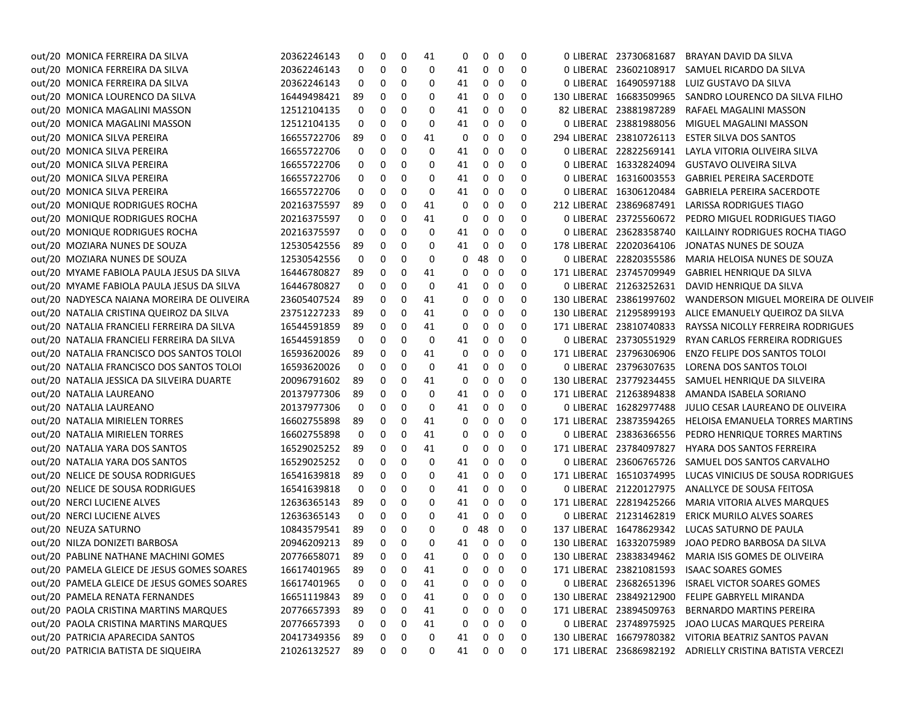| | | | | | | | | | | | | | | |
|---|---|---|---|---|---|---|---|---|---|---|---|---|---|---|
| out/20 | MONICA FERREIRA DA SILVA | 20362246143 | 0 | 0 | 0 | 41 | 0 | 0 | 0 | 0 | 0 | LIBERAD | 23730681687 | BRAYAN DAVID DA SILVA |
| out/20 | MONICA FERREIRA DA SILVA | 20362246143 | 0 | 0 | 0 | 0 | 41 | 0 | 0 | 0 | 0 | LIBERAD | 23602108917 | SAMUEL RICARDO DA SILVA |
| out/20 | MONICA FERREIRA DA SILVA | 20362246143 | 0 | 0 | 0 | 0 | 41 | 0 | 0 | 0 | 0 | LIBERAD | 16490597188 | LUIZ GUSTAVO DA SILVA |
| out/20 | MONICA LOURENCO DA SILVA | 16449498421 | 89 | 0 | 0 | 0 | 41 | 0 | 0 | 0 | 130 | LIBERAD | 16683509965 | SANDRO LOURENCO DA SILVA FILHO |
| out/20 | MONICA MAGALINI MASSON | 12512104135 | 0 | 0 | 0 | 0 | 41 | 0 | 0 | 0 | 82 | LIBERAD | 23881987289 | RAFAEL MAGALINI MASSON |
| out/20 | MONICA MAGALINI MASSON | 12512104135 | 0 | 0 | 0 | 0 | 41 | 0 | 0 | 0 | 0 | LIBERAD | 23881988056 | MIGUEL MAGALINI MASSON |
| out/20 | MONICA SILVA PEREIRA | 16655722706 | 89 | 0 | 0 | 41 | 0 | 0 | 0 | 0 | 294 | LIBERAD | 23810726113 | ESTER SILVA DOS SANTOS |
| out/20 | MONICA SILVA PEREIRA | 16655722706 | 0 | 0 | 0 | 0 | 41 | 0 | 0 | 0 | 0 | LIBERAD | 22822569141 | LAYLA VITORIA OLIVEIRA SILVA |
| out/20 | MONICA SILVA PEREIRA | 16655722706 | 0 | 0 | 0 | 0 | 41 | 0 | 0 | 0 | 0 | LIBERAD | 16332824094 | GUSTAVO OLIVEIRA SILVA |
| out/20 | MONICA SILVA PEREIRA | 16655722706 | 0 | 0 | 0 | 0 | 41 | 0 | 0 | 0 | 0 | LIBERAD | 16316003553 | GABRIEL PEREIRA SACERDOTE |
| out/20 | MONICA SILVA PEREIRA | 16655722706 | 0 | 0 | 0 | 0 | 41 | 0 | 0 | 0 | 0 | LIBERAD | 16306120484 | GABRIELA PEREIRA SACERDOTE |
| out/20 | MONIQUE RODRIGUES ROCHA | 20216375597 | 89 | 0 | 0 | 41 | 0 | 0 | 0 | 0 | 212 | LIBERAD | 23869687491 | LARISSA RODRIGUES TIAGO |
| out/20 | MONIQUE RODRIGUES ROCHA | 20216375597 | 0 | 0 | 0 | 41 | 0 | 0 | 0 | 0 | 0 | LIBERAD | 23725560672 | PEDRO MIGUEL RODRIGUES TIAGO |
| out/20 | MONIQUE RODRIGUES ROCHA | 20216375597 | 0 | 0 | 0 | 0 | 41 | 0 | 0 | 0 | 0 | LIBERAD | 23628358740 | KAILLAINY RODRIGUES ROCHA TIAGO |
| out/20 | MOZIARA NUNES DE SOUZA | 12530542556 | 89 | 0 | 0 | 0 | 41 | 0 | 0 | 0 | 178 | LIBERAD | 22020364106 | JONATAS NUNES DE SOUZA |
| out/20 | MOZIARA NUNES DE SOUZA | 12530542556 | 0 | 0 | 0 | 0 | 0 | 48 | 0 | 0 | 0 | LIBERAD | 22820355586 | MARIA HELOISA NUNES DE SOUZA |
| out/20 | MYAME FABIOLA PAULA JESUS DA SILVA | 16446780827 | 89 | 0 | 0 | 41 | 0 | 0 | 0 | 0 | 171 | LIBERAD | 23745709949 | GABRIEL HENRIQUE DA SILVA |
| out/20 | MYAME FABIOLA PAULA JESUS DA SILVA | 16446780827 | 0 | 0 | 0 | 0 | 41 | 0 | 0 | 0 | 0 | LIBERAD | 21263252631 | DAVID HENRIQUE DA SILVA |
| out/20 | NADYESCA NAIANA MOREIRA DE OLIVEIRA | 23605407524 | 89 | 0 | 0 | 41 | 0 | 0 | 0 | 0 | 130 | LIBERAD | 23861997602 | WANDERSON MIGUEL MOREIRA DE OLIVEIR |
| out/20 | NATALIA CRISTINA QUEIROZ DA SILVA | 23751227233 | 89 | 0 | 0 | 41 | 0 | 0 | 0 | 0 | 130 | LIBERAD | 21295899193 | ALICE EMANUELY QUEIROZ DA SILVA |
| out/20 | NATALIA FRANCIELI FERREIRA DA SILVA | 16544591859 | 89 | 0 | 0 | 41 | 0 | 0 | 0 | 0 | 171 | LIBERAD | 23810740833 | RAYSSA NICOLLY FERREIRA RODRIGUES |
| out/20 | NATALIA FRANCIELI FERREIRA DA SILVA | 16544591859 | 0 | 0 | 0 | 0 | 41 | 0 | 0 | 0 | 0 | LIBERAD | 23730551929 | RYAN CARLOS FERREIRA RODRIGUES |
| out/20 | NATALIA FRANCISCO DOS SANTOS TOLOI | 16593620026 | 89 | 0 | 0 | 41 | 0 | 0 | 0 | 0 | 171 | LIBERAD | 23796306906 | ENZO FELIPE DOS SANTOS TOLOI |
| out/20 | NATALIA FRANCISCO DOS SANTOS TOLOI | 16593620026 | 0 | 0 | 0 | 0 | 41 | 0 | 0 | 0 | 0 | LIBERAD | 23796307635 | LORENA DOS SANTOS TOLOI |
| out/20 | NATALIA JESSICA DA SILVEIRA DUARTE | 20096791602 | 89 | 0 | 0 | 41 | 0 | 0 | 0 | 0 | 130 | LIBERAD | 23779234455 | SAMUEL HENRIQUE DA SILVEIRA |
| out/20 | NATALIA LAUREANO | 20137977306 | 89 | 0 | 0 | 0 | 41 | 0 | 0 | 0 | 171 | LIBERAD | 21263894838 | AMANDA ISABELA SORIANO |
| out/20 | NATALIA LAUREANO | 20137977306 | 0 | 0 | 0 | 0 | 41 | 0 | 0 | 0 | 0 | LIBERAD | 16282977488 | JULIO CESAR LAUREANO DE OLIVEIRA |
| out/20 | NATALIA MIRIELEN TORRES | 16602755898 | 89 | 0 | 0 | 41 | 0 | 0 | 0 | 0 | 171 | LIBERAD | 23873594265 | HELOISA EMANUELA TORRES MARTINS |
| out/20 | NATALIA MIRIELEN TORRES | 16602755898 | 0 | 0 | 0 | 41 | 0 | 0 | 0 | 0 | 0 | LIBERAD | 23836366556 | PEDRO HENRIQUE TORRES MARTINS |
| out/20 | NATALIA YARA DOS SANTOS | 16529025252 | 89 | 0 | 0 | 41 | 0 | 0 | 0 | 0 | 171 | LIBERAD | 23784097827 | HYARA DOS SANTOS FERREIRA |
| out/20 | NATALIA YARA DOS SANTOS | 16529025252 | 0 | 0 | 0 | 0 | 41 | 0 | 0 | 0 | 0 | LIBERAD | 23606765726 | SAMUEL DOS SANTOS CARVALHO |
| out/20 | NELICE DE SOUSA RODRIGUES | 16541639818 | 89 | 0 | 0 | 0 | 41 | 0 | 0 | 0 | 171 | LIBERAD | 16510374995 | LUCAS VINICIUS DE SOUSA RODRIGUES |
| out/20 | NELICE DE SOUSA RODRIGUES | 16541639818 | 0 | 0 | 0 | 0 | 41 | 0 | 0 | 0 | 0 | LIBERAD | 21220127975 | ANALLYCE DE SOUSA FEITOSA |
| out/20 | NERCI LUCIENE ALVES | 12636365143 | 89 | 0 | 0 | 0 | 41 | 0 | 0 | 0 | 171 | LIBERAD | 22819425266 | MARIA VITORIA ALVES MARQUES |
| out/20 | NERCI LUCIENE ALVES | 12636365143 | 0 | 0 | 0 | 0 | 41 | 0 | 0 | 0 | 0 | LIBERAD | 21231462819 | ERICK MURILO ALVES SOARES |
| out/20 | NEUZA SATURNO | 10843579541 | 89 | 0 | 0 | 0 | 0 | 48 | 0 | 0 | 137 | LIBERAD | 16478629342 | LUCAS SATURNO DE PAULA |
| out/20 | NILZA DONIZETI BARBOSA | 20946209213 | 89 | 0 | 0 | 0 | 41 | 0 | 0 | 0 | 130 | LIBERAD | 16332075989 | JOAO PEDRO BARBOSA DA SILVA |
| out/20 | PABLINE NATHANE MACHINI GOMES | 20776658071 | 89 | 0 | 0 | 41 | 0 | 0 | 0 | 0 | 130 | LIBERAD | 23838349462 | MARIA ISIS GOMES DE OLIVEIRA |
| out/20 | PAMELA GLEICE DE JESUS GOMES SOARES | 16617401965 | 89 | 0 | 0 | 41 | 0 | 0 | 0 | 0 | 171 | LIBERAD | 23821081593 | ISAAC SOARES GOMES |
| out/20 | PAMELA GLEICE DE JESUS GOMES SOARES | 16617401965 | 0 | 0 | 0 | 41 | 0 | 0 | 0 | 0 | 0 | LIBERAD | 23682651396 | ISRAEL VICTOR SOARES GOMES |
| out/20 | PAMELA RENATA FERNANDES | 16651119843 | 89 | 0 | 0 | 41 | 0 | 0 | 0 | 0 | 130 | LIBERAD | 23849212900 | FELIPE GABRYELL MIRANDA |
| out/20 | PAOLA CRISTINA MARTINS MARQUES | 20776657393 | 89 | 0 | 0 | 41 | 0 | 0 | 0 | 0 | 171 | LIBERAD | 23894509763 | BERNARDO MARTINS PEREIRA |
| out/20 | PAOLA CRISTINA MARTINS MARQUES | 20776657393 | 0 | 0 | 0 | 41 | 0 | 0 | 0 | 0 | 0 | LIBERAD | 23748975925 | JOAO LUCAS MARQUES PEREIRA |
| out/20 | PATRICIA APARECIDA SANTOS | 20417349356 | 89 | 0 | 0 | 0 | 41 | 0 | 0 | 0 | 130 | LIBERAD | 16679780382 | VITORIA BEATRIZ SANTOS PAVAN |
| out/20 | PATRICIA BATISTA DE SIQUEIRA | 21026132527 | 89 | 0 | 0 | 0 | 41 | 0 | 0 | 0 | 171 | LIBERAD | 23686982192 | ADRIELLY CRISTINA BATISTA VERCEZI |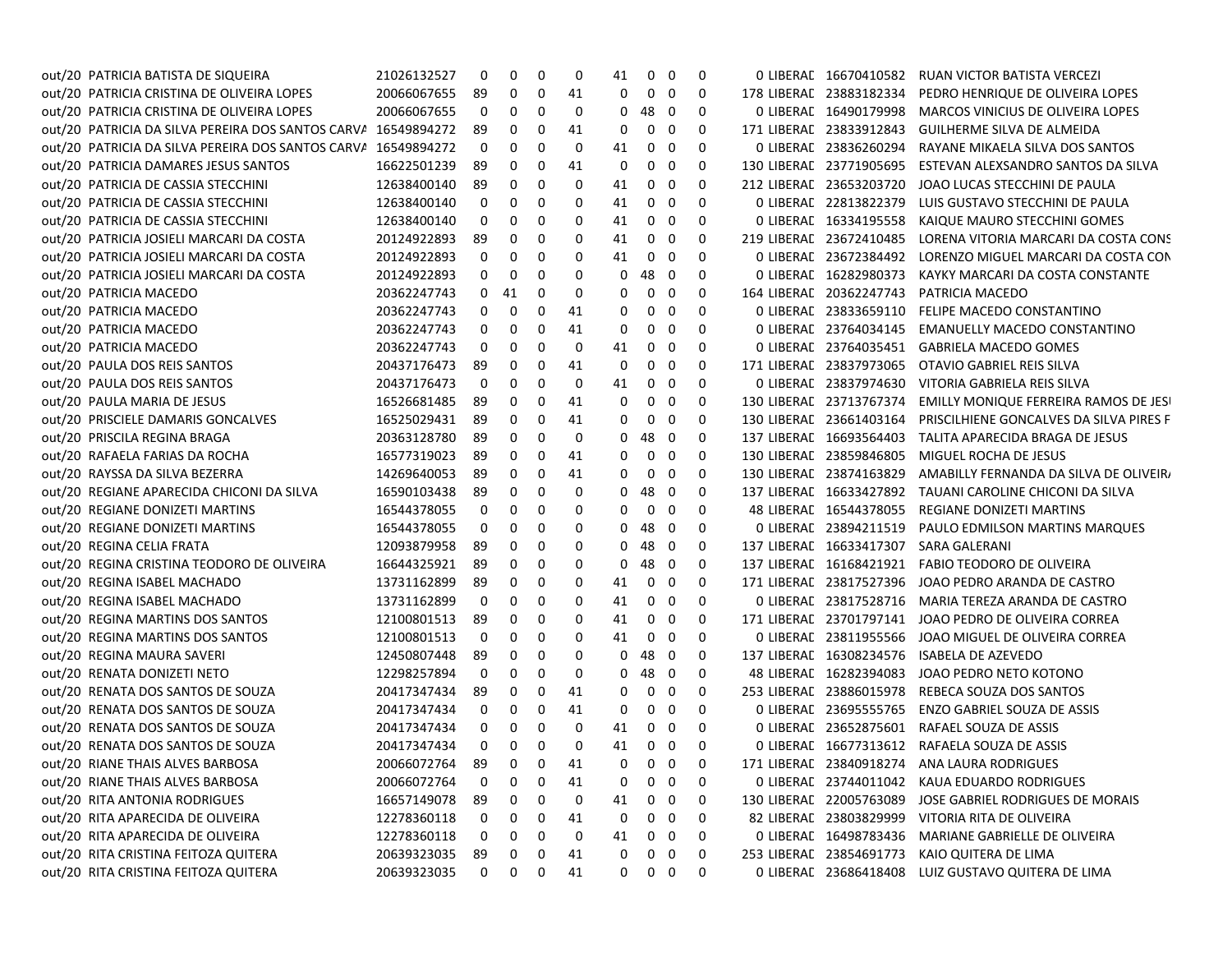| | | | | | | | | | | | | | | | |
|---|---|---|---|---|---|---|---|---|---|---|---|---|---|---|---|
| out/20 | PATRICIA BATISTA DE SIQUEIRA | 21026132527 | 0 | 0 | 0 | 0 | 41 | 0 | 0 | 0 | 0 | LIBERAD | 16670410582 | RUAN VICTOR BATISTA VERCEZI |
| out/20 | PATRICIA CRISTINA DE OLIVEIRA LOPES | 20066067655 | 89 | 0 | 0 | 41 | 0 | 0 | 0 | 0 | 178 | LIBERAD | 23883182334 | PEDRO HENRIQUE DE OLIVEIRA LOPES |
| out/20 | PATRICIA CRISTINA DE OLIVEIRA LOPES | 20066067655 | 0 | 0 | 0 | 0 | 0 | 48 | 0 | 0 | 0 | LIBERAD | 16490179998 | MARCOS VINICIUS DE OLIVEIRA LOPES |
| out/20 | PATRICIA DA SILVA PEREIRA DOS SANTOS CARVA | 16549894272 | 89 | 0 | 0 | 41 | 0 | 0 | 0 | 0 | 171 | LIBERAD | 23833912843 | GUILHERME SILVA DE ALMEIDA |
| out/20 | PATRICIA DA SILVA PEREIRA DOS SANTOS CARVA | 16549894272 | 0 | 0 | 0 | 0 | 41 | 0 | 0 | 0 | 0 | LIBERAD | 23836260294 | RAYANE MIKAELA SILVA DOS SANTOS |
| out/20 | PATRICIA DAMARES JESUS SANTOS | 16622501239 | 89 | 0 | 0 | 41 | 0 | 0 | 0 | 0 | 130 | LIBERAD | 23771905695 | ESTEVAN ALEXSANDRO SANTOS DA SILVA |
| out/20 | PATRICIA DE CASSIA STECCHINI | 12638400140 | 89 | 0 | 0 | 0 | 41 | 0 | 0 | 0 | 212 | LIBERAD | 23653203720 | JOAO LUCAS STECCHINI DE PAULA |
| out/20 | PATRICIA DE CASSIA STECCHINI | 12638400140 | 0 | 0 | 0 | 0 | 41 | 0 | 0 | 0 | 0 | LIBERAD | 22813822379 | LUIS GUSTAVO STECCHINI DE PAULA |
| out/20 | PATRICIA DE CASSIA STECCHINI | 12638400140 | 0 | 0 | 0 | 0 | 41 | 0 | 0 | 0 | 0 | LIBERAD | 16334195558 | KAIQUE MAURO STECCHINI GOMES |
| out/20 | PATRICIA JOSIELI MARCARI DA COSTA | 20124922893 | 89 | 0 | 0 | 0 | 41 | 0 | 0 | 0 | 219 | LIBERAD | 23672410485 | LORENA VITORIA MARCARI DA COSTA CONS |
| out/20 | PATRICIA JOSIELI MARCARI DA COSTA | 20124922893 | 0 | 0 | 0 | 0 | 41 | 0 | 0 | 0 | 0 | LIBERAD | 23672384492 | LORENZO MIGUEL MARCARI DA COSTA CON |
| out/20 | PATRICIA JOSIELI MARCARI DA COSTA | 20124922893 | 0 | 0 | 0 | 0 | 0 | 48 | 0 | 0 | 0 | LIBERAD | 16282980373 | KAYKY MARCARI DA COSTA CONSTANTE |
| out/20 | PATRICIA MACEDO | 20362247743 | 0 | 41 | 0 | 0 | 0 | 0 | 0 | 0 | 164 | LIBERAD | 20362247743 | PATRICIA MACEDO |
| out/20 | PATRICIA MACEDO | 20362247743 | 0 | 0 | 0 | 41 | 0 | 0 | 0 | 0 | 0 | LIBERAD | 23833659110 | FELIPE MACEDO CONSTANTINO |
| out/20 | PATRICIA MACEDO | 20362247743 | 0 | 0 | 0 | 41 | 0 | 0 | 0 | 0 | 0 | LIBERAD | 23764034145 | EMANUELLY MACEDO CONSTANTINO |
| out/20 | PATRICIA MACEDO | 20362247743 | 0 | 0 | 0 | 0 | 41 | 0 | 0 | 0 | 0 | LIBERAD | 23764035451 | GABRIELA MACEDO GOMES |
| out/20 | PAULA DOS REIS SANTOS | 20437176473 | 89 | 0 | 0 | 41 | 0 | 0 | 0 | 0 | 171 | LIBERAD | 23837973065 | OTAVIO GABRIEL REIS SILVA |
| out/20 | PAULA DOS REIS SANTOS | 20437176473 | 0 | 0 | 0 | 0 | 41 | 0 | 0 | 0 | 0 | LIBERAD | 23837974630 | VITORIA GABRIELA REIS SILVA |
| out/20 | PAULA MARIA DE JESUS | 16526681485 | 89 | 0 | 0 | 41 | 0 | 0 | 0 | 0 | 130 | LIBERAD | 23713767374 | EMILLY MONIQUE FERREIRA RAMOS DE JESU |
| out/20 | PRISCIELE DAMARIS GONCALVES | 16525029431 | 89 | 0 | 0 | 41 | 0 | 0 | 0 | 0 | 130 | LIBERAD | 23661403164 | PRISCILHIENE GONCALVES DA SILVA PIRES F |
| out/20 | PRISCILA REGINA BRAGA | 20363128780 | 89 | 0 | 0 | 0 | 0 | 48 | 0 | 0 | 137 | LIBERAD | 16693564403 | TALITA APARECIDA BRAGA DE JESUS |
| out/20 | RAFAELA FARIAS DA ROCHA | 16577319023 | 89 | 0 | 0 | 41 | 0 | 0 | 0 | 0 | 130 | LIBERAD | 23859846805 | MIGUEL ROCHA DE JESUS |
| out/20 | RAYSSA DA SILVA BEZERRA | 14269640053 | 89 | 0 | 0 | 41 | 0 | 0 | 0 | 0 | 130 | LIBERAD | 23874163829 | AMABILLY FERNANDA DA SILVA DE OLIVEIRA |
| out/20 | REGIANE APARECIDA CHICONI DA SILVA | 16590103438 | 89 | 0 | 0 | 0 | 0 | 48 | 0 | 0 | 137 | LIBERAD | 16633427892 | TAUANI CAROLINE CHICONI DA SILVA |
| out/20 | REGIANE DONIZETI MARTINS | 16544378055 | 0 | 0 | 0 | 0 | 0 | 0 | 0 | 0 | 48 | LIBERAD | 16544378055 | REGIANE DONIZETI MARTINS |
| out/20 | REGIANE DONIZETI MARTINS | 16544378055 | 0 | 0 | 0 | 0 | 0 | 48 | 0 | 0 | 0 | LIBERAD | 23894211519 | PAULO EDMILSON MARTINS MARQUES |
| out/20 | REGINA CELIA FRATA | 12093879958 | 89 | 0 | 0 | 0 | 0 | 48 | 0 | 0 | 137 | LIBERAD | 16633417307 | SARA GALERANI |
| out/20 | REGINA CRISTINA TEODORO DE OLIVEIRA | 16644325921 | 89 | 0 | 0 | 0 | 0 | 48 | 0 | 0 | 137 | LIBERAD | 16168421921 | FABIO TEODORO DE OLIVEIRA |
| out/20 | REGINA ISABEL MACHADO | 13731162899 | 89 | 0 | 0 | 0 | 41 | 0 | 0 | 0 | 171 | LIBERAD | 23817527396 | JOAO PEDRO ARANDA DE CASTRO |
| out/20 | REGINA ISABEL MACHADO | 13731162899 | 0 | 0 | 0 | 0 | 41 | 0 | 0 | 0 | 0 | LIBERAD | 23817528716 | MARIA TEREZA ARANDA DE CASTRO |
| out/20 | REGINA MARTINS DOS SANTOS | 12100801513 | 89 | 0 | 0 | 0 | 41 | 0 | 0 | 0 | 171 | LIBERAD | 23701797141 | JOAO PEDRO DE OLIVEIRA CORREA |
| out/20 | REGINA MARTINS DOS SANTOS | 12100801513 | 0 | 0 | 0 | 0 | 41 | 0 | 0 | 0 | 0 | LIBERAD | 23811955566 | JOAO MIGUEL DE OLIVEIRA CORREA |
| out/20 | REGINA MAURA SAVERI | 12450807448 | 89 | 0 | 0 | 0 | 0 | 48 | 0 | 0 | 137 | LIBERAD | 16308234576 | ISABELA DE AZEVEDO |
| out/20 | RENATA DONIZETI NETO | 12298257894 | 0 | 0 | 0 | 0 | 0 | 48 | 0 | 0 | 48 | LIBERAD | 16282394083 | JOAO PEDRO NETO KOTONO |
| out/20 | RENATA DOS SANTOS DE SOUZA | 20417347434 | 89 | 0 | 0 | 41 | 0 | 0 | 0 | 0 | 253 | LIBERAD | 23886015978 | REBECA SOUZA DOS SANTOS |
| out/20 | RENATA DOS SANTOS DE SOUZA | 20417347434 | 0 | 0 | 0 | 41 | 0 | 0 | 0 | 0 | 0 | LIBERAD | 23695555765 | ENZO GABRIEL SOUZA DE ASSIS |
| out/20 | RENATA DOS SANTOS DE SOUZA | 20417347434 | 0 | 0 | 0 | 0 | 41 | 0 | 0 | 0 | 0 | LIBERAD | 23652875601 | RAFAEL SOUZA DE ASSIS |
| out/20 | RENATA DOS SANTOS DE SOUZA | 20417347434 | 0 | 0 | 0 | 0 | 41 | 0 | 0 | 0 | 0 | LIBERAD | 16677313612 | RAFAELA SOUZA DE ASSIS |
| out/20 | RIANE THAIS ALVES BARBOSA | 20066072764 | 89 | 0 | 0 | 41 | 0 | 0 | 0 | 0 | 171 | LIBERAD | 23840918274 | ANA LAURA RODRIGUES |
| out/20 | RIANE THAIS ALVES BARBOSA | 20066072764 | 0 | 0 | 0 | 41 | 0 | 0 | 0 | 0 | 0 | LIBERAD | 23744011042 | KAUA EDUARDO RODRIGUES |
| out/20 | RITA ANTONIA RODRIGUES | 16657149078 | 89 | 0 | 0 | 0 | 41 | 0 | 0 | 0 | 130 | LIBERAD | 22005763089 | JOSE GABRIEL RODRIGUES DE MORAIS |
| out/20 | RITA APARECIDA DE OLIVEIRA | 12278360118 | 0 | 0 | 0 | 41 | 0 | 0 | 0 | 0 | 82 | LIBERAD | 23803829999 | VITORIA RITA DE OLIVEIRA |
| out/20 | RITA APARECIDA DE OLIVEIRA | 12278360118 | 0 | 0 | 0 | 0 | 41 | 0 | 0 | 0 | 0 | LIBERAD | 16498783436 | MARIANE GABRIELLE DE OLIVEIRA |
| out/20 | RITA CRISTINA FEITOZA QUITERA | 20639323035 | 89 | 0 | 0 | 41 | 0 | 0 | 0 | 0 | 253 | LIBERAD | 23854691773 | KAIO QUITERA DE LIMA |
| out/20 | RITA CRISTINA FEITOZA QUITERA | 20639323035 | 0 | 0 | 0 | 41 | 0 | 0 | 0 | 0 | 0 | LIBERAD | 23686418408 | LUIZ GUSTAVO QUITERA DE LIMA |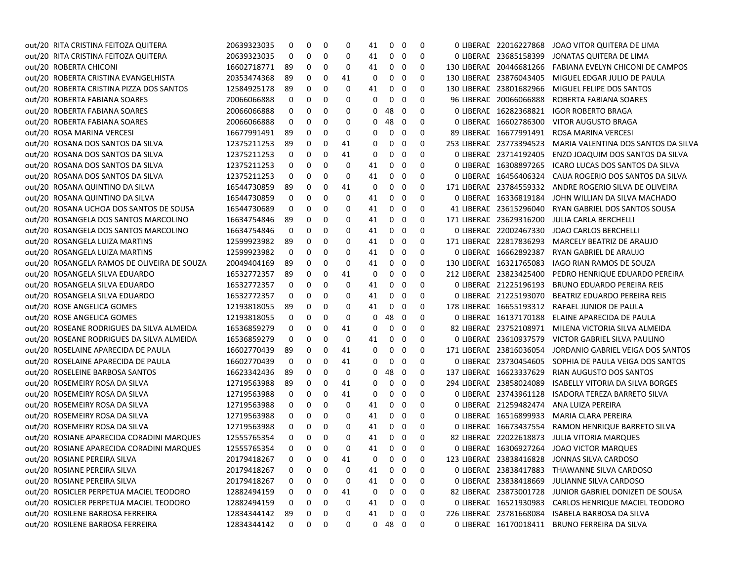| | | | | | | | | | | | | | | |
|---|---|---|---|---|---|---|---|---|---|---|---|---|---|---|
| out/20 | RITA CRISTINA FEITOZA QUITERA | 20639323035 | 0 | 0 | 0 | 0 | 41 | 0 | 0 | 0 | 0 | LIBERAD | 22016227868 | JOAO VITOR QUITERA DE LIMA |
| out/20 | RITA CRISTINA FEITOZA QUITERA | 20639323035 | 0 | 0 | 0 | 0 | 41 | 0 | 0 | 0 | 0 | LIBERAD | 23685158399 | JONATAS QUITERA DE LIMA |
| out/20 | ROBERTA CHICONI | 16602718771 | 89 | 0 | 0 | 0 | 41 | 0 | 0 | 0 | 130 | LIBERAD | 20446681266 | FABIANA EVELYN CHICONI DE CAMPOS |
| out/20 | ROBERTA CRISTINA EVANGELHISTA | 20353474368 | 89 | 0 | 0 | 41 | 0 | 0 | 0 | 0 | 130 | LIBERAD | 23876043405 | MIGUEL EDGAR JULIO DE PAULA |
| out/20 | ROBERTA CRISTINA PIZZA DOS SANTOS | 12584925178 | 89 | 0 | 0 | 0 | 41 | 0 | 0 | 0 | 130 | LIBERAD | 23801682966 | MIGUEL FELIPE DOS SANTOS |
| out/20 | ROBERTA FABIANA SOARES | 20066066888 | 0 | 0 | 0 | 0 | 0 | 0 | 0 | 0 | 96 | LIBERAD | 20066066888 | ROBERTA FABIANA SOARES |
| out/20 | ROBERTA FABIANA SOARES | 20066066888 | 0 | 0 | 0 | 0 | 0 | 48 | 0 | 0 | 0 | LIBERAD | 16282368821 | IGOR ROBERTO BRAGA |
| out/20 | ROBERTA FABIANA SOARES | 20066066888 | 0 | 0 | 0 | 0 | 0 | 48 | 0 | 0 | 0 | LIBERAD | 16602786300 | VITOR AUGUSTO BRAGA |
| out/20 | ROSA MARINA VERCESI | 16677991491 | 89 | 0 | 0 | 0 | 0 | 0 | 0 | 0 | 89 | LIBERAD | 16677991491 | ROSA MARINA VERCESI |
| out/20 | ROSANA DOS SANTOS DA SILVA | 12375211253 | 89 | 0 | 0 | 41 | 0 | 0 | 0 | 0 | 253 | LIBERAD | 23773394523 | MARIA VALENTINA DOS SANTOS DA SILVA |
| out/20 | ROSANA DOS SANTOS DA SILVA | 12375211253 | 0 | 0 | 0 | 41 | 0 | 0 | 0 | 0 | 0 | LIBERAD | 23714192405 | ENZO JOAQUIM DOS SANTOS DA SILVA |
| out/20 | ROSANA DOS SANTOS DA SILVA | 12375211253 | 0 | 0 | 0 | 0 | 41 | 0 | 0 | 0 | 0 | LIBERAD | 16308897265 | ICARO LUCAS DOS SANTOS DA SILVA |
| out/20 | ROSANA DOS SANTOS DA SILVA | 12375211253 | 0 | 0 | 0 | 0 | 41 | 0 | 0 | 0 | 0 | LIBERAD | 16456406324 | CAUA ROGERIO DOS SANTOS DA SILVA |
| out/20 | ROSANA QUINTINO DA SILVA | 16544730859 | 89 | 0 | 0 | 41 | 0 | 0 | 0 | 0 | 171 | LIBERAD | 23784559332 | ANDRE ROGERIO SILVA DE OLIVEIRA |
| out/20 | ROSANA QUINTINO DA SILVA | 16544730859 | 0 | 0 | 0 | 0 | 41 | 0 | 0 | 0 | 0 | LIBERAD | 16336819184 | JOHN WILLIAN DA SILVA MACHADO |
| out/20 | ROSANA UCHOA DOS SANTOS DE SOUSA | 16544730689 | 0 | 0 | 0 | 0 | 41 | 0 | 0 | 0 | 41 | LIBERAD | 23615296040 | RYAN GABRIEL DOS SANTOS SOUSA |
| out/20 | ROSANGELA DOS SANTOS MARCOLINO | 16634754846 | 89 | 0 | 0 | 0 | 41 | 0 | 0 | 0 | 171 | LIBERAD | 23629316200 | JULIA CARLA BERCHELLI |
| out/20 | ROSANGELA DOS SANTOS MARCOLINO | 16634754846 | 0 | 0 | 0 | 0 | 41 | 0 | 0 | 0 | 0 | LIBERAD | 22002467330 | JOAO CARLOS BERCHELLI |
| out/20 | ROSANGELA LUIZA MARTINS | 12599923982 | 89 | 0 | 0 | 0 | 41 | 0 | 0 | 0 | 171 | LIBERAD | 22817836293 | MARCELY BEATRIZ DE ARAUJO |
| out/20 | ROSANGELA LUIZA MARTINS | 12599923982 | 0 | 0 | 0 | 0 | 41 | 0 | 0 | 0 | 0 | LIBERAD | 16662892387 | RYAN GABRIEL DE ARAUJO |
| out/20 | ROSANGELA RAMOS DE OLIVEIRA DE SOUZA | 20049404169 | 89 | 0 | 0 | 0 | 41 | 0 | 0 | 0 | 130 | LIBERAD | 16321765083 | IAGO RIAN RAMOS DE SOUZA |
| out/20 | ROSANGELA SILVA EDUARDO | 16532772357 | 89 | 0 | 0 | 41 | 0 | 0 | 0 | 0 | 212 | LIBERAD | 23823425400 | PEDRO HENRIQUE EDUARDO PEREIRA |
| out/20 | ROSANGELA SILVA EDUARDO | 16532772357 | 0 | 0 | 0 | 0 | 41 | 0 | 0 | 0 | 0 | LIBERAD | 21225196193 | BRUNO EDUARDO PEREIRA REIS |
| out/20 | ROSANGELA SILVA EDUARDO | 16532772357 | 0 | 0 | 0 | 0 | 41 | 0 | 0 | 0 | 0 | LIBERAD | 21225193070 | BEATRIZ EDUARDO PEREIRA REIS |
| out/20 | ROSE ANGELICA GOMES | 12193818055 | 89 | 0 | 0 | 0 | 41 | 0 | 0 | 0 | 178 | LIBERAD | 16655193312 | RAFAEL JUNIOR DE PAULA |
| out/20 | ROSE ANGELICA GOMES | 12193818055 | 0 | 0 | 0 | 0 | 0 | 48 | 0 | 0 | 0 | LIBERAD | 16137170188 | ELAINE APARECIDA DE PAULA |
| out/20 | ROSEANE RODRIGUES DA SILVA ALMEIDA | 16536859279 | 0 | 0 | 0 | 41 | 0 | 0 | 0 | 0 | 82 | LIBERAD | 23752108971 | MILENA VICTORIA SILVA ALMEIDA |
| out/20 | ROSEANE RODRIGUES DA SILVA ALMEIDA | 16536859279 | 0 | 0 | 0 | 0 | 41 | 0 | 0 | 0 | 0 | LIBERAD | 23610937579 | VICTOR GABRIEL SILVA PAULINO |
| out/20 | ROSELAINE APARECIDA DE PAULA | 16602770439 | 89 | 0 | 0 | 41 | 0 | 0 | 0 | 0 | 171 | LIBERAD | 23816036054 | JORDANIO GABRIEL VEIGA DOS SANTOS |
| out/20 | ROSELAINE APARECIDA DE PAULA | 16602770439 | 0 | 0 | 0 | 41 | 0 | 0 | 0 | 0 | 0 | LIBERAD | 23730454605 | SOPHIA DE PAULA VEIGA DOS SANTOS |
| out/20 | ROSELEINE BARBOSA SANTOS | 16623342436 | 89 | 0 | 0 | 0 | 0 | 48 | 0 | 0 | 137 | LIBERAD | 16623337629 | RIAN AUGUSTO DOS SANTOS |
| out/20 | ROSEMEIRY ROSA DA SILVA | 12719563988 | 89 | 0 | 0 | 41 | 0 | 0 | 0 | 0 | 294 | LIBERAD | 23858024089 | ISABELLY VITORIA DA SILVA BORGES |
| out/20 | ROSEMEIRY ROSA DA SILVA | 12719563988 | 0 | 0 | 0 | 41 | 0 | 0 | 0 | 0 | 0 | LIBERAD | 23743961128 | ISADORA TEREZA BARRETO SILVA |
| out/20 | ROSEMEIRY ROSA DA SILVA | 12719563988 | 0 | 0 | 0 | 0 | 41 | 0 | 0 | 0 | 0 | LIBERAD | 21259482474 | ANA LUIZA PEREIRA |
| out/20 | ROSEMEIRY ROSA DA SILVA | 12719563988 | 0 | 0 | 0 | 0 | 41 | 0 | 0 | 0 | 0 | LIBERAD | 16516899933 | MARIA CLARA PEREIRA |
| out/20 | ROSEMEIRY ROSA DA SILVA | 12719563988 | 0 | 0 | 0 | 0 | 41 | 0 | 0 | 0 | 0 | LIBERAD | 16673437554 | RAMON HENRIQUE BARRETO SILVA |
| out/20 | ROSIANE APARECIDA CORADINI MARQUES | 12555765354 | 0 | 0 | 0 | 0 | 41 | 0 | 0 | 0 | 82 | LIBERAD | 22022618873 | JULIA VITORIA MARQUES |
| out/20 | ROSIANE APARECIDA CORADINI MARQUES | 12555765354 | 0 | 0 | 0 | 0 | 41 | 0 | 0 | 0 | 0 | LIBERAD | 16306927264 | JOAO VICTOR MARQUES |
| out/20 | ROSIANE PEREIRA SILVA | 20179418267 | 0 | 0 | 0 | 41 | 0 | 0 | 0 | 0 | 123 | LIBERAD | 23838416828 | JONNAS SILVA CARDOSO |
| out/20 | ROSIANE PEREIRA SILVA | 20179418267 | 0 | 0 | 0 | 0 | 41 | 0 | 0 | 0 | 0 | LIBERAD | 23838417883 | THAWANNE SILVA CARDOSO |
| out/20 | ROSIANE PEREIRA SILVA | 20179418267 | 0 | 0 | 0 | 0 | 41 | 0 | 0 | 0 | 0 | LIBERAD | 23838418669 | JULIANNE SILVA CARDOSO |
| out/20 | ROSICLER PERPETUA MACIEL TEODORO | 12882494159 | 0 | 0 | 0 | 41 | 0 | 0 | 0 | 0 | 82 | LIBERAD | 23873001728 | JUNIOR GABRIEL DONIZETI DE SOUSA |
| out/20 | ROSICLER PERPETUA MACIEL TEODORO | 12882494159 | 0 | 0 | 0 | 0 | 41 | 0 | 0 | 0 | 0 | LIBERAD | 16521930983 | CARLOS HENRIQUE MACIEL TEODORO |
| out/20 | ROSILENE BARBOSA FERREIRA | 12834344142 | 89 | 0 | 0 | 0 | 41 | 0 | 0 | 0 | 226 | LIBERAD | 23781668084 | ISABELA BARBOSA DA SILVA |
| out/20 | ROSILENE BARBOSA FERREIRA | 12834344142 | 0 | 0 | 0 | 0 | 0 | 48 | 0 | 0 | 0 | LIBERAD | 16170018411 | BRUNO FERREIRA DA SILVA |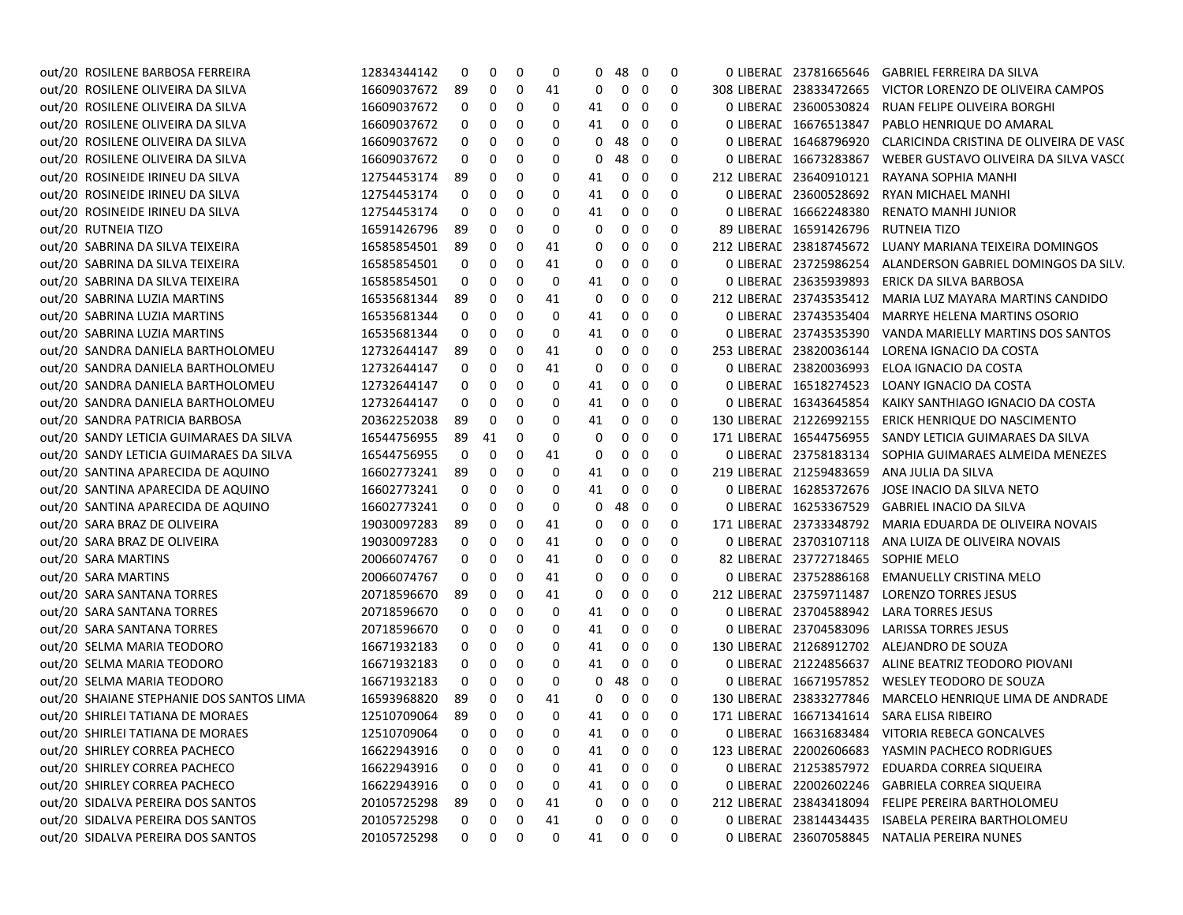| | | | | | | | | | | | | | | |
|---|---|---|---|---|---|---|---|---|---|---|---|---|---|---|
| out/20 | ROSILENE BARBOSA FERREIRA | 12834344142 | 0 | 0 | 0 | 0 | 0 | 48 | 0 | 0 | 0 | LIBERAD | 23781665646 | GABRIEL FERREIRA DA SILVA |
| out/20 | ROSILENE OLIVEIRA DA SILVA | 16609037672 | 89 | 0 | 0 | 41 | 0 | 0 | 0 | 0 | 308 | LIBERAD | 23833472665 | VICTOR LORENZO DE OLIVEIRA CAMPOS |
| out/20 | ROSILENE OLIVEIRA DA SILVA | 16609037672 | 0 | 0 | 0 | 0 | 41 | 0 | 0 | 0 | 0 | LIBERAD | 23600530824 | RUAN FELIPE OLIVEIRA BORGHI |
| out/20 | ROSILENE OLIVEIRA DA SILVA | 16609037672 | 0 | 0 | 0 | 0 | 41 | 0 | 0 | 0 | 0 | LIBERAD | 16676513847 | PABLO HENRIQUE DO AMARAL |
| out/20 | ROSILENE OLIVEIRA DA SILVA | 16609037672 | 0 | 0 | 0 | 0 | 0 | 48 | 0 | 0 | 0 | LIBERAD | 16468796920 | CLARICINDA CRISTINA DE OLIVEIRA DE VASC |
| out/20 | ROSILENE OLIVEIRA DA SILVA | 16609037672 | 0 | 0 | 0 | 0 | 0 | 48 | 0 | 0 | 0 | LIBERAD | 16673283867 | WEBER GUSTAVO OLIVEIRA DA SILVA VASC( |
| out/20 | ROSINEIDE IRINEU DA SILVA | 12754453174 | 89 | 0 | 0 | 0 | 41 | 0 | 0 | 0 | 212 | LIBERAD | 23640910121 | RAYANA SOPHIA MANHI |
| out/20 | ROSINEIDE IRINEU DA SILVA | 12754453174 | 0 | 0 | 0 | 0 | 41 | 0 | 0 | 0 | 0 | LIBERAD | 23600528692 | RYAN MICHAEL MANHI |
| out/20 | ROSINEIDE IRINEU DA SILVA | 12754453174 | 0 | 0 | 0 | 0 | 41 | 0 | 0 | 0 | 0 | LIBERAD | 16662248380 | RENATO MANHI JUNIOR |
| out/20 | RUTNEIA TIZO | 16591426796 | 89 | 0 | 0 | 0 | 0 | 0 | 0 | 0 | 89 | LIBERAD | 16591426796 | RUTNEIA TIZO |
| out/20 | SABRINA DA SILVA TEIXEIRA | 16585854501 | 89 | 0 | 0 | 41 | 0 | 0 | 0 | 0 | 212 | LIBERAD | 23818745672 | LUANY MARIANA TEIXEIRA DOMINGOS |
| out/20 | SABRINA DA SILVA TEIXEIRA | 16585854501 | 0 | 0 | 0 | 41 | 0 | 0 | 0 | 0 | 0 | LIBERAD | 23725986254 | ALANDERSON GABRIEL DOMINGOS DA SILV. |
| out/20 | SABRINA DA SILVA TEIXEIRA | 16585854501 | 0 | 0 | 0 | 0 | 41 | 0 | 0 | 0 | 0 | LIBERAD | 23635939893 | ERICK DA SILVA BARBOSA |
| out/20 | SABRINA LUZIA MARTINS | 16535681344 | 89 | 0 | 0 | 41 | 0 | 0 | 0 | 0 | 212 | LIBERAD | 23743535412 | MARIA LUZ MAYARA MARTINS CANDIDO |
| out/20 | SABRINA LUZIA MARTINS | 16535681344 | 0 | 0 | 0 | 0 | 41 | 0 | 0 | 0 | 0 | LIBERAD | 23743535404 | MARRYE HELENA MARTINS OSORIO |
| out/20 | SABRINA LUZIA MARTINS | 16535681344 | 0 | 0 | 0 | 0 | 41 | 0 | 0 | 0 | 0 | LIBERAD | 23743535390 | VANDA MARIELLY MARTINS DOS SANTOS |
| out/20 | SANDRA DANIELA BARTHOLOMEU | 12732644147 | 89 | 0 | 0 | 41 | 0 | 0 | 0 | 0 | 253 | LIBERAD | 23820036144 | LORENA IGNACIO DA COSTA |
| out/20 | SANDRA DANIELA BARTHOLOMEU | 12732644147 | 0 | 0 | 0 | 41 | 0 | 0 | 0 | 0 | 0 | LIBERAD | 23820036993 | ELOA IGNACIO DA COSTA |
| out/20 | SANDRA DANIELA BARTHOLOMEU | 12732644147 | 0 | 0 | 0 | 0 | 41 | 0 | 0 | 0 | 0 | LIBERAD | 16518274523 | LOANY IGNACIO DA COSTA |
| out/20 | SANDRA DANIELA BARTHOLOMEU | 12732644147 | 0 | 0 | 0 | 0 | 41 | 0 | 0 | 0 | 0 | LIBERAD | 16343645854 | KAIKY SANTHIAGO IGNACIO DA COSTA |
| out/20 | SANDRA PATRICIA BARBOSA | 20362252038 | 89 | 0 | 0 | 0 | 41 | 0 | 0 | 0 | 130 | LIBERAD | 21226992155 | ERICK HENRIQUE DO NASCIMENTO |
| out/20 | SANDY LETICIA GUIMARAES DA SILVA | 16544756955 | 89 | 41 | 0 | 0 | 0 | 0 | 0 | 0 | 171 | LIBERAD | 16544756955 | SANDY LETICIA GUIMARAES DA SILVA |
| out/20 | SANDY LETICIA GUIMARAES DA SILVA | 16544756955 | 0 | 0 | 0 | 41 | 0 | 0 | 0 | 0 | 0 | LIBERAD | 23758183134 | SOPHIA GUIMARAES ALMEIDA MENEZES |
| out/20 | SANTINA APARECIDA DE AQUINO | 16602773241 | 89 | 0 | 0 | 0 | 41 | 0 | 0 | 0 | 219 | LIBERAD | 21259483659 | ANA JULIA DA SILVA |
| out/20 | SANTINA APARECIDA DE AQUINO | 16602773241 | 0 | 0 | 0 | 0 | 41 | 0 | 0 | 0 | 0 | LIBERAD | 16285372676 | JOSE INACIO DA SILVA NETO |
| out/20 | SANTINA APARECIDA DE AQUINO | 16602773241 | 0 | 0 | 0 | 0 | 0 | 48 | 0 | 0 | 0 | LIBERAD | 16253367529 | GABRIEL INACIO DA SILVA |
| out/20 | SARA BRAZ DE OLIVEIRA | 19030097283 | 89 | 0 | 0 | 41 | 0 | 0 | 0 | 0 | 171 | LIBERAD | 23733348792 | MARIA EDUARDA DE OLIVEIRA NOVAIS |
| out/20 | SARA BRAZ DE OLIVEIRA | 19030097283 | 0 | 0 | 0 | 41 | 0 | 0 | 0 | 0 | 0 | LIBERAD | 23703107118 | ANA LUIZA DE OLIVEIRA NOVAIS |
| out/20 | SARA MARTINS | 20066074767 | 0 | 0 | 0 | 41 | 0 | 0 | 0 | 0 | 82 | LIBERAD | 23772718465 | SOPHIE MELO |
| out/20 | SARA MARTINS | 20066074767 | 0 | 0 | 0 | 41 | 0 | 0 | 0 | 0 | 0 | LIBERAD | 23752886168 | EMANUELLY CRISTINA MELO |
| out/20 | SARA SANTANA TORRES | 20718596670 | 89 | 0 | 0 | 41 | 0 | 0 | 0 | 0 | 212 | LIBERAD | 23759711487 | LORENZO TORRES JESUS |
| out/20 | SARA SANTANA TORRES | 20718596670 | 0 | 0 | 0 | 0 | 41 | 0 | 0 | 0 | 0 | LIBERAD | 23704588942 | LARA TORRES JESUS |
| out/20 | SARA SANTANA TORRES | 20718596670 | 0 | 0 | 0 | 0 | 41 | 0 | 0 | 0 | 0 | LIBERAD | 23704583096 | LARISSA TORRES JESUS |
| out/20 | SELMA MARIA TEODORO | 16671932183 | 0 | 0 | 0 | 0 | 41 | 0 | 0 | 0 | 130 | LIBERAD | 21268912702 | ALEJANDRO DE SOUZA |
| out/20 | SELMA MARIA TEODORO | 16671932183 | 0 | 0 | 0 | 0 | 41 | 0 | 0 | 0 | 0 | LIBERAD | 21224856637 | ALINE BEATRIZ TEODORO PIOVANI |
| out/20 | SELMA MARIA TEODORO | 16671932183 | 0 | 0 | 0 | 0 | 0 | 48 | 0 | 0 | 0 | LIBERAD | 16671957852 | WESLEY TEODORO DE SOUZA |
| out/20 | SHAIANE STEPHANIE DOS SANTOS LIMA | 16593968820 | 89 | 0 | 0 | 41 | 0 | 0 | 0 | 0 | 130 | LIBERAD | 23833277846 | MARCELO HENRIQUE LIMA DE ANDRADE |
| out/20 | SHIRLEI TATIANA DE MORAES | 12510709064 | 89 | 0 | 0 | 0 | 41 | 0 | 0 | 0 | 171 | LIBERAD | 16671341614 | SARA ELISA RIBEIRO |
| out/20 | SHIRLEI TATIANA DE MORAES | 12510709064 | 0 | 0 | 0 | 0 | 41 | 0 | 0 | 0 | 0 | LIBERAD | 16631683484 | VITORIA REBECA GONCALVES |
| out/20 | SHIRLEY CORREA PACHECO | 16622943916 | 0 | 0 | 0 | 0 | 41 | 0 | 0 | 0 | 123 | LIBERAD | 22002606683 | YASMIN PACHECO RODRIGUES |
| out/20 | SHIRLEY CORREA PACHECO | 16622943916 | 0 | 0 | 0 | 0 | 41 | 0 | 0 | 0 | 0 | LIBERAD | 21253857972 | EDUARDA CORREA SIQUEIRA |
| out/20 | SHIRLEY CORREA PACHECO | 16622943916 | 0 | 0 | 0 | 0 | 41 | 0 | 0 | 0 | 0 | LIBERAD | 22002602246 | GABRIELA CORREA SIQUEIRA |
| out/20 | SIDALVA PEREIRA DOS SANTOS | 20105725298 | 89 | 0 | 0 | 41 | 0 | 0 | 0 | 0 | 212 | LIBERAD | 23843418094 | FELIPE PEREIRA BARTHOLOMEU |
| out/20 | SIDALVA PEREIRA DOS SANTOS | 20105725298 | 0 | 0 | 0 | 41 | 0 | 0 | 0 | 0 | 0 | LIBERAD | 23814434435 | ISABELA PEREIRA BARTHOLOMEU |
| out/20 | SIDALVA PEREIRA DOS SANTOS | 20105725298 | 0 | 0 | 0 | 0 | 41 | 0 | 0 | 0 | 0 | LIBERAD | 23607058845 | NATALIA PEREIRA NUNES |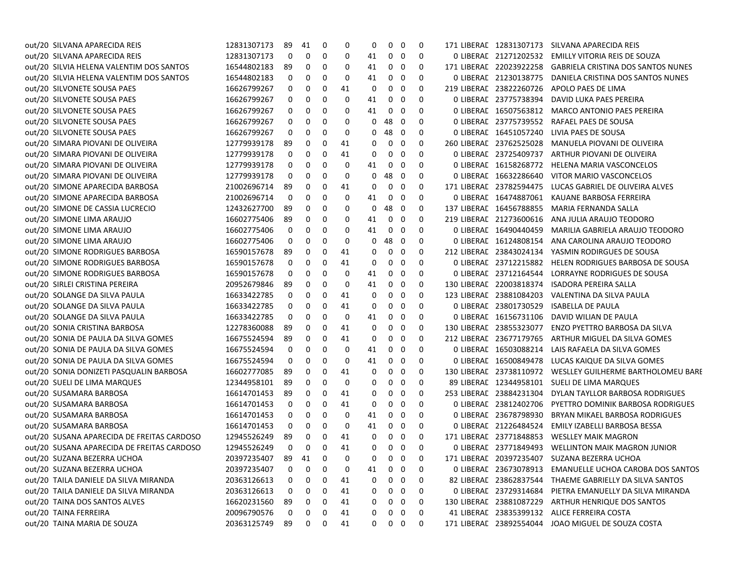| | | | | | | | | | | | | | | |
|---|---|---|---|---|---|---|---|---|---|---|---|---|---|---|
| out/20 | SILVANA APARECIDA REIS | 12831307173 | 89 | 41 | 0 | 0 | 0 | 0 | 0 | 0 | 171 | LIBERAD | 12831307173 | SILVANA APARECIDA REIS |
| out/20 | SILVANA APARECIDA REIS | 12831307173 | 0 | 0 | 0 | 0 | 41 | 0 | 0 | 0 | 0 | LIBERAD | 21271202532 | EMILLY VITORIA REIS DE SOUZA |
| out/20 | SILVIA HELENA VALENTIM DOS SANTOS | 16544802183 | 89 | 0 | 0 | 0 | 41 | 0 | 0 | 0 | 171 | LIBERAD | 22023922258 | GABRIELA CRISTINA DOS SANTOS NUNES |
| out/20 | SILVIA HELENA VALENTIM DOS SANTOS | 16544802183 | 0 | 0 | 0 | 0 | 41 | 0 | 0 | 0 | 0 | LIBERAD | 21230138775 | DANIELA CRISTINA DOS SANTOS NUNES |
| out/20 | SILVONETE SOUSA PAES | 16626799267 | 0 | 0 | 0 | 41 | 0 | 0 | 0 | 0 | 219 | LIBERAD | 23822260726 | APOLO PAES DE LIMA |
| out/20 | SILVONETE SOUSA PAES | 16626799267 | 0 | 0 | 0 | 0 | 41 | 0 | 0 | 0 | 0 | LIBERAD | 23775738394 | DAVID LUKA PAES PEREIRA |
| out/20 | SILVONETE SOUSA PAES | 16626799267 | 0 | 0 | 0 | 0 | 41 | 0 | 0 | 0 | 0 | LIBERAD | 16507563812 | MARCO ANTONIO PAES PEREIRA |
| out/20 | SILVONETE SOUSA PAES | 16626799267 | 0 | 0 | 0 | 0 | 0 | 48 | 0 | 0 | 0 | LIBERAD | 23775739552 | RAFAEL PAES DE SOUSA |
| out/20 | SILVONETE SOUSA PAES | 16626799267 | 0 | 0 | 0 | 0 | 0 | 48 | 0 | 0 | 0 | LIBERAD | 16451057240 | LIVIA PAES DE SOUSA |
| out/20 | SIMARA PIOVANI DE OLIVEIRA | 12779939178 | 89 | 0 | 0 | 41 | 0 | 0 | 0 | 0 | 260 | LIBERAD | 23762525028 | MANUELA PIOVANI DE OLIVEIRA |
| out/20 | SIMARA PIOVANI DE OLIVEIRA | 12779939178 | 0 | 0 | 0 | 41 | 0 | 0 | 0 | 0 | 0 | LIBERAD | 23725409737 | ARTHUR PIOVANI DE OLIVEIRA |
| out/20 | SIMARA PIOVANI DE OLIVEIRA | 12779939178 | 0 | 0 | 0 | 0 | 41 | 0 | 0 | 0 | 0 | LIBERAD | 16158268772 | HELENA MARIA VASCONCELOS |
| out/20 | SIMARA PIOVANI DE OLIVEIRA | 12779939178 | 0 | 0 | 0 | 0 | 0 | 48 | 0 | 0 | 0 | LIBERAD | 16632286640 | VITOR MARIO VASCONCELOS |
| out/20 | SIMONE APARECIDA BARBOSA | 21002696714 | 89 | 0 | 0 | 41 | 0 | 0 | 0 | 0 | 171 | LIBERAD | 23782594475 | LUCAS GABRIEL DE OLIVEIRA ALVES |
| out/20 | SIMONE APARECIDA BARBOSA | 21002696714 | 0 | 0 | 0 | 0 | 41 | 0 | 0 | 0 | 0 | LIBERAD | 16474887061 | KAUANE BARBOSA FERREIRA |
| out/20 | SIMONE DE CASSIA LUCRECIO | 12432627700 | 89 | 0 | 0 | 0 | 0 | 48 | 0 | 0 | 137 | LIBERAD | 16456788855 | MARIA FERNANDA SALLA |
| out/20 | SIMONE LIMA ARAUJO | 16602775406 | 89 | 0 | 0 | 0 | 41 | 0 | 0 | 0 | 219 | LIBERAD | 21273600616 | ANA JULIA ARAUJO TEODORO |
| out/20 | SIMONE LIMA ARAUJO | 16602775406 | 0 | 0 | 0 | 0 | 41 | 0 | 0 | 0 | 0 | LIBERAD | 16490440459 | MARILIA GABRIELA ARAUJO TEODORO |
| out/20 | SIMONE LIMA ARAUJO | 16602775406 | 0 | 0 | 0 | 0 | 0 | 48 | 0 | 0 | 0 | LIBERAD | 16124808154 | ANA CAROLINA ARAUJO TEODORO |
| out/20 | SIMONE RODRIGUES BARBOSA | 16590157678 | 89 | 0 | 0 | 41 | 0 | 0 | 0 | 0 | 212 | LIBERAD | 23843024134 | YASMIN RODIRGUES DE SOUSA |
| out/20 | SIMONE RODRIGUES BARBOSA | 16590157678 | 0 | 0 | 0 | 41 | 0 | 0 | 0 | 0 | 0 | LIBERAD | 23712215882 | HELEN RODRIGUES BARBOSA DE SOUSA |
| out/20 | SIMONE RODRIGUES BARBOSA | 16590157678 | 0 | 0 | 0 | 0 | 41 | 0 | 0 | 0 | 0 | LIBERAD | 23712164544 | LORRAYNE RODRIGUES DE SOUSA |
| out/20 | SIRLEI CRISTINA PEREIRA | 20952679846 | 89 | 0 | 0 | 0 | 41 | 0 | 0 | 0 | 130 | LIBERAD | 22003818374 | ISADORA PEREIRA SALLA |
| out/20 | SOLANGE DA SILVA PAULA | 16633422785 | 0 | 0 | 0 | 41 | 0 | 0 | 0 | 0 | 123 | LIBERAD | 23881084203 | VALENTINA DA SILVA PAULA |
| out/20 | SOLANGE DA SILVA PAULA | 16633422785 | 0 | 0 | 0 | 41 | 0 | 0 | 0 | 0 | 0 | LIBERAD | 23801730529 | ISABELLA DE PAULA |
| out/20 | SOLANGE DA SILVA PAULA | 16633422785 | 0 | 0 | 0 | 0 | 41 | 0 | 0 | 0 | 0 | LIBERAD | 16156731106 | DAVID WILIAN DE PAULA |
| out/20 | SONIA CRISTINA BARBOSA | 12278360088 | 89 | 0 | 0 | 41 | 0 | 0 | 0 | 0 | 130 | LIBERAD | 23855323077 | ENZO PYETTRO BARBOSA DA SILVA |
| out/20 | SONIA DE PAULA DA SILVA GOMES | 16675524594 | 89 | 0 | 0 | 41 | 0 | 0 | 0 | 0 | 212 | LIBERAD | 23677179765 | ARTHUR MIGUEL DA SILVA GOMES |
| out/20 | SONIA DE PAULA DA SILVA GOMES | 16675524594 | 0 | 0 | 0 | 0 | 41 | 0 | 0 | 0 | 0 | LIBERAD | 16503088214 | LAIS RAFAELA DA SILVA GOMES |
| out/20 | SONIA DE PAULA DA SILVA GOMES | 16675524594 | 0 | 0 | 0 | 0 | 41 | 0 | 0 | 0 | 0 | LIBERAD | 16500849478 | LUCAS KAIQUE DA SILVA GOMES |
| out/20 | SONIA DONIZETI PASQUALIN BARBOSA | 16602777085 | 89 | 0 | 0 | 41 | 0 | 0 | 0 | 0 | 130 | LIBERAD | 23738110972 | WESLLEY GUILHERME BARTHOLOMEU BARE |
| out/20 | SUELI DE LIMA MARQUES | 12344958101 | 89 | 0 | 0 | 0 | 0 | 0 | 0 | 0 | 89 | LIBERAD | 12344958101 | SUELI DE LIMA MARQUES |
| out/20 | SUSAMARA BARBOSA | 16614701453 | 89 | 0 | 0 | 41 | 0 | 0 | 0 | 0 | 253 | LIBERAD | 23884231304 | DYLAN TAYLLOR BARBOSA RODRIGUES |
| out/20 | SUSAMARA BARBOSA | 16614701453 | 0 | 0 | 0 | 41 | 0 | 0 | 0 | 0 | 0 | LIBERAD | 23812402706 | PYETTRO DOMINIK BARBOSA RODRIGUES |
| out/20 | SUSAMARA BARBOSA | 16614701453 | 0 | 0 | 0 | 0 | 41 | 0 | 0 | 0 | 0 | LIBERAD | 23678798930 | BRYAN MIKAEL BARBOSA RODRIGUES |
| out/20 | SUSAMARA BARBOSA | 16614701453 | 0 | 0 | 0 | 0 | 41 | 0 | 0 | 0 | 0 | LIBERAD | 21226484524 | EMILY IZABELLI BARBOSA BESSA |
| out/20 | SUSANA APARECIDA DE FREITAS CARDOSO | 12945526249 | 89 | 0 | 0 | 41 | 0 | 0 | 0 | 0 | 171 | LIBERAD | 23771848853 | WESLLEY MAIK MAGRON |
| out/20 | SUSANA APARECIDA DE FREITAS CARDOSO | 12945526249 | 0 | 0 | 0 | 41 | 0 | 0 | 0 | 0 | 0 | LIBERAD | 23771849493 | WELLINTON MAIK MAGRON JUNIOR |
| out/20 | SUZANA BEZERRA UCHOA | 20397235407 | 89 | 41 | 0 | 0 | 0 | 0 | 0 | 0 | 171 | LIBERAD | 20397235407 | SUZANA BEZERRA UCHOA |
| out/20 | SUZANA BEZERRA UCHOA | 20397235407 | 0 | 0 | 0 | 0 | 41 | 0 | 0 | 0 | 0 | LIBERAD | 23673078913 | EMANUELLE UCHOA CAROBA DOS SANTOS |
| out/20 | TAILA DANIELE DA SILVA MIRANDA | 20363126613 | 0 | 0 | 0 | 41 | 0 | 0 | 0 | 0 | 82 | LIBERAD | 23862837544 | THAEME GABRIELLY DA SILVA SANTOS |
| out/20 | TAILA DANIELE DA SILVA MIRANDA | 20363126613 | 0 | 0 | 0 | 41 | 0 | 0 | 0 | 0 | 0 | LIBERAD | 23729314684 | PIETRA EMANUELLY DA SILVA MIRANDA |
| out/20 | TAINA DOS SANTOS ALVES | 16620231560 | 89 | 0 | 0 | 41 | 0 | 0 | 0 | 0 | 130 | LIBERAD | 23881087229 | ARTHUR HENRIQUE DOS SANTOS |
| out/20 | TAINA FERREIRA | 20096790576 | 0 | 0 | 0 | 41 | 0 | 0 | 0 | 0 | 41 | LIBERAD | 23835399132 | ALICE FERREIRA COSTA |
| out/20 | TAINA MARIA DE SOUZA | 20363125749 | 89 | 0 | 0 | 41 | 0 | 0 | 0 | 0 | 171 | LIBERAD | 23892554044 | JOAO MIGUEL DE SOUZA COSTA |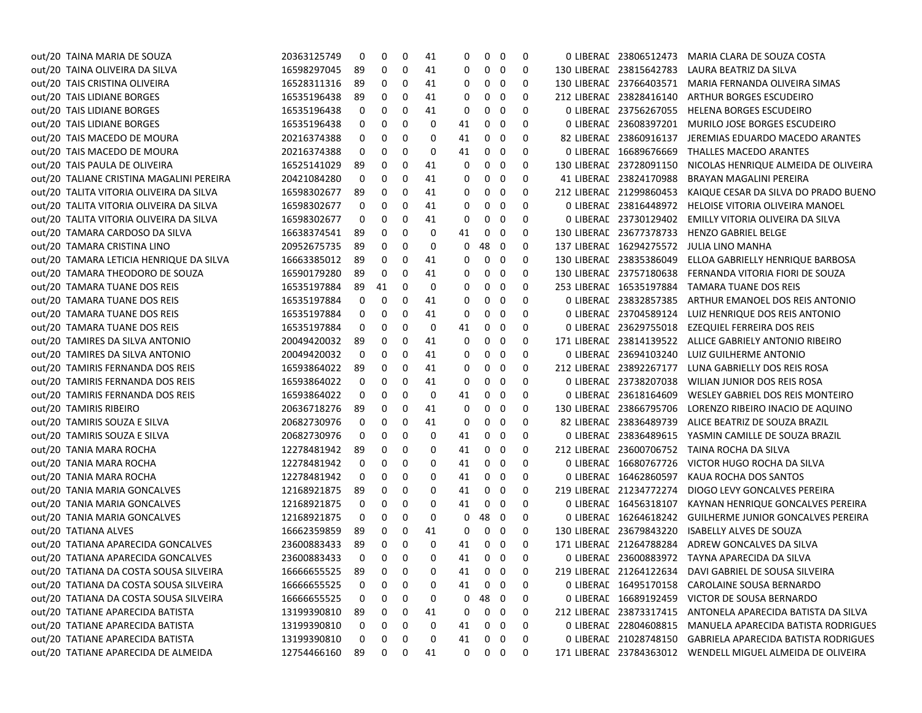| | | | | | | | | | | | | | | |
|---|---|---|---|---|---|---|---|---|---|---|---|---|---|---|
| out/20 | TAINA MARIA DE SOUZA | 20363125749 | 0 | 0 | 0 | 41 | 0 | 0 | 0 | 0 | 0 | LIBERAD | 23806512473 | MARIA CLARA DE SOUZA COSTA |
| out/20 | TAINA OLIVEIRA DA SILVA | 16598297045 | 89 | 0 | 0 | 41 | 0 | 0 | 0 | 0 | 130 | LIBERAD | 23815642783 | LAURA BEATRIZ DA SILVA |
| out/20 | TAIS CRISTINA OLIVEIRA | 16528311316 | 89 | 0 | 0 | 41 | 0 | 0 | 0 | 0 | 130 | LIBERAD | 23766403571 | MARIA FERNANDA OLIVEIRA SIMAS |
| out/20 | TAIS LIDIANE BORGES | 16535196438 | 89 | 0 | 0 | 41 | 0 | 0 | 0 | 0 | 212 | LIBERAD | 23828416140 | ARTHUR BORGES ESCUDEIRO |
| out/20 | TAIS LIDIANE BORGES | 16535196438 | 0 | 0 | 0 | 41 | 0 | 0 | 0 | 0 | 0 | LIBERAD | 23756267055 | HELENA BORGES ESCUDEIRO |
| out/20 | TAIS LIDIANE BORGES | 16535196438 | 0 | 0 | 0 | 0 | 41 | 0 | 0 | 0 | 0 | LIBERAD | 23608397201 | MURILO JOSE BORGES ESCUDEIRO |
| out/20 | TAIS MACEDO DE MOURA | 20216374388 | 0 | 0 | 0 | 0 | 41 | 0 | 0 | 0 | 82 | LIBERAD | 23860916137 | JEREMIAS EDUARDO MACEDO ARANTES |
| out/20 | TAIS MACEDO DE MOURA | 20216374388 | 0 | 0 | 0 | 0 | 41 | 0 | 0 | 0 | 0 | LIBERAD | 16689676669 | THALLES MACEDO ARANTES |
| out/20 | TAIS PAULA DE OLIVEIRA | 16525141029 | 89 | 0 | 0 | 41 | 0 | 0 | 0 | 0 | 130 | LIBERAD | 23728091150 | NICOLAS HENRIQUE ALMEIDA DE OLIVEIRA |
| out/20 | TALIANE CRISTINA MAGALINI PEREIRA | 20421084280 | 0 | 0 | 0 | 41 | 0 | 0 | 0 | 0 | 41 | LIBERAD | 23824170988 | BRAYAN MAGALINI PEREIRA |
| out/20 | TALITA VITORIA OLIVEIRA DA SILVA | 16598302677 | 89 | 0 | 0 | 41 | 0 | 0 | 0 | 0 | 212 | LIBERAD | 21299860453 | KAIQUE CESAR DA SILVA DO PRADO BUENO |
| out/20 | TALITA VITORIA OLIVEIRA DA SILVA | 16598302677 | 0 | 0 | 0 | 41 | 0 | 0 | 0 | 0 | 0 | LIBERAD | 23816448972 | HELOISE VITORIA OLIVEIRA MANOEL |
| out/20 | TALITA VITORIA OLIVEIRA DA SILVA | 16598302677 | 0 | 0 | 0 | 41 | 0 | 0 | 0 | 0 | 0 | LIBERAD | 23730129402 | EMILLY VITORIA OLIVEIRA DA SILVA |
| out/20 | TAMARA CARDOSO DA SILVA | 16638374541 | 89 | 0 | 0 | 0 | 41 | 0 | 0 | 0 | 130 | LIBERAD | 23677378733 | HENZO GABRIEL BELGE |
| out/20 | TAMARA CRISTINA LINO | 20952675735 | 89 | 0 | 0 | 0 | 0 | 48 | 0 | 0 | 137 | LIBERAD | 16294275572 | JULIA LINO MANHA |
| out/20 | TAMARA LETICIA HENRIQUE DA SILVA | 16663385012 | 89 | 0 | 0 | 41 | 0 | 0 | 0 | 0 | 130 | LIBERAD | 23835386049 | ELLOA GABRIELLY HENRIQUE BARBOSA |
| out/20 | TAMARA THEODORO DE SOUZA | 16590179280 | 89 | 0 | 0 | 41 | 0 | 0 | 0 | 0 | 130 | LIBERAD | 23757180638 | FERNANDA VITORIA FIORI DE SOUZA |
| out/20 | TAMARA TUANE DOS REIS | 16535197884 | 89 | 41 | 0 | 0 | 0 | 0 | 0 | 0 | 253 | LIBERAD | 16535197884 | TAMARA TUANE DOS REIS |
| out/20 | TAMARA TUANE DOS REIS | 16535197884 | 0 | 0 | 0 | 41 | 0 | 0 | 0 | 0 | 0 | LIBERAD | 23832857385 | ARTHUR EMANOEL DOS REIS ANTONIO |
| out/20 | TAMARA TUANE DOS REIS | 16535197884 | 0 | 0 | 0 | 41 | 0 | 0 | 0 | 0 | 0 | LIBERAD | 23704589124 | LUIZ HENRIQUE DOS REIS ANTONIO |
| out/20 | TAMARA TUANE DOS REIS | 16535197884 | 0 | 0 | 0 | 0 | 41 | 0 | 0 | 0 | 0 | LIBERAD | 23629755018 | EZEQUIEL FERREIRA DOS REIS |
| out/20 | TAMIRES DA SILVA ANTONIO | 20049420032 | 89 | 0 | 0 | 41 | 0 | 0 | 0 | 0 | 171 | LIBERAD | 23814139522 | ALLICE GABRIELY ANTONIO RIBEIRO |
| out/20 | TAMIRES DA SILVA ANTONIO | 20049420032 | 0 | 0 | 0 | 41 | 0 | 0 | 0 | 0 | 0 | LIBERAD | 23694103240 | LUIZ GUILHERME ANTONIO |
| out/20 | TAMIRIS FERNANDA DOS REIS | 16593864022 | 89 | 0 | 0 | 41 | 0 | 0 | 0 | 0 | 212 | LIBERAD | 23892267177 | LUNA GABRIELLY DOS REIS ROSA |
| out/20 | TAMIRIS FERNANDA DOS REIS | 16593864022 | 0 | 0 | 0 | 41 | 0 | 0 | 0 | 0 | 0 | LIBERAD | 23738207038 | WILIAN JUNIOR DOS REIS ROSA |
| out/20 | TAMIRIS FERNANDA DOS REIS | 16593864022 | 0 | 0 | 0 | 0 | 41 | 0 | 0 | 0 | 0 | LIBERAD | 23618164609 | WESLEY GABRIEL DOS REIS MONTEIRO |
| out/20 | TAMIRIS RIBEIRO | 20636718276 | 89 | 0 | 0 | 41 | 0 | 0 | 0 | 0 | 130 | LIBERAD | 23866795706 | LORENZO RIBEIRO INACIO DE AQUINO |
| out/20 | TAMIRIS SOUZA E SILVA | 20682730976 | 0 | 0 | 0 | 41 | 0 | 0 | 0 | 0 | 82 | LIBERAD | 23836489739 | ALICE BEATRIZ DE SOUZA BRAZIL |
| out/20 | TAMIRIS SOUZA E SILVA | 20682730976 | 0 | 0 | 0 | 0 | 41 | 0 | 0 | 0 | 0 | LIBERAD | 23836489615 | YASMIN CAMILLE DE SOUZA BRAZIL |
| out/20 | TANIA MARA ROCHA | 12278481942 | 89 | 0 | 0 | 0 | 41 | 0 | 0 | 0 | 212 | LIBERAD | 23600706752 | TAINA ROCHA DA SILVA |
| out/20 | TANIA MARA ROCHA | 12278481942 | 0 | 0 | 0 | 0 | 41 | 0 | 0 | 0 | 0 | LIBERAD | 16680767726 | VICTOR HUGO ROCHA DA SILVA |
| out/20 | TANIA MARA ROCHA | 12278481942 | 0 | 0 | 0 | 0 | 41 | 0 | 0 | 0 | 0 | LIBERAD | 16462860597 | KAUA ROCHA DOS SANTOS |
| out/20 | TANIA MARIA GONCALVES | 12168921875 | 89 | 0 | 0 | 0 | 41 | 0 | 0 | 0 | 219 | LIBERAD | 21234772274 | DIOGO LEVY GONCALVES PEREIRA |
| out/20 | TANIA MARIA GONCALVES | 12168921875 | 0 | 0 | 0 | 0 | 41 | 0 | 0 | 0 | 0 | LIBERAD | 16456318107 | KAYNAN HENRIQUE GONCALVES PEREIRA |
| out/20 | TANIA MARIA GONCALVES | 12168921875 | 0 | 0 | 0 | 0 | 0 | 48 | 0 | 0 | 0 | LIBERAD | 16264618242 | GUILHERME JUNIOR GONCALVES PEREIRA |
| out/20 | TATIANA ALVES | 16662359859 | 89 | 0 | 0 | 41 | 0 | 0 | 0 | 0 | 130 | LIBERAD | 23679843220 | ISABELLY ALVES DE SOUZA |
| out/20 | TATIANA APARECIDA GONCALVES | 23600883433 | 89 | 0 | 0 | 0 | 41 | 0 | 0 | 0 | 171 | LIBERAD | 21264788284 | ADREW GONCALVES DA SILVA |
| out/20 | TATIANA APARECIDA GONCALVES | 23600883433 | 0 | 0 | 0 | 0 | 41 | 0 | 0 | 0 | 0 | LIBERAD | 23600883972 | TAYNA APARECIDA DA SILVA |
| out/20 | TATIANA DA COSTA SOUSA SILVEIRA | 16666655525 | 89 | 0 | 0 | 0 | 41 | 0 | 0 | 0 | 219 | LIBERAD | 21264122634 | DAVI GABRIEL DE SOUSA SILVEIRA |
| out/20 | TATIANA DA COSTA SOUSA SILVEIRA | 16666655525 | 0 | 0 | 0 | 0 | 41 | 0 | 0 | 0 | 0 | LIBERAD | 16495170158 | CAROLAINE SOUSA BERNARDO |
| out/20 | TATIANA DA COSTA SOUSA SILVEIRA | 16666655525 | 0 | 0 | 0 | 0 | 0 | 48 | 0 | 0 | 0 | LIBERAD | 16689192459 | VICTOR DE SOUSA BERNARDO |
| out/20 | TATIANE APARECIDA BATISTA | 13199390810 | 89 | 0 | 0 | 41 | 0 | 0 | 0 | 0 | 212 | LIBERAD | 23873317415 | ANTONELA APARECIDA BATISTA DA SILVA |
| out/20 | TATIANE APARECIDA BATISTA | 13199390810 | 0 | 0 | 0 | 0 | 41 | 0 | 0 | 0 | 0 | LIBERAD | 22804608815 | MANUELA APARECIDA BATISTA RODRIGUES |
| out/20 | TATIANE APARECIDA BATISTA | 13199390810 | 0 | 0 | 0 | 0 | 41 | 0 | 0 | 0 | 0 | LIBERAD | 21028748150 | GABRIELA APARECIDA BATISTA RODRIGUES |
| out/20 | TATIANE APARECIDA DE ALMEIDA | 12754466160 | 89 | 0 | 0 | 41 | 0 | 0 | 0 | 0 | 171 | LIBERAD | 23784363012 | WENDELL MIGUEL ALMEIDA DE OLIVEIRA |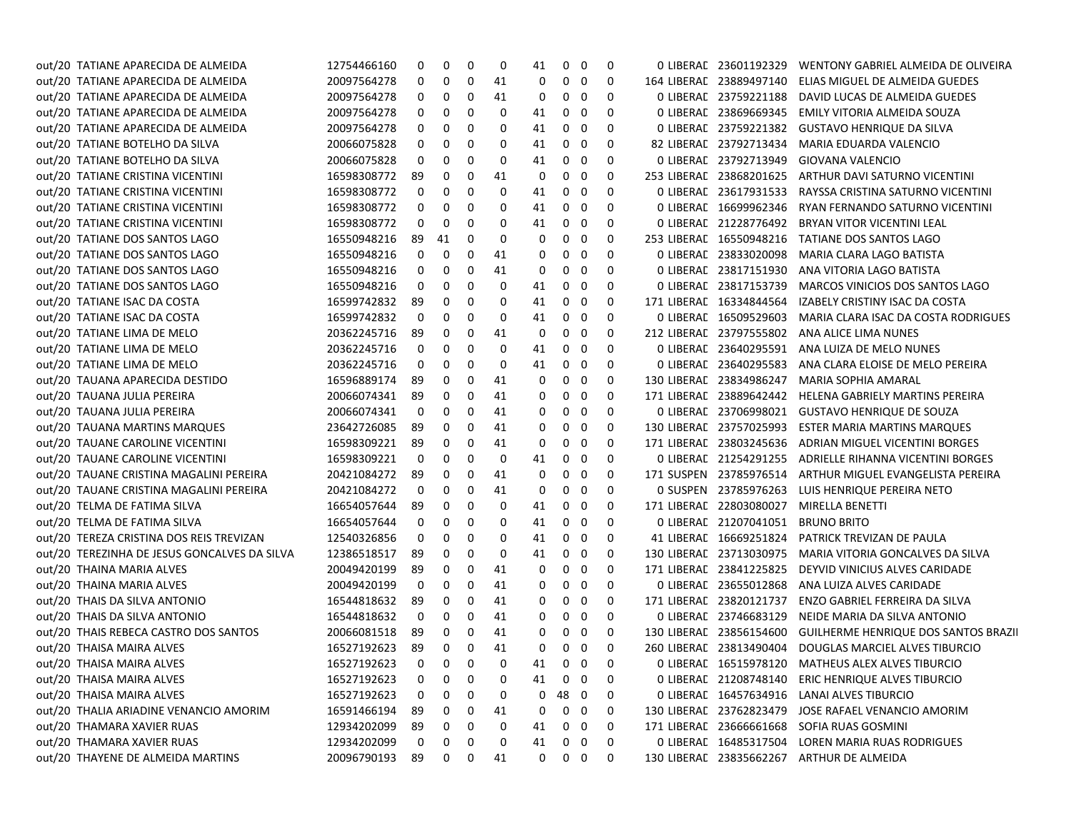| | | | | | | | | | | | | | | |
|---|---|---|---|---|---|---|---|---|---|---|---|---|---|---|
| out/20 | TATIANE APARECIDA DE ALMEIDA | 12754466160 | 0 | 0 | 0 | 0 | 41 | 0 | 0 | 0 | 0 | LIBERAD | 23601192329 | WENTONY GABRIEL ALMEIDA DE OLIVEIRA |
| out/20 | TATIANE APARECIDA DE ALMEIDA | 20097564278 | 0 | 0 | 0 | 41 | 0 | 0 | 0 | 0 | 164 | LIBERAD | 23889497140 | ELIAS MIGUEL DE ALMEIDA GUEDES |
| out/20 | TATIANE APARECIDA DE ALMEIDA | 20097564278 | 0 | 0 | 0 | 41 | 0 | 0 | 0 | 0 | 0 | LIBERAD | 23759221188 | DAVID LUCAS DE ALMEIDA GUEDES |
| out/20 | TATIANE APARECIDA DE ALMEIDA | 20097564278 | 0 | 0 | 0 | 0 | 41 | 0 | 0 | 0 | 0 | LIBERAD | 23869669345 | EMILY VITORIA ALMEIDA SOUZA |
| out/20 | TATIANE APARECIDA DE ALMEIDA | 20097564278 | 0 | 0 | 0 | 0 | 41 | 0 | 0 | 0 | 0 | LIBERAD | 23759221382 | GUSTAVO HENRIQUE DA SILVA |
| out/20 | TATIANE BOTELHO DA SILVA | 20066075828 | 0 | 0 | 0 | 0 | 41 | 0 | 0 | 0 | 82 | LIBERAD | 23792713434 | MARIA EDUARDA VALENCIO |
| out/20 | TATIANE BOTELHO DA SILVA | 20066075828 | 0 | 0 | 0 | 0 | 41 | 0 | 0 | 0 | 0 | LIBERAD | 23792713949 | GIOVANA VALENCIO |
| out/20 | TATIANE CRISTINA VICENTINI | 16598308772 | 89 | 0 | 0 | 41 | 0 | 0 | 0 | 0 | 253 | LIBERAD | 23868201625 | ARTHUR DAVI SATURNO VICENTINI |
| out/20 | TATIANE CRISTINA VICENTINI | 16598308772 | 0 | 0 | 0 | 0 | 41 | 0 | 0 | 0 | 0 | LIBERAD | 23617931533 | RAYSSA CRISTINA SATURNO VICENTINI |
| out/20 | TATIANE CRISTINA VICENTINI | 16598308772 | 0 | 0 | 0 | 0 | 41 | 0 | 0 | 0 | 0 | LIBERAD | 16699962346 | RYAN FERNANDO SATURNO VICENTINI |
| out/20 | TATIANE CRISTINA VICENTINI | 16598308772 | 0 | 0 | 0 | 0 | 41 | 0 | 0 | 0 | 0 | LIBERAD | 21228776492 | BRYAN VITOR VICENTINI LEAL |
| out/20 | TATIANE DOS SANTOS LAGO | 16550948216 | 89 | 41 | 0 | 0 | 0 | 0 | 0 | 0 | 253 | LIBERAD | 16550948216 | TATIANE DOS SANTOS LAGO |
| out/20 | TATIANE DOS SANTOS LAGO | 16550948216 | 0 | 0 | 0 | 41 | 0 | 0 | 0 | 0 | 0 | LIBERAD | 23833020098 | MARIA CLARA LAGO BATISTA |
| out/20 | TATIANE DOS SANTOS LAGO | 16550948216 | 0 | 0 | 0 | 41 | 0 | 0 | 0 | 0 | 0 | LIBERAD | 23817151930 | ANA VITORIA LAGO BATISTA |
| out/20 | TATIANE DOS SANTOS LAGO | 16550948216 | 0 | 0 | 0 | 0 | 41 | 0 | 0 | 0 | 0 | LIBERAD | 23817153739 | MARCOS VINICIOS DOS SANTOS LAGO |
| out/20 | TATIANE ISAC DA COSTA | 16599742832 | 89 | 0 | 0 | 0 | 41 | 0 | 0 | 0 | 171 | LIBERAD | 16334844564 | IZABELY CRISTINY ISAC DA COSTA |
| out/20 | TATIANE ISAC DA COSTA | 16599742832 | 0 | 0 | 0 | 0 | 41 | 0 | 0 | 0 | 0 | LIBERAD | 16509529603 | MARIA CLARA ISAC DA COSTA RODRIGUES |
| out/20 | TATIANE LIMA DE MELO | 20362245716 | 89 | 0 | 0 | 41 | 0 | 0 | 0 | 0 | 212 | LIBERAD | 23797555802 | ANA ALICE LIMA NUNES |
| out/20 | TATIANE LIMA DE MELO | 20362245716 | 0 | 0 | 0 | 0 | 41 | 0 | 0 | 0 | 0 | LIBERAD | 23640295591 | ANA LUIZA DE MELO NUNES |
| out/20 | TATIANE LIMA DE MELO | 20362245716 | 0 | 0 | 0 | 0 | 41 | 0 | 0 | 0 | 0 | LIBERAD | 23640295583 | ANA CLARA ELOISE DE MELO PEREIRA |
| out/20 | TAUANA APARECIDA DESTIDO | 16596889174 | 89 | 0 | 0 | 41 | 0 | 0 | 0 | 0 | 130 | LIBERAD | 23834986247 | MARIA SOPHIA AMARAL |
| out/20 | TAUANA JULIA PEREIRA | 20066074341 | 89 | 0 | 0 | 41 | 0 | 0 | 0 | 0 | 171 | LIBERAD | 23889642442 | HELENA GABRIELY MARTINS PEREIRA |
| out/20 | TAUANA JULIA PEREIRA | 20066074341 | 0 | 0 | 0 | 41 | 0 | 0 | 0 | 0 | 0 | LIBERAD | 23706998021 | GUSTAVO HENRIQUE DE SOUZA |
| out/20 | TAUANA MARTINS MARQUES | 23642726085 | 89 | 0 | 0 | 41 | 0 | 0 | 0 | 0 | 130 | LIBERAD | 23757025993 | ESTER MARIA MARTINS MARQUES |
| out/20 | TAUANE CAROLINE VICENTINI | 16598309221 | 89 | 0 | 0 | 41 | 0 | 0 | 0 | 0 | 171 | LIBERAD | 23803245636 | ADRIAN MIGUEL VICENTINI BORGES |
| out/20 | TAUANE CAROLINE VICENTINI | 16598309221 | 0 | 0 | 0 | 0 | 41 | 0 | 0 | 0 | 0 | LIBERAD | 21254291255 | ADRIELLE RIHANNA VICENTINI BORGES |
| out/20 | TAUANE CRISTINA MAGALINI PEREIRA | 20421084272 | 89 | 0 | 0 | 41 | 0 | 0 | 0 | 0 | 171 | SUSPEN | 23785976514 | ARTHUR MIGUEL EVANGELISTA PEREIRA |
| out/20 | TAUANE CRISTINA MAGALINI PEREIRA | 20421084272 | 0 | 0 | 0 | 41 | 0 | 0 | 0 | 0 | 0 | SUSPEN | 23785976263 | LUIS HENRIQUE PEREIRA NETO |
| out/20 | TELMA DE FATIMA SILVA | 16654057644 | 89 | 0 | 0 | 0 | 41 | 0 | 0 | 0 | 171 | LIBERAD | 22803080027 | MIRELLA BENETTI |
| out/20 | TELMA DE FATIMA SILVA | 16654057644 | 0 | 0 | 0 | 0 | 41 | 0 | 0 | 0 | 0 | LIBERAD | 21207041051 | BRUNO BRITO |
| out/20 | TEREZA CRISTINA DOS REIS TREVIZAN | 12540326856 | 0 | 0 | 0 | 0 | 41 | 0 | 0 | 0 | 41 | LIBERAD | 16669251824 | PATRICK TREVIZAN DE PAULA |
| out/20 | TEREZINHA DE JESUS GONCALVES DA SILVA | 12386518517 | 89 | 0 | 0 | 0 | 41 | 0 | 0 | 0 | 130 | LIBERAD | 23713030975 | MARIA VITORIA GONCALVES DA SILVA |
| out/20 | THAINA MARIA ALVES | 20049420199 | 89 | 0 | 0 | 41 | 0 | 0 | 0 | 0 | 171 | LIBERAD | 23841225825 | DEYVID VINICIUS ALVES CARIDADE |
| out/20 | THAINA MARIA ALVES | 20049420199 | 0 | 0 | 0 | 41 | 0 | 0 | 0 | 0 | 0 | LIBERAD | 23655012868 | ANA LUIZA ALVES CARIDADE |
| out/20 | THAIS DA SILVA ANTONIO | 16544818632 | 89 | 0 | 0 | 41 | 0 | 0 | 0 | 0 | 171 | LIBERAD | 23820121737 | ENZO GABRIEL FERREIRA DA SILVA |
| out/20 | THAIS DA SILVA ANTONIO | 16544818632 | 0 | 0 | 0 | 41 | 0 | 0 | 0 | 0 | 0 | LIBERAD | 23746683129 | NEIDE MARIA DA SILVA ANTONIO |
| out/20 | THAIS REBECA CASTRO DOS SANTOS | 20066081518 | 89 | 0 | 0 | 41 | 0 | 0 | 0 | 0 | 130 | LIBERAD | 23856154600 | GUILHERME HENRIQUE DOS SANTOS BRAZIL |
| out/20 | THAISA MAIRA ALVES | 16527192623 | 89 | 0 | 0 | 41 | 0 | 0 | 0 | 0 | 260 | LIBERAD | 23813490404 | DOUGLAS MARCIEL ALVES TIBURCIO |
| out/20 | THAISA MAIRA ALVES | 16527192623 | 0 | 0 | 0 | 0 | 41 | 0 | 0 | 0 | 0 | LIBERAD | 16515978120 | MATHEUS ALEX ALVES TIBURCIO |
| out/20 | THAISA MAIRA ALVES | 16527192623 | 0 | 0 | 0 | 0 | 41 | 0 | 0 | 0 | 0 | LIBERAD | 21208748140 | ERIC HENRIQUE ALVES TIBURCIO |
| out/20 | THAISA MAIRA ALVES | 16527192623 | 0 | 0 | 0 | 0 | 0 | 48 | 0 | 0 | 0 | LIBERAD | 16457634916 | LANAI ALVES TIBURCIO |
| out/20 | THALIA ARIADINE VENANCIO AMORIM | 16591466194 | 89 | 0 | 0 | 41 | 0 | 0 | 0 | 0 | 130 | LIBERAD | 23762823479 | JOSE RAFAEL VENANCIO AMORIM |
| out/20 | THAMARA XAVIER RUAS | 12934202099 | 89 | 0 | 0 | 0 | 41 | 0 | 0 | 0 | 171 | LIBERAD | 23666661668 | SOFIA RUAS GOSMINI |
| out/20 | THAMARA XAVIER RUAS | 12934202099 | 0 | 0 | 0 | 0 | 41 | 0 | 0 | 0 | 0 | LIBERAD | 16485317504 | LOREN MARIA RUAS RODRIGUES |
| out/20 | THAYENE DE ALMEIDA MARTINS | 20096790193 | 89 | 0 | 0 | 41 | 0 | 0 | 0 | 0 | 130 | LIBERAD | 23835662267 | ARTHUR DE ALMEIDA |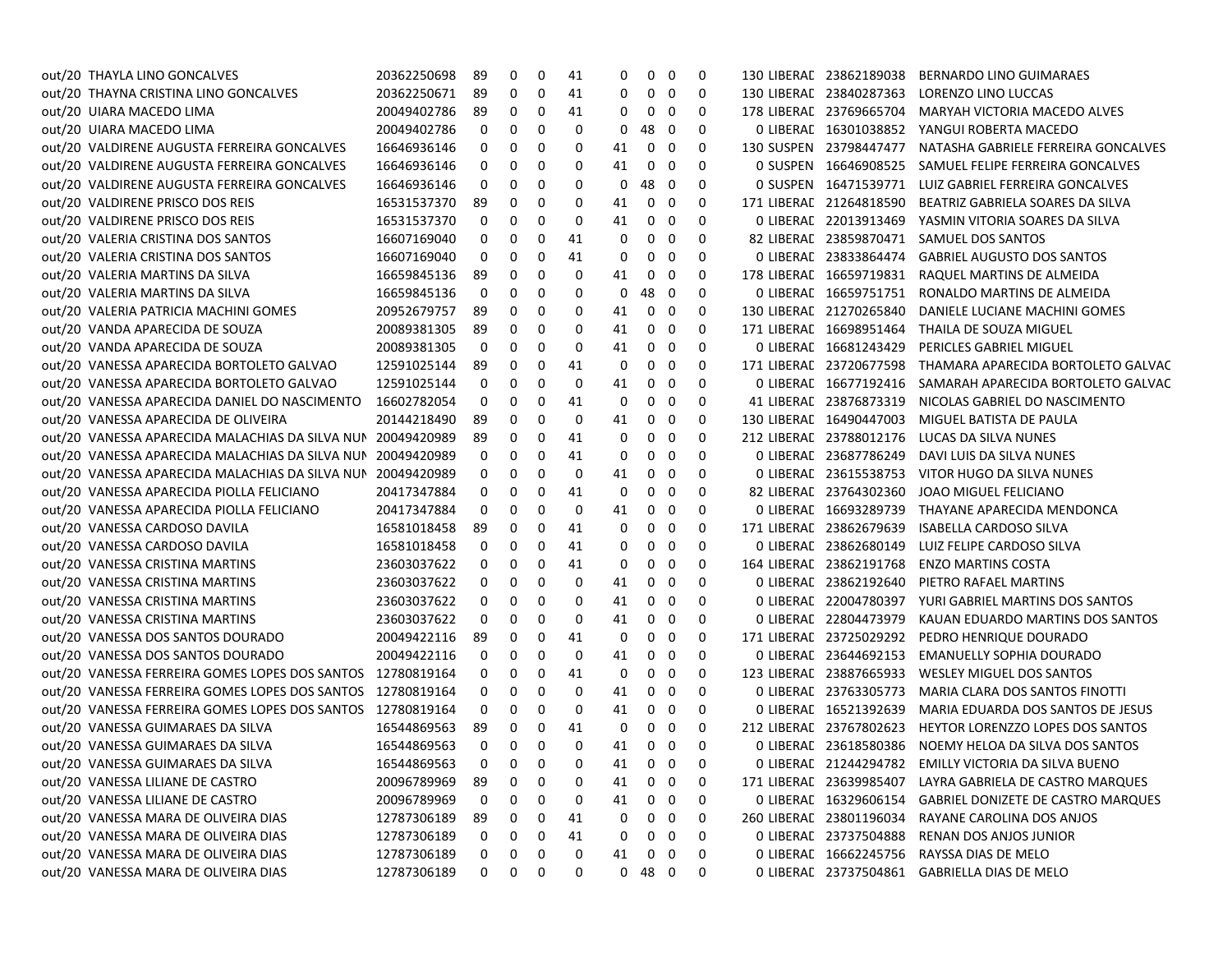| | | | | | | | | | | | | | | | |
|---|---|---|---|---|---|---|---|---|---|---|---|---|---|---|---|
| out/20 | THAYLA LINO GONCALVES | 20362250698 | 89 | 0 | 0 | 41 | 0 | 0 | 0 | 0 | 130 | LIBERAL | 23862189038 | BERNARDO LINO GUIMARAES |
| out/20 | THAYNA CRISTINA LINO GONCALVES | 20362250671 | 89 | 0 | 0 | 41 | 0 | 0 | 0 | 0 | 130 | LIBERAL | 23840287363 | LORENZO LINO LUCCAS |
| out/20 | UIARA MACEDO LIMA | 20049402786 | 89 | 0 | 0 | 41 | 0 | 0 | 0 | 0 | 178 | LIBERAL | 23769665704 | MARYAH VICTORIA MACEDO ALVES |
| out/20 | UIARA MACEDO LIMA | 20049402786 | 0 | 0 | 0 | 0 | 0 | 48 | 0 | 0 | 0 | LIBERAL | 16301038852 | YANGUI ROBERTA MACEDO |
| out/20 | VALDIRENE AUGUSTA FERREIRA GONCALVES | 16646936146 | 0 | 0 | 0 | 0 | 41 | 0 | 0 | 0 | 130 | SUSPEN | 23798447477 | NATASHA GABRIELE FERREIRA GONCALVES |
| out/20 | VALDIRENE AUGUSTA FERREIRA GONCALVES | 16646936146 | 0 | 0 | 0 | 0 | 41 | 0 | 0 | 0 | 0 | SUSPEN | 16646908525 | SAMUEL FELIPE FERREIRA GONCALVES |
| out/20 | VALDIRENE AUGUSTA FERREIRA GONCALVES | 16646936146 | 0 | 0 | 0 | 0 | 0 | 48 | 0 | 0 | 0 | SUSPEN | 16471539771 | LUIZ GABRIEL FERREIRA GONCALVES |
| out/20 | VALDIRENE PRISCO DOS REIS | 16531537370 | 89 | 0 | 0 | 0 | 41 | 0 | 0 | 0 | 171 | LIBERAL | 21264818590 | BEATRIZ GABRIELA SOARES DA SILVA |
| out/20 | VALDIRENE PRISCO DOS REIS | 16531537370 | 0 | 0 | 0 | 0 | 41 | 0 | 0 | 0 | 0 | LIBERAL | 22013913469 | YASMIN VITORIA SOARES DA SILVA |
| out/20 | VALERIA CRISTINA DOS SANTOS | 16607169040 | 0 | 0 | 0 | 41 | 0 | 0 | 0 | 0 | 82 | LIBERAL | 23859870471 | SAMUEL DOS SANTOS |
| out/20 | VALERIA CRISTINA DOS SANTOS | 16607169040 | 0 | 0 | 0 | 41 | 0 | 0 | 0 | 0 | 0 | LIBERAL | 23833864474 | GABRIEL AUGUSTO DOS SANTOS |
| out/20 | VALERIA MARTINS DA SILVA | 16659845136 | 89 | 0 | 0 | 0 | 41 | 0 | 0 | 0 | 178 | LIBERAL | 16659719831 | RAQUEL MARTINS DE ALMEIDA |
| out/20 | VALERIA MARTINS DA SILVA | 16659845136 | 0 | 0 | 0 | 0 | 0 | 48 | 0 | 0 | 0 | LIBERAL | 16659751751 | RONALDO MARTINS DE ALMEIDA |
| out/20 | VALERIA PATRICIA MACHINI GOMES | 20952679757 | 89 | 0 | 0 | 0 | 41 | 0 | 0 | 0 | 130 | LIBERAL | 21270265840 | DANIELE LUCIANE MACHINI GOMES |
| out/20 | VANDA APARECIDA DE SOUZA | 20089381305 | 89 | 0 | 0 | 0 | 41 | 0 | 0 | 0 | 171 | LIBERAL | 16698951464 | THAILA DE SOUZA MIGUEL |
| out/20 | VANDA APARECIDA DE SOUZA | 20089381305 | 0 | 0 | 0 | 0 | 41 | 0 | 0 | 0 | 0 | LIBERAL | 16681243429 | PERICLES GABRIEL MIGUEL |
| out/20 | VANESSA APARECIDA BORTOLETO GALVAO | 12591025144 | 89 | 0 | 0 | 41 | 0 | 0 | 0 | 0 | 171 | LIBERAL | 23720677598 | THAMARA APARECIDA BORTOLETO GALVAC |
| out/20 | VANESSA APARECIDA BORTOLETO GALVAO | 12591025144 | 0 | 0 | 0 | 0 | 41 | 0 | 0 | 0 | 0 | LIBERAL | 16677192416 | SAMARAH APARECIDA BORTOLETO GALVAC |
| out/20 | VANESSA APARECIDA DANIEL DO NASCIMENTO | 16602782054 | 0 | 0 | 0 | 41 | 0 | 0 | 0 | 0 | 41 | LIBERAL | 23876873319 | NICOLAS GABRIEL DO NASCIMENTO |
| out/20 | VANESSA APARECIDA DE OLIVEIRA | 20144218490 | 89 | 0 | 0 | 0 | 41 | 0 | 0 | 0 | 130 | LIBERAL | 16490447003 | MIGUEL BATISTA DE PAULA |
| out/20 | VANESSA APARECIDA MALACHIAS DA SILVA NUN | 20049420989 | 89 | 0 | 0 | 41 | 0 | 0 | 0 | 0 | 212 | LIBERAL | 23788012176 | LUCAS DA SILVA NUNES |
| out/20 | VANESSA APARECIDA MALACHIAS DA SILVA NUN | 20049420989 | 0 | 0 | 0 | 41 | 0 | 0 | 0 | 0 | 0 | LIBERAL | 23687786249 | DAVI LUIS DA SILVA NUNES |
| out/20 | VANESSA APARECIDA MALACHIAS DA SILVA NUN | 20049420989 | 0 | 0 | 0 | 0 | 41 | 0 | 0 | 0 | 0 | LIBERAL | 23615538753 | VITOR HUGO DA SILVA NUNES |
| out/20 | VANESSA APARECIDA PIOLLA FELICIANO | 20417347884 | 0 | 0 | 0 | 41 | 0 | 0 | 0 | 0 | 82 | LIBERAL | 23764302360 | JOAO MIGUEL FELICIANO |
| out/20 | VANESSA APARECIDA PIOLLA FELICIANO | 20417347884 | 0 | 0 | 0 | 0 | 41 | 0 | 0 | 0 | 0 | LIBERAL | 16693289739 | THAYANE APARECIDA MENDONCA |
| out/20 | VANESSA CARDOSO DAVILA | 16581018458 | 89 | 0 | 0 | 41 | 0 | 0 | 0 | 0 | 171 | LIBERAL | 23862679639 | ISABELLA CARDOSO SILVA |
| out/20 | VANESSA CARDOSO DAVILA | 16581018458 | 0 | 0 | 0 | 41 | 0 | 0 | 0 | 0 | 0 | LIBERAL | 23862680149 | LUIZ FELIPE CARDOSO SILVA |
| out/20 | VANESSA CRISTINA MARTINS | 23603037622 | 0 | 0 | 0 | 41 | 0 | 0 | 0 | 0 | 164 | LIBERAL | 23862191768 | ENZO MARTINS COSTA |
| out/20 | VANESSA CRISTINA MARTINS | 23603037622 | 0 | 0 | 0 | 0 | 41 | 0 | 0 | 0 | 0 | LIBERAL | 23862192640 | PIETRO RAFAEL MARTINS |
| out/20 | VANESSA CRISTINA MARTINS | 23603037622 | 0 | 0 | 0 | 0 | 41 | 0 | 0 | 0 | 0 | LIBERAL | 22004780397 | YURI GABRIEL MARTINS DOS SANTOS |
| out/20 | VANESSA CRISTINA MARTINS | 23603037622 | 0 | 0 | 0 | 0 | 41 | 0 | 0 | 0 | 0 | LIBERAL | 22804473979 | KAUAN EDUARDO MARTINS DOS SANTOS |
| out/20 | VANESSA DOS SANTOS DOURADO | 20049422116 | 89 | 0 | 0 | 41 | 0 | 0 | 0 | 0 | 171 | LIBERAL | 23725029292 | PEDRO HENRIQUE DOURADO |
| out/20 | VANESSA DOS SANTOS DOURADO | 20049422116 | 0 | 0 | 0 | 0 | 41 | 0 | 0 | 0 | 0 | LIBERAL | 23644692153 | EMANUELLY SOPHIA DOURADO |
| out/20 | VANESSA FERREIRA GOMES LOPES DOS SANTOS | 12780819164 | 0 | 0 | 0 | 41 | 0 | 0 | 0 | 0 | 123 | LIBERAL | 23887665933 | WESLEY MIGUEL DOS SANTOS |
| out/20 | VANESSA FERREIRA GOMES LOPES DOS SANTOS | 12780819164 | 0 | 0 | 0 | 0 | 41 | 0 | 0 | 0 | 0 | LIBERAL | 23763305773 | MARIA CLARA DOS SANTOS FINOTTI |
| out/20 | VANESSA FERREIRA GOMES LOPES DOS SANTOS | 12780819164 | 0 | 0 | 0 | 0 | 41 | 0 | 0 | 0 | 0 | LIBERAL | 16521392639 | MARIA EDUARDA DOS SANTOS DE JESUS |
| out/20 | VANESSA GUIMARAES DA SILVA | 16544869563 | 89 | 0 | 0 | 41 | 0 | 0 | 0 | 0 | 212 | LIBERAL | 23767802623 | HEYTOR LORENZZO LOPES DOS SANTOS |
| out/20 | VANESSA GUIMARAES DA SILVA | 16544869563 | 0 | 0 | 0 | 0 | 41 | 0 | 0 | 0 | 0 | LIBERAL | 23618580386 | NOEMY HELOA DA SILVA DOS SANTOS |
| out/20 | VANESSA GUIMARAES DA SILVA | 16544869563 | 0 | 0 | 0 | 0 | 41 | 0 | 0 | 0 | 0 | LIBERAL | 21244294782 | EMILLY VICTORIA DA SILVA BUENO |
| out/20 | VANESSA LILIANE DE CASTRO | 20096789969 | 89 | 0 | 0 | 0 | 41 | 0 | 0 | 0 | 171 | LIBERAL | 23639985407 | LAYRA GABRIELA DE CASTRO MARQUES |
| out/20 | VANESSA LILIANE DE CASTRO | 20096789969 | 0 | 0 | 0 | 0 | 41 | 0 | 0 | 0 | 0 | LIBERAL | 16329606154 | GABRIEL DONIZETE DE CASTRO MARQUES |
| out/20 | VANESSA MARA DE OLIVEIRA DIAS | 12787306189 | 89 | 0 | 0 | 41 | 0 | 0 | 0 | 0 | 260 | LIBERAL | 23801196034 | RAYANE CAROLINA DOS ANJOS |
| out/20 | VANESSA MARA DE OLIVEIRA DIAS | 12787306189 | 0 | 0 | 0 | 41 | 0 | 0 | 0 | 0 | 0 | LIBERAL | 23737504888 | RENAN DOS ANJOS JUNIOR |
| out/20 | VANESSA MARA DE OLIVEIRA DIAS | 12787306189 | 0 | 0 | 0 | 0 | 41 | 0 | 0 | 0 | 0 | LIBERAL | 16662245756 | RAYSSA DIAS DE MELO |
| out/20 | VANESSA MARA DE OLIVEIRA DIAS | 12787306189 | 0 | 0 | 0 | 0 | 0 | 48 | 0 | 0 | 0 | LIBERAL | 23737504861 | GABRIELLA DIAS DE MELO |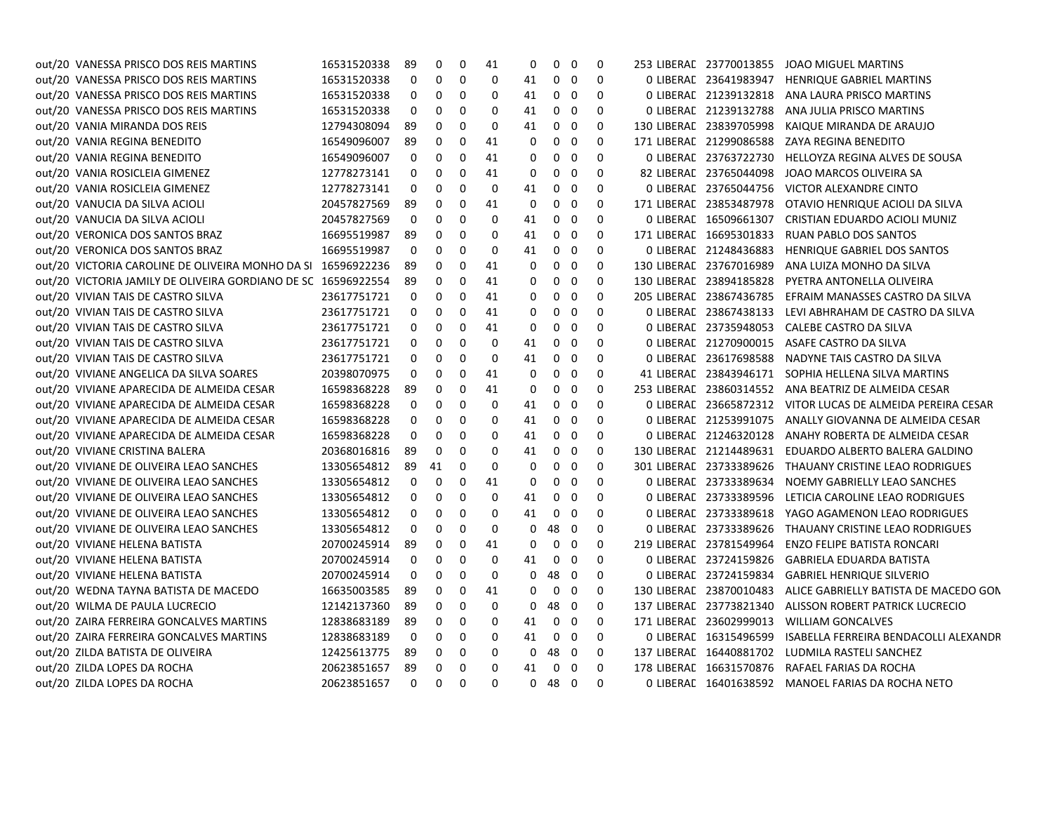| | | | | | | | | | | | | | | | |
|---|---|---|---|---|---|---|---|---|---|---|---|---|---|---|---|
| out/20 | VANESSA PRISCO DOS REIS MARTINS | 16531520338 | 89 | 0 | 0 | 41 | 0 | 0 | 0 | 0 | 253 | LIBERAD | 23770013855 | JOAO MIGUEL MARTINS |
| out/20 | VANESSA PRISCO DOS REIS MARTINS | 16531520338 | 0 | 0 | 0 | 0 | 41 | 0 | 0 | 0 | 0 | LIBERAD | 23641983947 | HENRIQUE GABRIEL MARTINS |
| out/20 | VANESSA PRISCO DOS REIS MARTINS | 16531520338 | 0 | 0 | 0 | 0 | 41 | 0 | 0 | 0 | 0 | LIBERAD | 21239132818 | ANA LAURA PRISCO MARTINS |
| out/20 | VANESSA PRISCO DOS REIS MARTINS | 16531520338 | 0 | 0 | 0 | 0 | 41 | 0 | 0 | 0 | 0 | LIBERAD | 21239132788 | ANA JULIA PRISCO MARTINS |
| out/20 | VANIA MIRANDA DOS REIS | 12794308094 | 89 | 0 | 0 | 0 | 41 | 0 | 0 | 0 | 130 | LIBERAD | 23839705998 | KAIQUE MIRANDA DE ARAUJO |
| out/20 | VANIA REGINA BENEDITO | 16549096007 | 89 | 0 | 0 | 41 | 0 | 0 | 0 | 0 | 171 | LIBERAD | 21299086588 | ZAYA REGINA BENEDITO |
| out/20 | VANIA REGINA BENEDITO | 16549096007 | 0 | 0 | 0 | 41 | 0 | 0 | 0 | 0 | 0 | LIBERAD | 23763722730 | HELLOYZA REGINA ALVES DE SOUSA |
| out/20 | VANIA ROSICLEIA GIMENEZ | 12778273141 | 0 | 0 | 0 | 41 | 0 | 0 | 0 | 0 | 82 | LIBERAD | 23765044098 | JOAO MARCOS OLIVEIRA SA |
| out/20 | VANIA ROSICLEIA GIMENEZ | 12778273141 | 0 | 0 | 0 | 0 | 41 | 0 | 0 | 0 | 0 | LIBERAD | 23765044756 | VICTOR ALEXANDRE CINTO |
| out/20 | VANUCIA DA SILVA ACIOLI | 20457827569 | 89 | 0 | 0 | 41 | 0 | 0 | 0 | 0 | 171 | LIBERAD | 23853487978 | OTAVIO HENRIQUE ACIOLI DA SILVA |
| out/20 | VANUCIA DA SILVA ACIOLI | 20457827569 | 0 | 0 | 0 | 0 | 41 | 0 | 0 | 0 | 0 | LIBERAD | 16509661307 | CRISTIAN EDUARDO ACIOLI MUNIZ |
| out/20 | VERONICA DOS SANTOS BRAZ | 16695519987 | 89 | 0 | 0 | 0 | 41 | 0 | 0 | 0 | 171 | LIBERAD | 16695301833 | RUAN PABLO DOS SANTOS |
| out/20 | VERONICA DOS SANTOS BRAZ | 16695519987 | 0 | 0 | 0 | 0 | 41 | 0 | 0 | 0 | 0 | LIBERAD | 21248436883 | HENRIQUE GABRIEL DOS SANTOS |
| out/20 | VICTORIA CAROLINE DE OLIVEIRA MONHO DA SI | 16596922236 | 89 | 0 | 0 | 41 | 0 | 0 | 0 | 0 | 130 | LIBERAD | 23767016989 | ANA LUIZA MONHO DA SILVA |
| out/20 | VICTORIA JAMILY DE OLIVEIRA GORDIANO DE SC | 16596922554 | 89 | 0 | 0 | 41 | 0 | 0 | 0 | 0 | 130 | LIBERAD | 23894185828 | PYETRA ANTONELLA OLIVEIRA |
| out/20 | VIVIAN TAIS DE CASTRO SILVA | 23617751721 | 0 | 0 | 0 | 41 | 0 | 0 | 0 | 0 | 205 | LIBERAD | 23867436785 | EFRAIM MANASSES CASTRO DA SILVA |
| out/20 | VIVIAN TAIS DE CASTRO SILVA | 23617751721 | 0 | 0 | 0 | 41 | 0 | 0 | 0 | 0 | 0 | LIBERAD | 23867438133 | LEVI ABHRAHAM DE CASTRO DA SILVA |
| out/20 | VIVIAN TAIS DE CASTRO SILVA | 23617751721 | 0 | 0 | 0 | 41 | 0 | 0 | 0 | 0 | 0 | LIBERAD | 23735948053 | CALEBE CASTRO DA SILVA |
| out/20 | VIVIAN TAIS DE CASTRO SILVA | 23617751721 | 0 | 0 | 0 | 0 | 41 | 0 | 0 | 0 | 0 | LIBERAD | 21270900015 | ASAFE CASTRO DA SILVA |
| out/20 | VIVIAN TAIS DE CASTRO SILVA | 23617751721 | 0 | 0 | 0 | 0 | 41 | 0 | 0 | 0 | 0 | LIBERAD | 23617698588 | NADYNE TAIS CASTRO DA SILVA |
| out/20 | VIVIANE ANGELICA DA SILVA SOARES | 20398070975 | 0 | 0 | 0 | 41 | 0 | 0 | 0 | 0 | 41 | LIBERAD | 23843946171 | SOPHIA HELLENA SILVA MARTINS |
| out/20 | VIVIANE APARECIDA DE ALMEIDA CESAR | 16598368228 | 89 | 0 | 0 | 41 | 0 | 0 | 0 | 0 | 253 | LIBERAD | 23860314552 | ANA BEATRIZ DE ALMEIDA CESAR |
| out/20 | VIVIANE APARECIDA DE ALMEIDA CESAR | 16598368228 | 0 | 0 | 0 | 0 | 41 | 0 | 0 | 0 | 0 | LIBERAD | 23665872312 | VITOR LUCAS DE ALMEIDA PEREIRA CESAR |
| out/20 | VIVIANE APARECIDA DE ALMEIDA CESAR | 16598368228 | 0 | 0 | 0 | 0 | 41 | 0 | 0 | 0 | 0 | LIBERAD | 21253991075 | ANALLY GIOVANNA DE ALMEIDA CESAR |
| out/20 | VIVIANE APARECIDA DE ALMEIDA CESAR | 16598368228 | 0 | 0 | 0 | 0 | 41 | 0 | 0 | 0 | 0 | LIBERAD | 21246320128 | ANAHY ROBERTA DE ALMEIDA CESAR |
| out/20 | VIVIANE CRISTINA BALERA | 20368016816 | 89 | 0 | 0 | 0 | 41 | 0 | 0 | 0 | 130 | LIBERAD | 21214489631 | EDUARDO ALBERTO BALERA GALDINO |
| out/20 | VIVIANE DE OLIVEIRA LEAO SANCHES | 13305654812 | 89 | 41 | 0 | 0 | 0 | 0 | 0 | 0 | 301 | LIBERAD | 23733389626 | THAUANY CRISTINE LEAO RODRIGUES |
| out/20 | VIVIANE DE OLIVEIRA LEAO SANCHES | 13305654812 | 0 | 0 | 0 | 41 | 0 | 0 | 0 | 0 | 0 | LIBERAD | 23733389634 | NOEMY GABRIELLY LEAO SANCHES |
| out/20 | VIVIANE DE OLIVEIRA LEAO SANCHES | 13305654812 | 0 | 0 | 0 | 0 | 41 | 0 | 0 | 0 | 0 | LIBERAD | 23733389596 | LETICIA CAROLINE LEAO RODRIGUES |
| out/20 | VIVIANE DE OLIVEIRA LEAO SANCHES | 13305654812 | 0 | 0 | 0 | 0 | 41 | 0 | 0 | 0 | 0 | LIBERAD | 23733389618 | YAGO AGAMENON LEAO RODRIGUES |
| out/20 | VIVIANE DE OLIVEIRA LEAO SANCHES | 13305654812 | 0 | 0 | 0 | 0 | 0 | 48 | 0 | 0 | 0 | LIBERAD | 23733389626 | THAUANY CRISTINE LEAO RODRIGUES |
| out/20 | VIVIANE HELENA BATISTA | 20700245914 | 89 | 0 | 0 | 41 | 0 | 0 | 0 | 0 | 219 | LIBERAD | 23781549964 | ENZO FELIPE BATISTA RONCARI |
| out/20 | VIVIANE HELENA BATISTA | 20700245914 | 0 | 0 | 0 | 0 | 41 | 0 | 0 | 0 | 0 | LIBERAD | 23724159826 | GABRIELA EDUARDA BATISTA |
| out/20 | VIVIANE HELENA BATISTA | 20700245914 | 0 | 0 | 0 | 0 | 0 | 48 | 0 | 0 | 0 | LIBERAD | 23724159834 | GABRIEL HENRIQUE SILVERIO |
| out/20 | WEDNA TAYNA BATISTA DE MACEDO | 16635003585 | 89 | 0 | 0 | 41 | 0 | 0 | 0 | 0 | 130 | LIBERAD | 23870010483 | ALICE GABRIELLY BATISTA DE MACEDO GON |
| out/20 | WILMA DE PAULA LUCRECIO | 12142137360 | 89 | 0 | 0 | 0 | 0 | 48 | 0 | 0 | 137 | LIBERAD | 23773821340 | ALISSON ROBERT PATRICK LUCRECIO |
| out/20 | ZAIRA FERREIRA GONCALVES MARTINS | 12838683189 | 89 | 0 | 0 | 0 | 41 | 0 | 0 | 0 | 171 | LIBERAD | 23602999013 | WILLIAM GONCALVES |
| out/20 | ZAIRA FERREIRA GONCALVES MARTINS | 12838683189 | 0 | 0 | 0 | 0 | 41 | 0 | 0 | 0 | 0 | LIBERAD | 16315496599 | ISABELLA FERREIRA BENDACOLLI ALEXANDR |
| out/20 | ZILDA BATISTA DE OLIVEIRA | 12425613775 | 89 | 0 | 0 | 0 | 0 | 48 | 0 | 0 | 137 | LIBERAD | 16440881702 | LUDMILA RASTELI SANCHEZ |
| out/20 | ZILDA LOPES DA ROCHA | 20623851657 | 89 | 0 | 0 | 0 | 41 | 0 | 0 | 0 | 178 | LIBERAD | 16631570876 | RAFAEL FARIAS DA ROCHA |
| out/20 | ZILDA LOPES DA ROCHA | 20623851657 | 0 | 0 | 0 | 0 | 0 | 48 | 0 | 0 | 0 | LIBERAD | 16401638592 | MANOEL FARIAS DA ROCHA NETO |